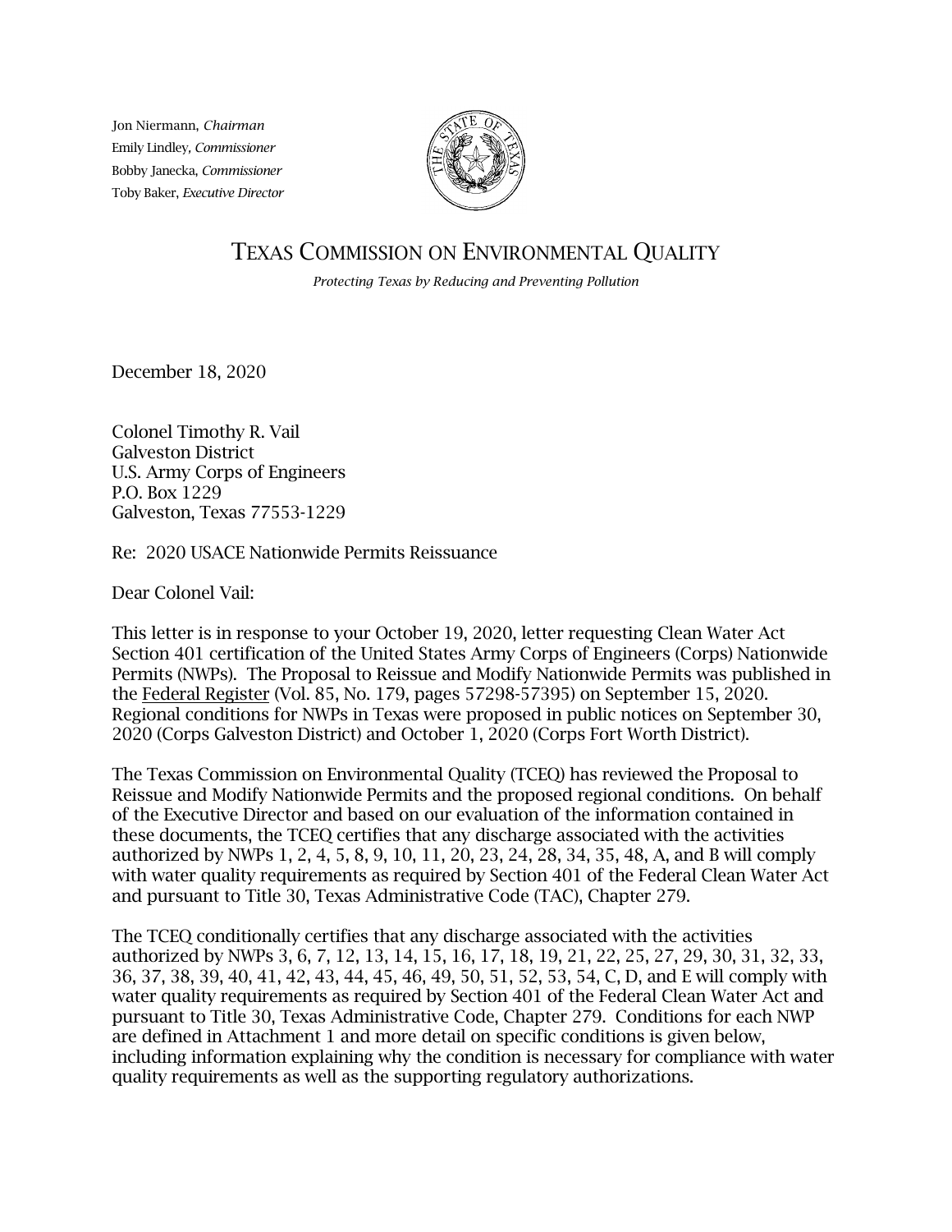Jon Niermann, *Chairman*
Emily Lindley, *Commissioner*
Bobby Janecka, *Commissioner*
Toby Baker, *Executive Director*

# TEXAS COMMISSION ON ENVIRONMENTAL QUALITY

*Protecting Texas by Reducing and Preventing Pollution*

December 18, 2020

Colonel Timothy R. Vail
Galveston District
U.S. Army Corps of Engineers
P.O. Box 1229
Galveston, Texas 77553-1229

Re: 2020 USACE Nationwide Permits Reissuance

Dear Colonel Vail:

This letter is in response to your October 19, 2020, letter requesting Clean Water Act Section 401 certification of the United States Army Corps of Engineers (Corps) Nationwide Permits (NWPs). The Proposal to Reissue and Modify Nationwide Permits was published in the Federal Register (Vol. 85, No. 179, pages 57298-57395) on September 15, 2020. Regional conditions for NWPs in Texas were proposed in public notices on September 30, 2020 (Corps Galveston District) and October 1, 2020 (Corps Fort Worth District).

The Texas Commission on Environmental Quality (TCEQ) has reviewed the Proposal to Reissue and Modify Nationwide Permits and the proposed regional conditions. On behalf of the Executive Director and based on our evaluation of the information contained in these documents, the TCEQ certifies that any discharge associated with the activities authorized by NWPs 1, 2, 4, 5, 8, 9, 10, 11, 20, 23, 24, 28, 34, 35, 48, A, and B will comply with water quality requirements as required by Section 401 of the Federal Clean Water Act and pursuant to Title 30, Texas Administrative Code (TAC), Chapter 279.

The TCEQ conditionally certifies that any discharge associated with the activities authorized by NWPs 3, 6, 7, 12, 13, 14, 15, 16, 17, 18, 19, 21, 22, 25, 27, 29, 30, 31, 32, 33, 36, 37, 38, 39, 40, 41, 42, 43, 44, 45, 46, 49, 50, 51, 52, 53, 54, C, D, and E will comply with water quality requirements as required by Section 401 of the Federal Clean Water Act and pursuant to Title 30, Texas Administrative Code, Chapter 279. Conditions for each NWP are defined in Attachment 1 and more detail on specific conditions is given below, including information explaining why the condition is necessary for compliance with water quality requirements as well as the supporting regulatory authorizations.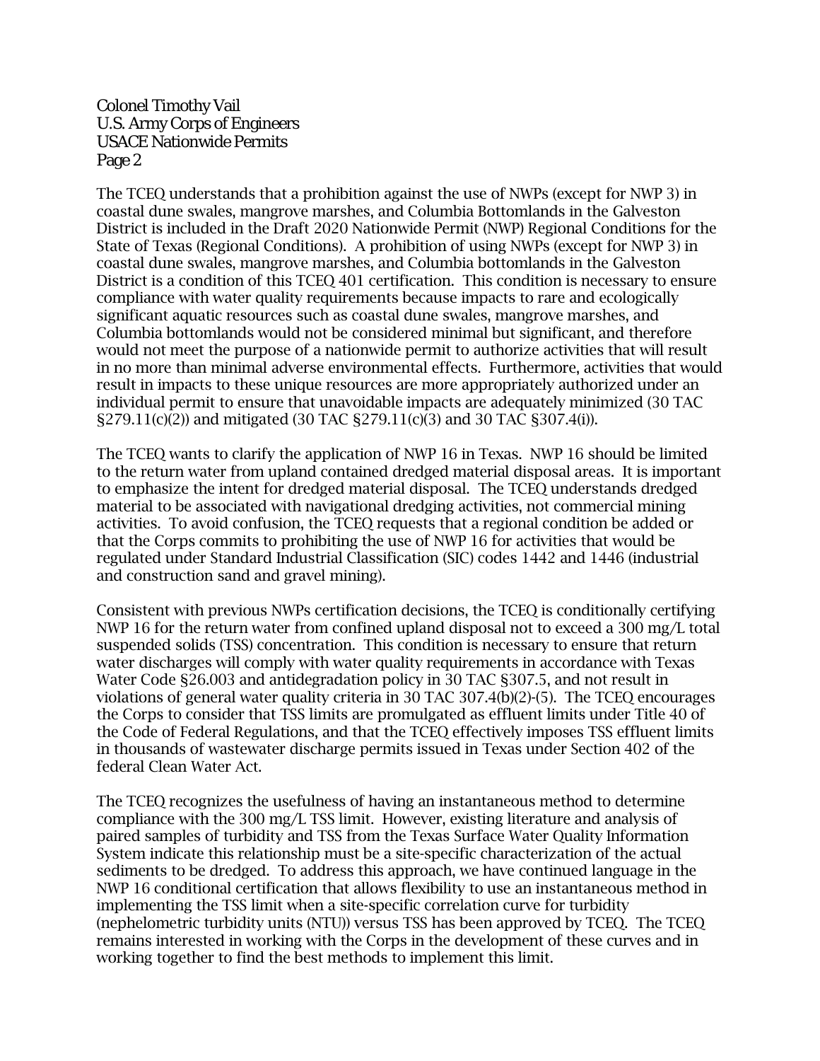The TCEQ understands that a prohibition against the use of NWPs (except for NWP 3) in coastal dune swales, mangrove marshes, and Columbia Bottomlands in the Galveston District is included in the Draft 2020 Nationwide Permit (NWP) Regional Conditions for the State of Texas (Regional Conditions). A prohibition of using NWPs (except for NWP 3) in coastal dune swales, mangrove marshes, and Columbia bottomlands in the Galveston District is a condition of this TCEQ 401 certification. This condition is necessary to ensure compliance with water quality requirements because impacts to rare and ecologically significant aquatic resources such as coastal dune swales, mangrove marshes, and Columbia bottomlands would not be considered minimal but significant, and therefore would not meet the purpose of a nationwide permit to authorize activities that will result in no more than minimal adverse environmental effects. Furthermore, activities that would result in impacts to these unique resources are more appropriately authorized under an individual permit to ensure that unavoidable impacts are adequately minimized (30 TAC §279.11(c)(2)) and mitigated (30 TAC §279.11(c)(3) and 30 TAC §307.4(i)).

The TCEQ wants to clarify the application of NWP 16 in Texas. NWP 16 should be limited to the return water from upland contained dredged material disposal areas. It is important to emphasize the intent for dredged material disposal. The TCEQ understands dredged material to be associated with navigational dredging activities, not commercial mining activities. To avoid confusion, the TCEQ requests that a regional condition be added or that the Corps commits to prohibiting the use of NWP 16 for activities that would be regulated under Standard Industrial Classification (SIC) codes 1442 and 1446 (industrial and construction sand and gravel mining).

Consistent with previous NWPs certification decisions, the TCEQ is conditionally certifying NWP 16 for the return water from confined upland disposal not to exceed a 300 mg/L total suspended solids (TSS) concentration. This condition is necessary to ensure that return water discharges will comply with water quality requirements in accordance with Texas Water Code §26.003 and antidegradation policy in 30 TAC §307.5, and not result in violations of general water quality criteria in 30 TAC 307.4(b)(2)-(5). The TCEQ encourages the Corps to consider that TSS limits are promulgated as effluent limits under Title 40 of the Code of Federal Regulations, and that the TCEQ effectively imposes TSS effluent limits in thousands of wastewater discharge permits issued in Texas under Section 402 of the federal Clean Water Act.

The TCEQ recognizes the usefulness of having an instantaneous method to determine compliance with the 300 mg/L TSS limit. However, existing literature and analysis of paired samples of turbidity and TSS from the Texas Surface Water Quality Information System indicate this relationship must be a site-specific characterization of the actual sediments to be dredged. To address this approach, we have continued language in the NWP 16 conditional certification that allows flexibility to use an instantaneous method in implementing the TSS limit when a site-specific correlation curve for turbidity (nephelometric turbidity units (NTU)) versus TSS has been approved by TCEQ. The TCEQ remains interested in working with the Corps in the development of these curves and in working together to find the best methods to implement this limit.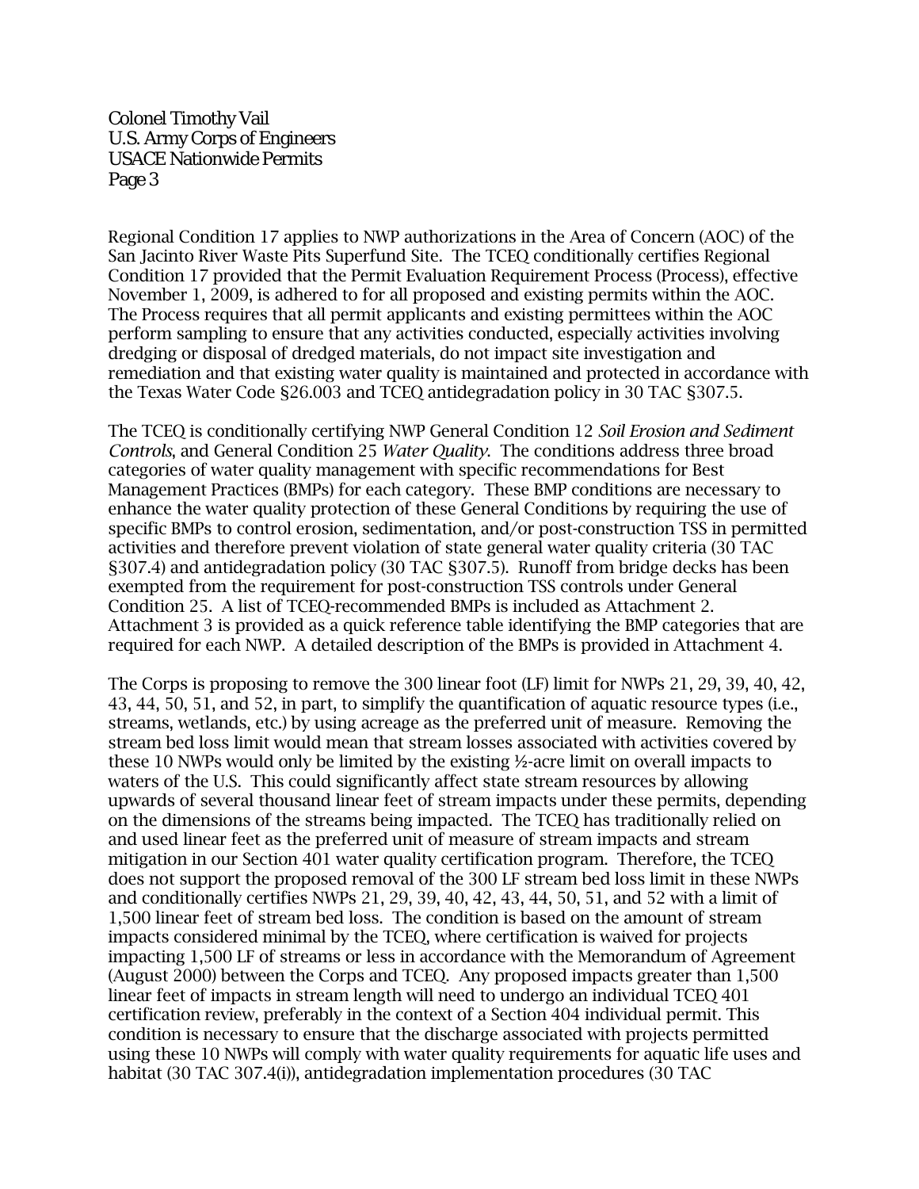Regional Condition 17 applies to NWP authorizations in the Area of Concern (AOC) of the San Jacinto River Waste Pits Superfund Site. The TCEQ conditionally certifies Regional Condition 17 provided that the Permit Evaluation Requirement Process (Process), effective November 1, 2009, is adhered to for all proposed and existing permits within the AOC. The Process requires that all permit applicants and existing permittees within the AOC perform sampling to ensure that any activities conducted, especially activities involving dredging or disposal of dredged materials, do not impact site investigation and remediation and that existing water quality is maintained and protected in accordance with the Texas Water Code §26.003 and TCEQ antidegradation policy in 30 TAC §307.5.

The TCEQ is conditionally certifying NWP General Condition 12 *Soil Erosion and Sediment Controls*, and General Condition 25 *Water Quality*. The conditions address three broad categories of water quality management with specific recommendations for Best Management Practices (BMPs) for each category. These BMP conditions are necessary to enhance the water quality protection of these General Conditions by requiring the use of specific BMPs to control erosion, sedimentation, and/or post-construction TSS in permitted activities and therefore prevent violation of state general water quality criteria (30 TAC §307.4) and antidegradation policy (30 TAC §307.5). Runoff from bridge decks has been exempted from the requirement for post-construction TSS controls under General Condition 25. A list of TCEQ-recommended BMPs is included as Attachment 2. Attachment 3 is provided as a quick reference table identifying the BMP categories that are required for each NWP. A detailed description of the BMPs is provided in Attachment 4.

The Corps is proposing to remove the 300 linear foot (LF) limit for NWPs 21, 29, 39, 40, 42, 43, 44, 50, 51, and 52, in part, to simplify the quantification of aquatic resource types (i.e., streams, wetlands, etc.) by using acreage as the preferred unit of measure. Removing the stream bed loss limit would mean that stream losses associated with activities covered by these 10 NWPs would only be limited by the existing ½-acre limit on overall impacts to waters of the U.S. This could significantly affect state stream resources by allowing upwards of several thousand linear feet of stream impacts under these permits, depending on the dimensions of the streams being impacted. The TCEQ has traditionally relied on and used linear feet as the preferred unit of measure of stream impacts and stream mitigation in our Section 401 water quality certification program. Therefore, the TCEQ does not support the proposed removal of the 300 LF stream bed loss limit in these NWPs and conditionally certifies NWPs 21, 29, 39, 40, 42, 43, 44, 50, 51, and 52 with a limit of 1,500 linear feet of stream bed loss. The condition is based on the amount of stream impacts considered minimal by the TCEQ, where certification is waived for projects impacting 1,500 LF of streams or less in accordance with the Memorandum of Agreement (August 2000) between the Corps and TCEQ. Any proposed impacts greater than 1,500 linear feet of impacts in stream length will need to undergo an individual TCEQ 401 certification review, preferably in the context of a Section 404 individual permit. This condition is necessary to ensure that the discharge associated with projects permitted using these 10 NWPs will comply with water quality requirements for aquatic life uses and habitat (30 TAC 307.4(i)), antidegradation implementation procedures (30 TAC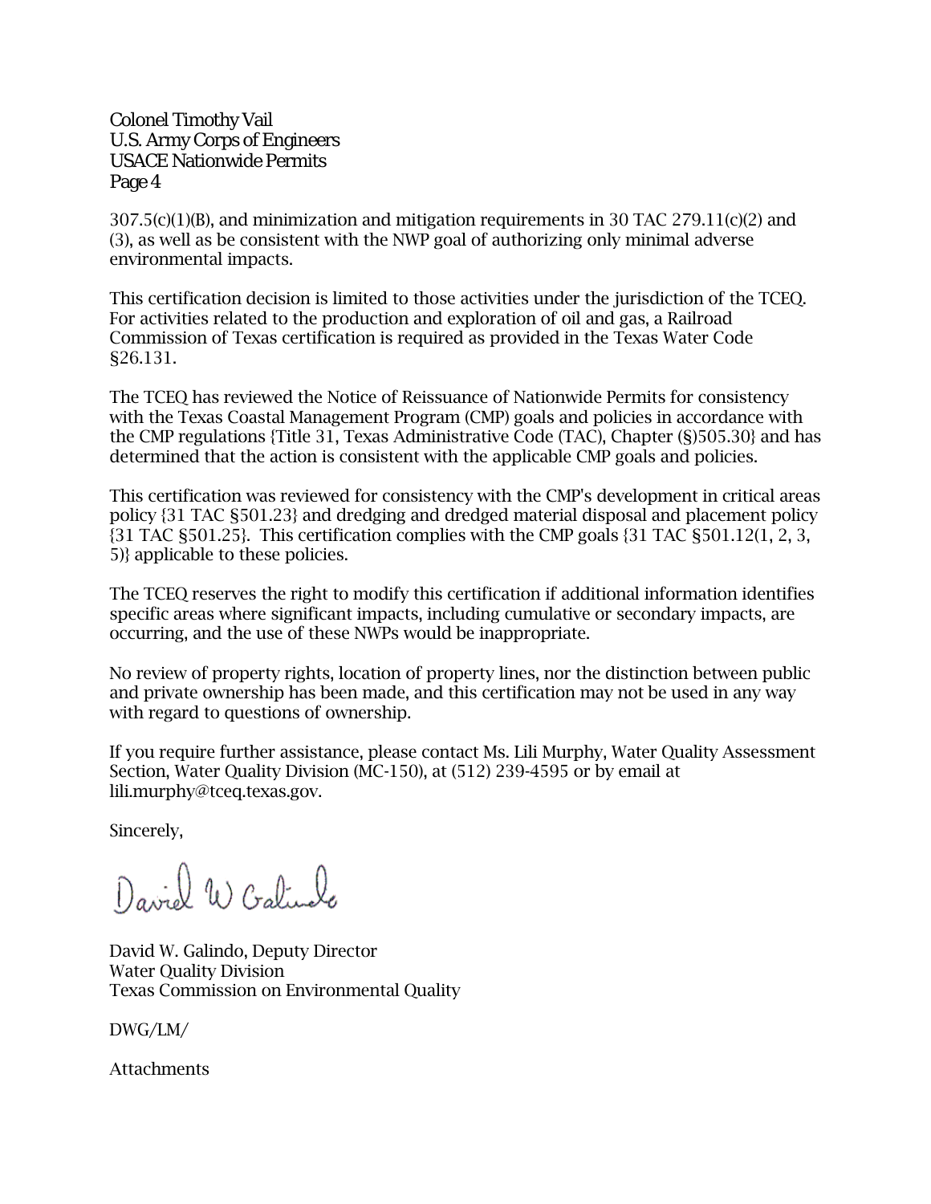307.5(c)(1)(B), and minimization and mitigation requirements in 30 TAC 279.11(c)(2) and (3), as well as be consistent with the NWP goal of authorizing only minimal adverse environmental impacts.

This certification decision is limited to those activities under the jurisdiction of the TCEQ. For activities related to the production and exploration of oil and gas, a Railroad Commission of Texas certification is required as provided in the Texas Water Code §26.131.

The TCEQ has reviewed the Notice of Reissuance of Nationwide Permits for consistency with the Texas Coastal Management Program (CMP) goals and policies in accordance with the CMP regulations {Title 31, Texas Administrative Code (TAC), Chapter (§)505.30} and has determined that the action is consistent with the applicable CMP goals and policies.

This certification was reviewed for consistency with the CMP's development in critical areas policy {31 TAC §501.23} and dredging and dredged material disposal and placement policy {31 TAC §501.25}. This certification complies with the CMP goals {31 TAC §501.12(1, 2, 3, 5)} applicable to these policies.

The TCEQ reserves the right to modify this certification if additional information identifies specific areas where significant impacts, including cumulative or secondary impacts, are occurring, and the use of these NWPs would be inappropriate.

No review of property rights, location of property lines, nor the distinction between public and private ownership has been made, and this certification may not be used in any way with regard to questions of ownership.

If you require further assistance, please contact Ms. Lili Murphy, Water Quality Assessment Section, Water Quality Division (MC-150), at (512) 239-4595 or by email at lili.murphy@tceq.texas.gov.

Sincerely,

David W Galindo

David W. Galindo, Deputy Director
Water Quality Division
Texas Commission on Environmental Quality

DWG/LM/

Attachments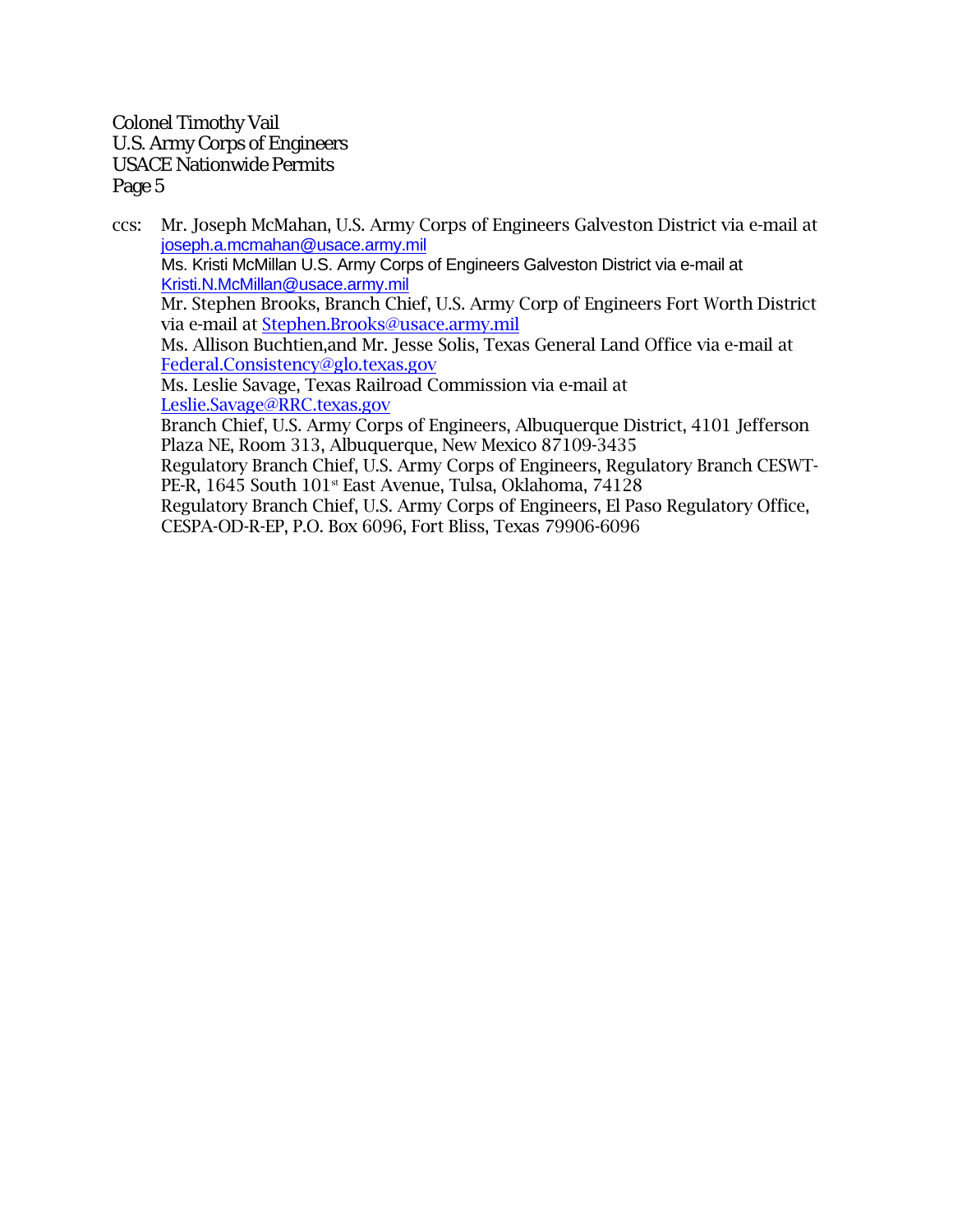ccs: Mr. Joseph McMahan, U.S. Army Corps of Engineers Galveston District via e-mail at joseph.a.mcmahan@usace.army.mil
Ms. Kristi McMillan U.S. Army Corps of Engineers Galveston District via e-mail at Kristi.N.McMillan@usace.army.mil
Mr. Stephen Brooks, Branch Chief, U.S. Army Corp of Engineers Fort Worth District via e-mail at Stephen.Brooks@usace.army.mil
Ms. Allison Buchtien,and Mr. Jesse Solis, Texas General Land Office via e-mail at Federal.Consistency@glo.texas.gov
Ms. Leslie Savage, Texas Railroad Commission via e-mail at Leslie.Savage@RRC.texas.gov
Branch Chief, U.S. Army Corps of Engineers, Albuquerque District, 4101 Jefferson Plaza NE, Room 313, Albuquerque, New Mexico 87109-3435
Regulatory Branch Chief, U.S. Army Corps of Engineers, Regulatory Branch CESWT-PE-R, 1645 South 101st East Avenue, Tulsa, Oklahoma, 74128
Regulatory Branch Chief, U.S. Army Corps of Engineers, El Paso Regulatory Office, CESPA-OD-R-EP, P.O. Box 6096, Fort Bliss, Texas 79906-6096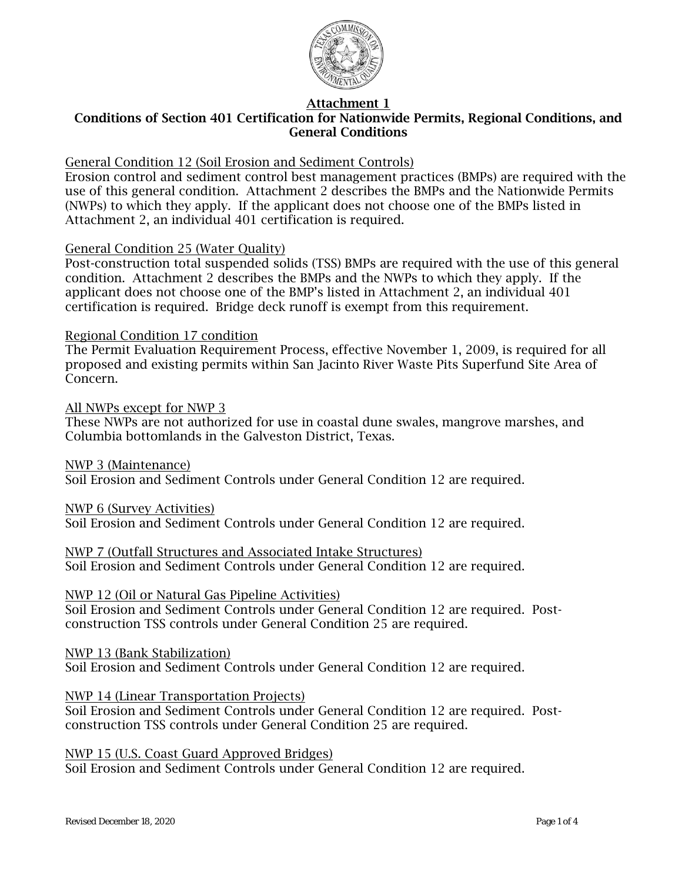## Attachment 1

## Conditions of Section 401 Certification for Nationwide Permits, Regional Conditions, and General Conditions

General Condition 12 (Soil Erosion and Sediment Controls)

Erosion control and sediment control best management practices (BMPs) are required with the use of this general condition. Attachment 2 describes the BMPs and the Nationwide Permits (NWPs) to which they apply. If the applicant does not choose one of the BMPs listed in Attachment 2, an individual 401 certification is required.

General Condition 25 (Water Quality)

Post-construction total suspended solids (TSS) BMPs are required with the use of this general condition. Attachment 2 describes the BMPs and the NWPs to which they apply. If the applicant does not choose one of the BMP's listed in Attachment 2, an individual 401 certification is required. Bridge deck runoff is exempt from this requirement.

Regional Condition 17 condition

The Permit Evaluation Requirement Process, effective November 1, 2009, is required for all proposed and existing permits within San Jacinto River Waste Pits Superfund Site Area of Concern.

All NWPs except for NWP 3

These NWPs are not authorized for use in coastal dune swales, mangrove marshes, and Columbia bottomlands in the Galveston District, Texas.

NWP 3 (Maintenance)

Soil Erosion and Sediment Controls under General Condition 12 are required.

NWP 6 (Survey Activities)

Soil Erosion and Sediment Controls under General Condition 12 are required.

NWP 7 (Outfall Structures and Associated Intake Structures)

Soil Erosion and Sediment Controls under General Condition 12 are required.

NWP 12 (Oil or Natural Gas Pipeline Activities)

Soil Erosion and Sediment Controls under General Condition 12 are required. Post-construction TSS controls under General Condition 25 are required.

NWP 13 (Bank Stabilization)

Soil Erosion and Sediment Controls under General Condition 12 are required.

NWP 14 (Linear Transportation Projects)

Soil Erosion and Sediment Controls under General Condition 12 are required. Post-construction TSS controls under General Condition 25 are required.

NWP 15 (U.S. Coast Guard Approved Bridges)

Soil Erosion and Sediment Controls under General Condition 12 are required.

Revised December 18, 2020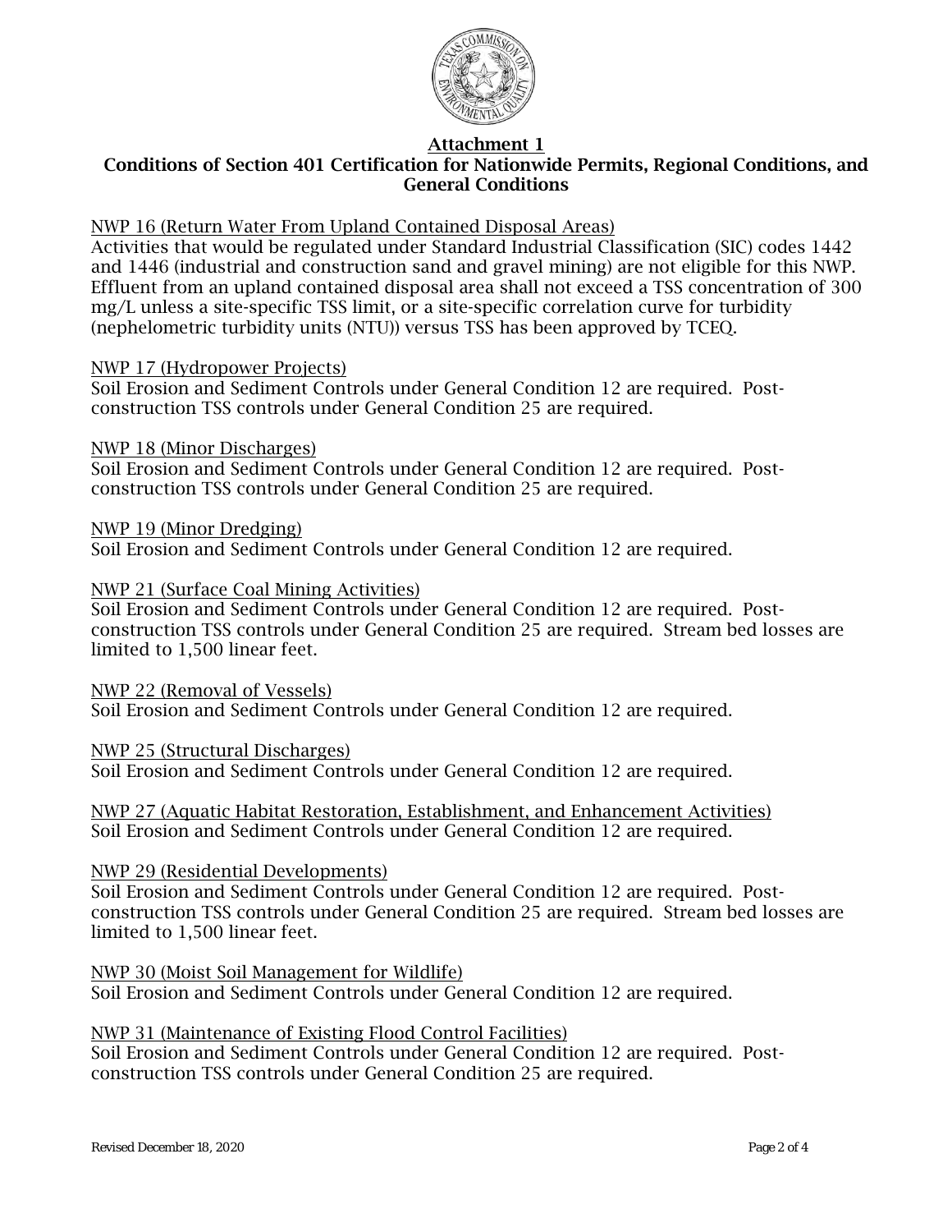# Attachment 1

## Conditions of Section 401 Certification for Nationwide Permits, Regional Conditions, and General Conditions

NWP 16 (Return Water From Upland Contained Disposal Areas)
Activities that would be regulated under Standard Industrial Classification (SIC) codes 1442 and 1446 (industrial and construction sand and gravel mining) are not eligible for this NWP. Effluent from an upland contained disposal area shall not exceed a TSS concentration of 300 mg/L unless a site-specific TSS limit, or a site-specific correlation curve for turbidity (nephelometric turbidity units (NTU)) versus TSS has been approved by TCEQ.

NWP 17 (Hydropower Projects)
Soil Erosion and Sediment Controls under General Condition 12 are required. Post-construction TSS controls under General Condition 25 are required.

NWP 18 (Minor Discharges)
Soil Erosion and Sediment Controls under General Condition 12 are required. Post-construction TSS controls under General Condition 25 are required.

NWP 19 (Minor Dredging)
Soil Erosion and Sediment Controls under General Condition 12 are required.

NWP 21 (Surface Coal Mining Activities)
Soil Erosion and Sediment Controls under General Condition 12 are required. Post-construction TSS controls under General Condition 25 are required. Stream bed losses are limited to 1,500 linear feet.

NWP 22 (Removal of Vessels)
Soil Erosion and Sediment Controls under General Condition 12 are required.

NWP 25 (Structural Discharges)
Soil Erosion and Sediment Controls under General Condition 12 are required.

NWP 27 (Aquatic Habitat Restoration, Establishment, and Enhancement Activities)
Soil Erosion and Sediment Controls under General Condition 12 are required.

NWP 29 (Residential Developments)
Soil Erosion and Sediment Controls under General Condition 12 are required. Post-construction TSS controls under General Condition 25 are required. Stream bed losses are limited to 1,500 linear feet.

NWP 30 (Moist Soil Management for Wildlife)
Soil Erosion and Sediment Controls under General Condition 12 are required.

NWP 31 (Maintenance of Existing Flood Control Facilities)
Soil Erosion and Sediment Controls under General Condition 12 are required. Post-construction TSS controls under General Condition 25 are required.

Revised December 18, 2020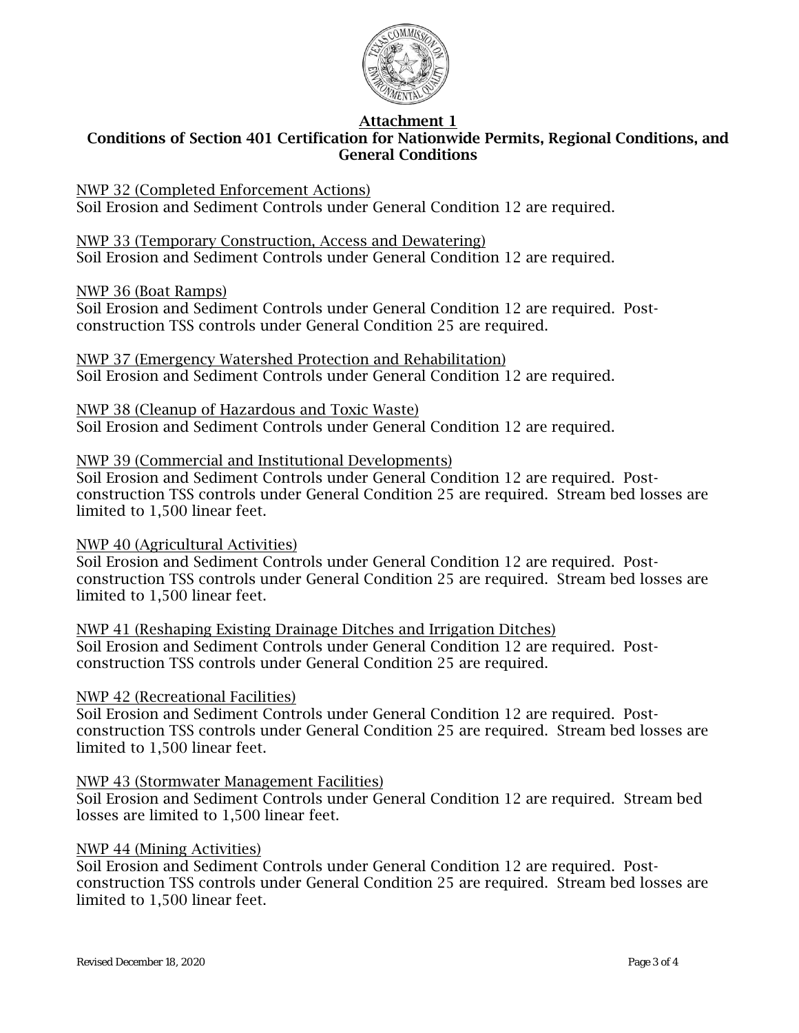## Attachment 1

## Conditions of Section 401 Certification for Nationwide Permits, Regional Conditions, and General Conditions

NWP 32 (Completed Enforcement Actions)
Soil Erosion and Sediment Controls under General Condition 12 are required.

NWP 33 (Temporary Construction, Access and Dewatering)
Soil Erosion and Sediment Controls under General Condition 12 are required.

NWP 36 (Boat Ramps)
Soil Erosion and Sediment Controls under General Condition 12 are required. Post-construction TSS controls under General Condition 25 are required.

NWP 37 (Emergency Watershed Protection and Rehabilitation)
Soil Erosion and Sediment Controls under General Condition 12 are required.

NWP 38 (Cleanup of Hazardous and Toxic Waste)
Soil Erosion and Sediment Controls under General Condition 12 are required.

NWP 39 (Commercial and Institutional Developments)
Soil Erosion and Sediment Controls under General Condition 12 are required. Post-construction TSS controls under General Condition 25 are required. Stream bed losses are limited to 1,500 linear feet.

NWP 40 (Agricultural Activities)
Soil Erosion and Sediment Controls under General Condition 12 are required. Post-construction TSS controls under General Condition 25 are required. Stream bed losses are limited to 1,500 linear feet.

NWP 41 (Reshaping Existing Drainage Ditches and Irrigation Ditches)
Soil Erosion and Sediment Controls under General Condition 12 are required. Post-construction TSS controls under General Condition 25 are required.

NWP 42 (Recreational Facilities)
Soil Erosion and Sediment Controls under General Condition 12 are required. Post-construction TSS controls under General Condition 25 are required. Stream bed losses are limited to 1,500 linear feet.

NWP 43 (Stormwater Management Facilities)
Soil Erosion and Sediment Controls under General Condition 12 are required. Stream bed losses are limited to 1,500 linear feet.

NWP 44 (Mining Activities)
Soil Erosion and Sediment Controls under General Condition 12 are required. Post-construction TSS controls under General Condition 25 are required. Stream bed losses are limited to 1,500 linear feet.

Revised December 18, 2020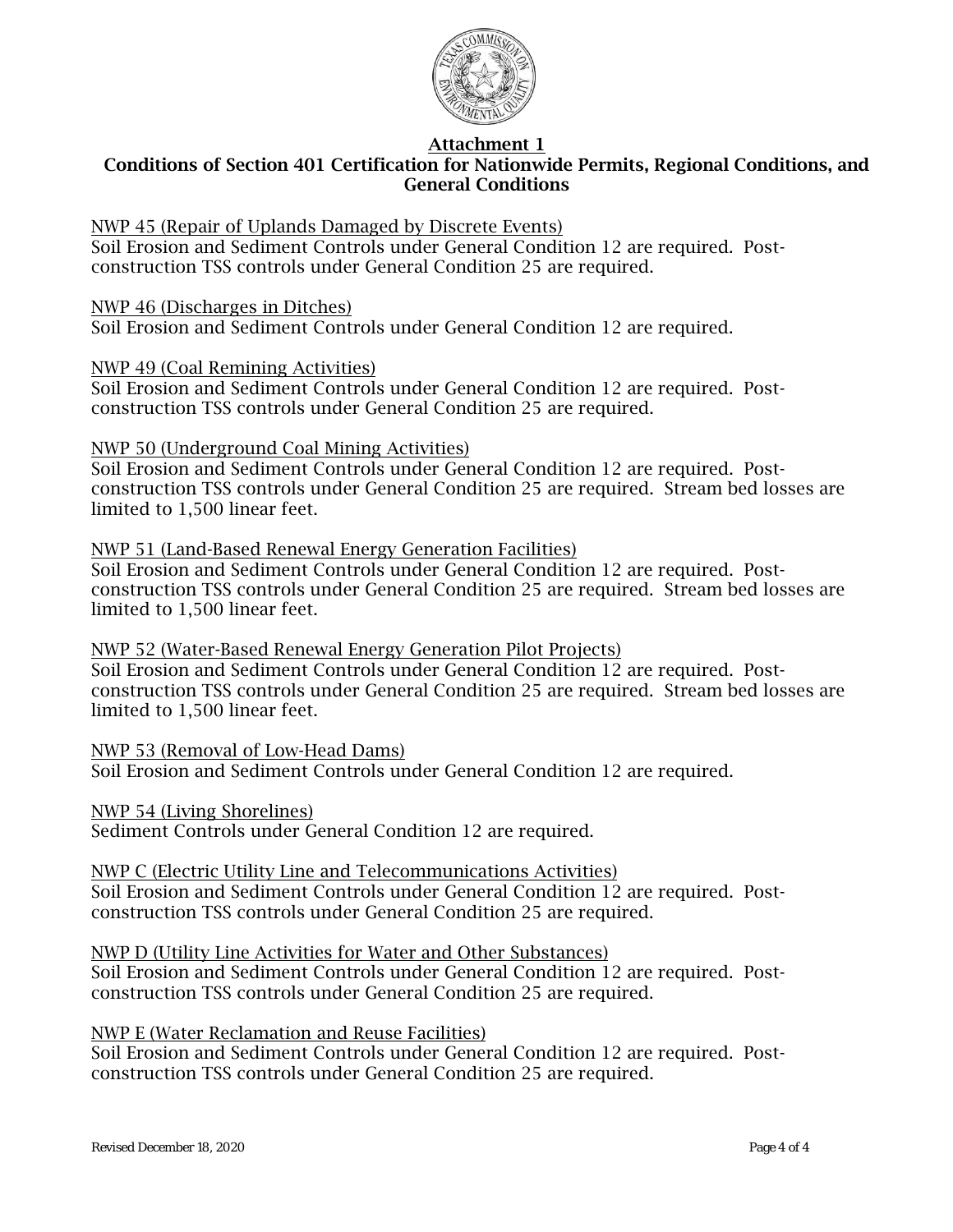## Attachment 1

## Conditions of Section 401 Certification for Nationwide Permits, Regional Conditions, and General Conditions

NWP 45 (Repair of Uplands Damaged by Discrete Events)
Soil Erosion and Sediment Controls under General Condition 12 are required. Post-construction TSS controls under General Condition 25 are required.

NWP 46 (Discharges in Ditches)
Soil Erosion and Sediment Controls under General Condition 12 are required.

NWP 49 (Coal Remining Activities)
Soil Erosion and Sediment Controls under General Condition 12 are required. Post-construction TSS controls under General Condition 25 are required.

NWP 50 (Underground Coal Mining Activities)
Soil Erosion and Sediment Controls under General Condition 12 are required. Post-construction TSS controls under General Condition 25 are required. Stream bed losses are limited to 1,500 linear feet.

NWP 51 (Land-Based Renewal Energy Generation Facilities)
Soil Erosion and Sediment Controls under General Condition 12 are required. Post-construction TSS controls under General Condition 25 are required. Stream bed losses are limited to 1,500 linear feet.

NWP 52 (Water-Based Renewal Energy Generation Pilot Projects)
Soil Erosion and Sediment Controls under General Condition 12 are required. Post-construction TSS controls under General Condition 25 are required. Stream bed losses are limited to 1,500 linear feet.

NWP 53 (Removal of Low-Head Dams)
Soil Erosion and Sediment Controls under General Condition 12 are required.

NWP 54 (Living Shorelines)
Sediment Controls under General Condition 12 are required.

NWP C (Electric Utility Line and Telecommunications Activities)
Soil Erosion and Sediment Controls under General Condition 12 are required. Post-construction TSS controls under General Condition 25 are required.

NWP D (Utility Line Activities for Water and Other Substances)
Soil Erosion and Sediment Controls under General Condition 12 are required. Post-construction TSS controls under General Condition 25 are required.

NWP E (Water Reclamation and Reuse Facilities)
Soil Erosion and Sediment Controls under General Condition 12 are required. Post-construction TSS controls under General Condition 25 are required.

Revised December 18, 2020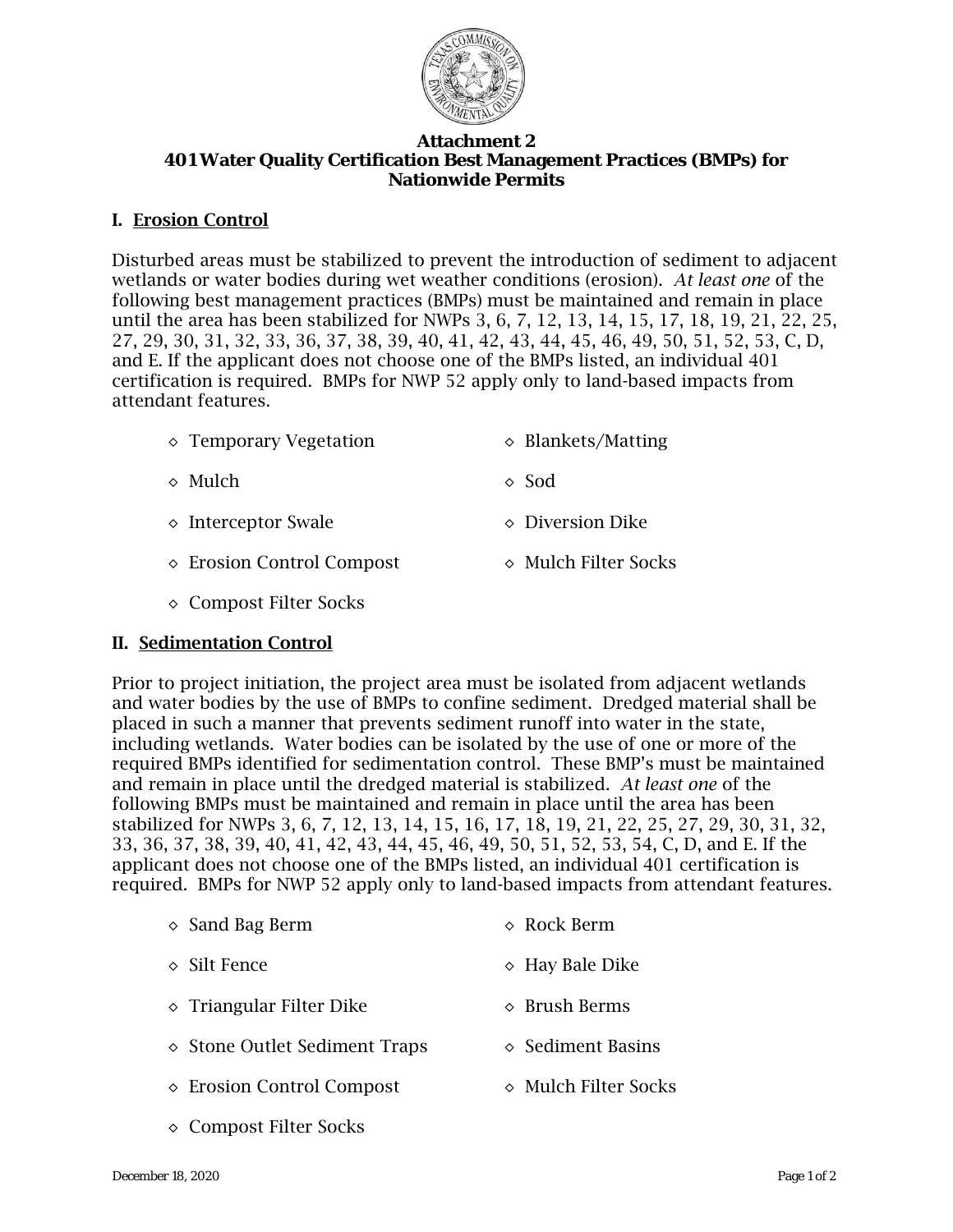**Attachment 2**
**401 Water Quality Certification Best Management Practices (BMPs) for Nationwide Permits**

## I. Erosion Control

Disturbed areas must be stabilized to prevent the introduction of sediment to adjacent wetlands or water bodies during wet weather conditions (erosion). *At least one* of the following best management practices (BMPs) must be maintained and remain in place until the area has been stabilized for NWPs 3, 6, 7, 12, 13, 14, 15, 17, 18, 19, 21, 22, 25, 27, 29, 30, 31, 32, 33, 36, 37, 38, 39, 40, 41, 42, 43, 44, 45, 46, 49, 50, 51, 52, 53, C, D, and E. If the applicant does not choose one of the BMPs listed, an individual 401 certification is required. BMPs for NWP 52 apply only to land-based impacts from attendant features.

- Temporary Vegetation
- Blankets/Matting
- Mulch
- Sod
- Interceptor Swale
- Diversion Dike
- Erosion Control Compost
- Mulch Filter Socks
- Compost Filter Socks

## II. Sedimentation Control

Prior to project initiation, the project area must be isolated from adjacent wetlands and water bodies by the use of BMPs to confine sediment. Dredged material shall be placed in such a manner that prevents sediment runoff into water in the state, including wetlands. Water bodies can be isolated by the use of one or more of the required BMPs identified for sedimentation control. These BMP's must be maintained and remain in place until the dredged material is stabilized. *At least one* of the following BMPs must be maintained and remain in place until the area has been stabilized for NWPs 3, 6, 7, 12, 13, 14, 15, 16, 17, 18, 19, 21, 22, 25, 27, 29, 30, 31, 32, 33, 36, 37, 38, 39, 40, 41, 42, 43, 44, 45, 46, 49, 50, 51, 52, 53, 54, C, D, and E. If the applicant does not choose one of the BMPs listed, an individual 401 certification is required. BMPs for NWP 52 apply only to land-based impacts from attendant features.

- Sand Bag Berm
- Rock Berm
- Silt Fence
- Hay Bale Dike
- Triangular Filter Dike
- Brush Berms
- Stone Outlet Sediment Traps
- Sediment Basins
- Erosion Control Compost
- Mulch Filter Socks
- Compost Filter Socks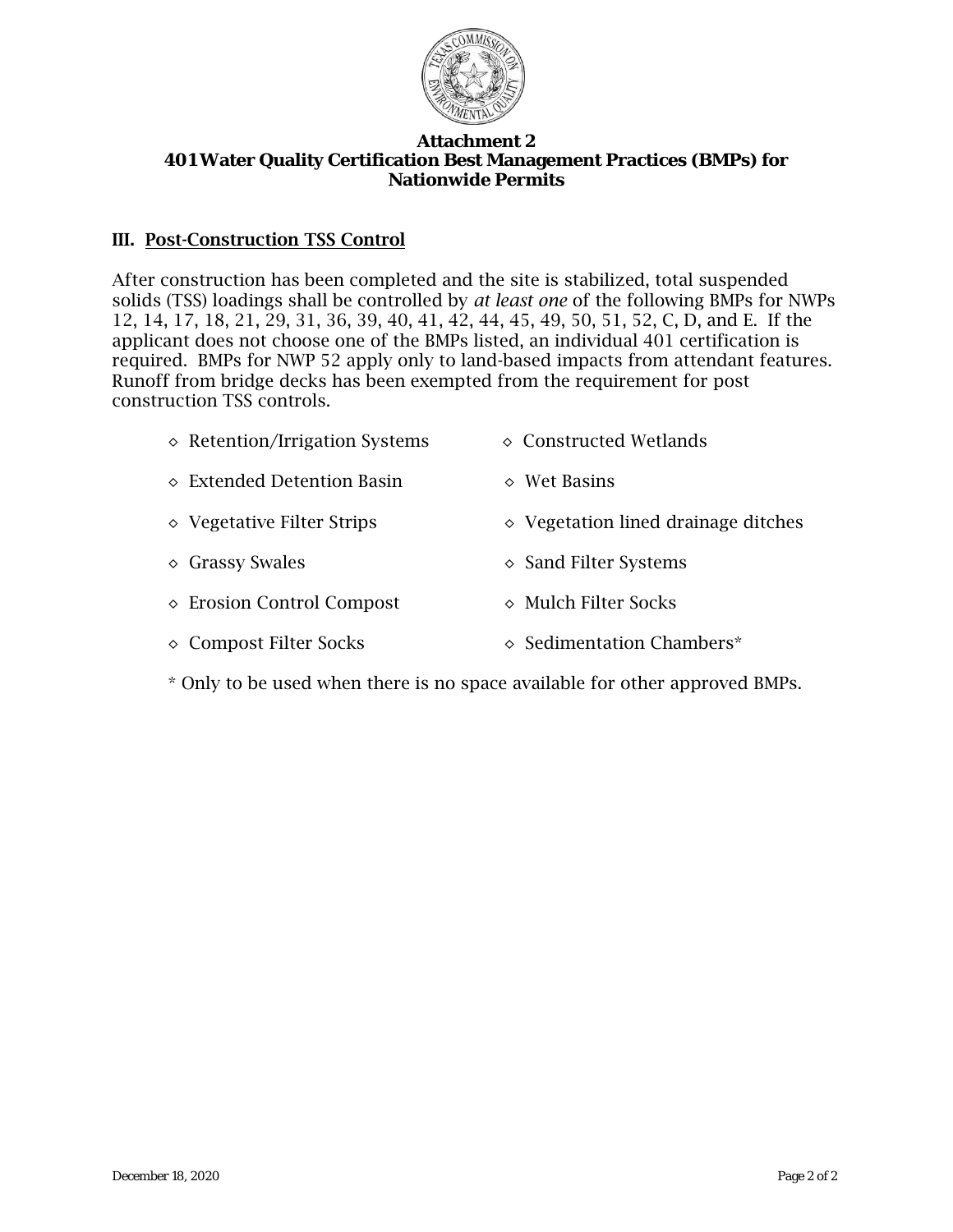**Attachment 2**
**401 Water Quality Certification Best Management Practices (BMPs) for Nationwide Permits**

## III. Post-Construction TSS Control

After construction has been completed and the site is stabilized, total suspended solids (TSS) loadings shall be controlled by *at least one* of the following BMPs for NWPs 12, 14, 17, 18, 21, 29, 31, 36, 39, 40, 41, 42, 44, 45, 49, 50, 51, 52, C, D, and E. If the applicant does not choose one of the BMPs listed, an individual 401 certification is required. BMPs for NWP 52 apply only to land-based impacts from attendant features. Runoff from bridge decks has been exempted from the requirement for post construction TSS controls.

- ◇ Retention/Irrigation Systems
- ◇ Constructed Wetlands
- ◇ Extended Detention Basin
- ◇ Wet Basins
- ◇ Vegetative Filter Strips
- ◇ Vegetation lined drainage ditches
- ◇ Grassy Swales
- ◇ Sand Filter Systems
- ◇ Erosion Control Compost
- ◇ Mulch Filter Socks
- ◇ Compost Filter Socks
- ◇ Sedimentation Chambers*

\* Only to be used when there is no space available for other approved BMPs.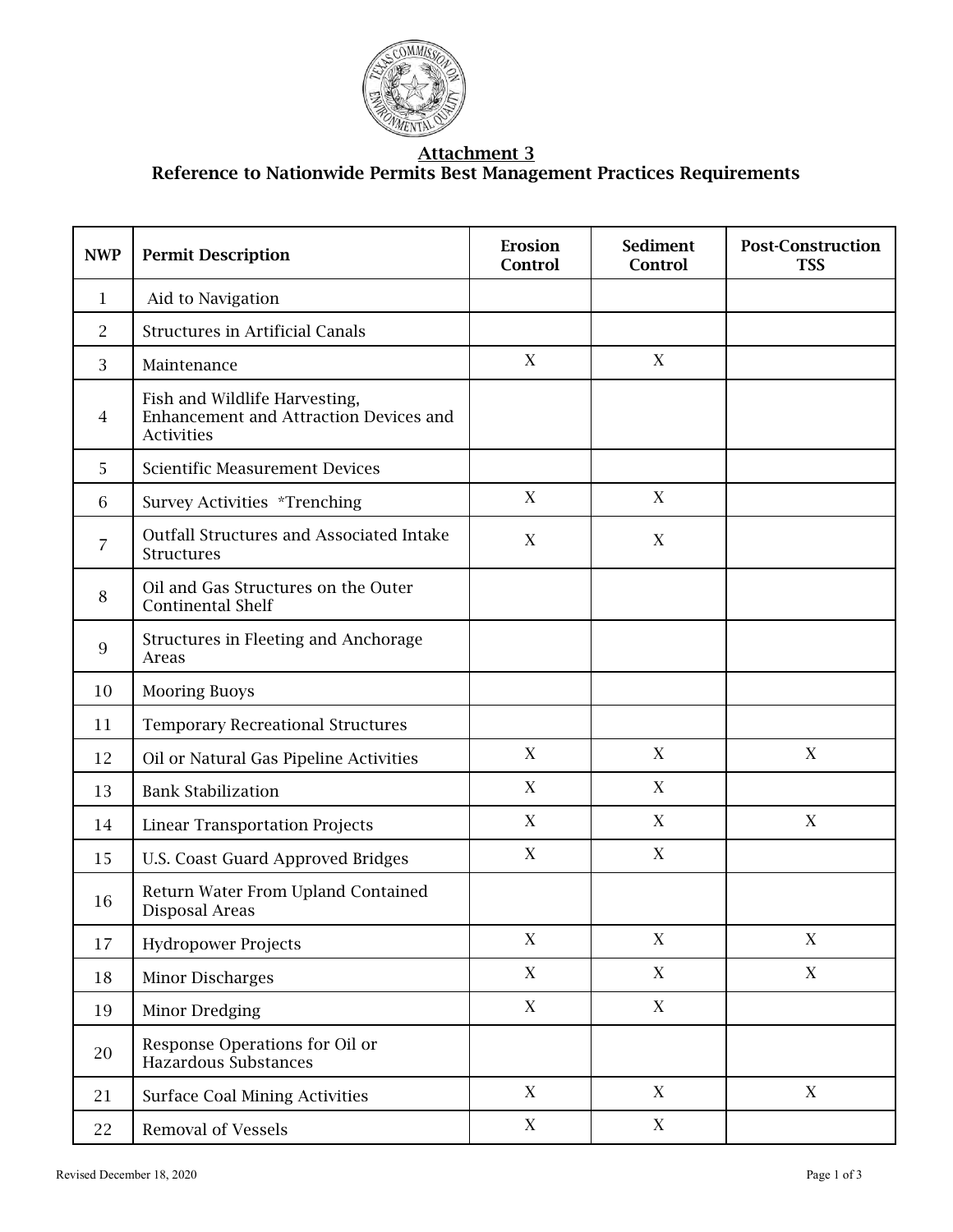# Attachment 3

## Reference to Nationwide Permits Best Management Practices Requirements

| NWP | Permit Description | Erosion Control | Sediment Control | Post-Construction TSS |
|---|---|---|---|---|
| 1 | Aid to Navigation | | | |
| 2 | Structures in Artificial Canals | | | |
| 3 | Maintenance | X | X | |
| 4 | Fish and Wildlife Harvesting, Enhancement and Attraction Devices and Activities | | | |
| 5 | Scientific Measurement Devices | | | |
| 6 | Survey Activities *Trenching | X | X | |
| 7 | Outfall Structures and Associated Intake Structures | X | X | |
| 8 | Oil and Gas Structures on the Outer Continental Shelf | | | |
| 9 | Structures in Fleeting and Anchorage Areas | | | |
| 10 | Mooring Buoys | | | |
| 11 | Temporary Recreational Structures | | | |
| 12 | Oil or Natural Gas Pipeline Activities | X | X | X |
| 13 | Bank Stabilization | X | X | |
| 14 | Linear Transportation Projects | X | X | X |
| 15 | U.S. Coast Guard Approved Bridges | X | X | |
| 16 | Return Water From Upland Contained Disposal Areas | | | |
| 17 | Hydropower Projects | X | X | X |
| 18 | Minor Discharges | X | X | X |
| 19 | Minor Dredging | X | X | |
| 20 | Response Operations for Oil or Hazardous Substances | | | |
| 21 | Surface Coal Mining Activities | X | X | X |
| 22 | Removal of Vessels | X | X | |

Revised December 18, 2020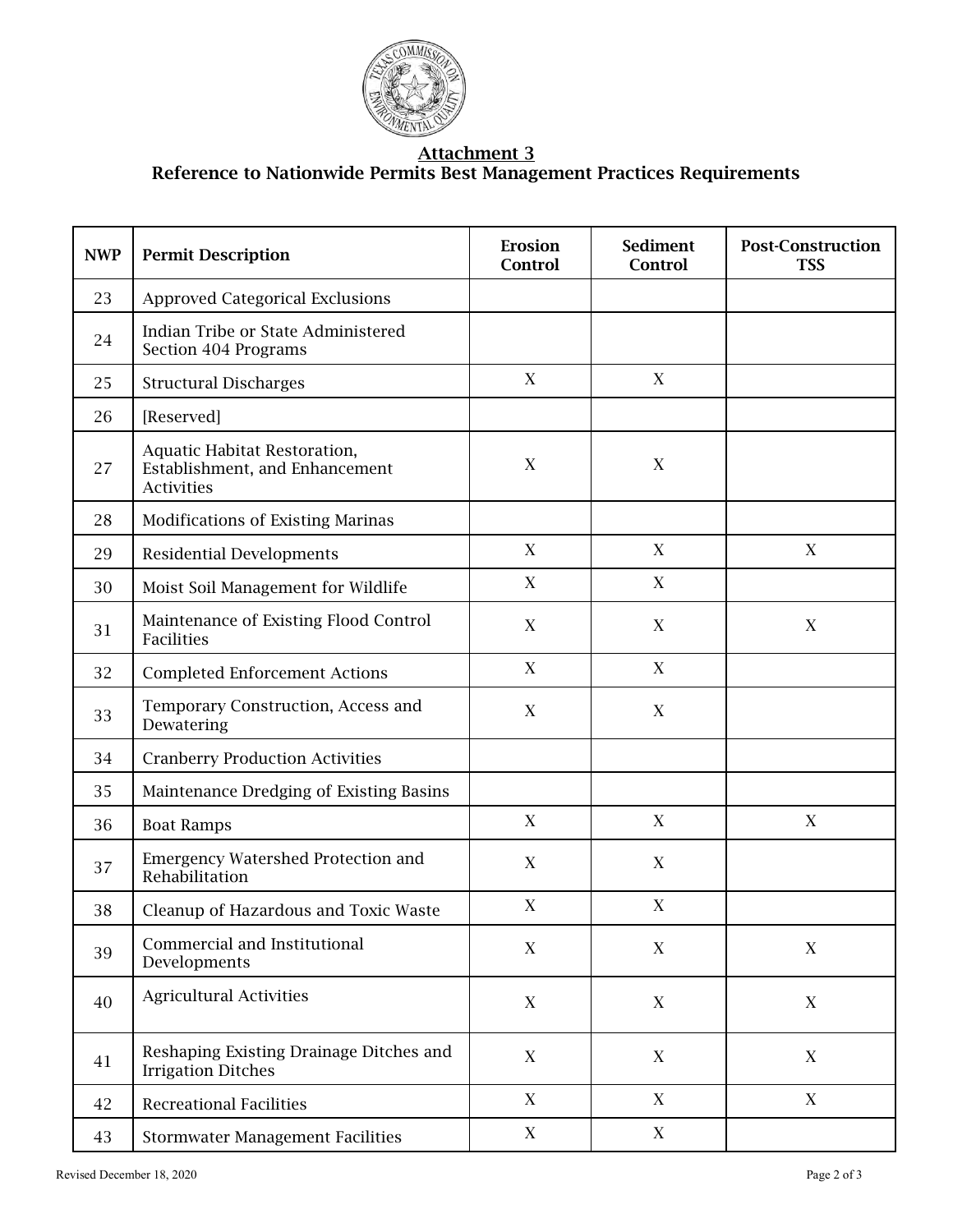## Attachment 3

## Reference to Nationwide Permits Best Management Practices Requirements

| NWP | Permit Description | Erosion Control | Sediment Control | Post-Construction TSS |
|---|---|---|---|---|
| 23 | Approved Categorical Exclusions | | | |
| 24 | Indian Tribe or State Administered Section 404 Programs | | | |
| 25 | Structural Discharges | X | X | |
| 26 | [Reserved] | | | |
| 27 | Aquatic Habitat Restoration, Establishment, and Enhancement Activities | X | X | |
| 28 | Modifications of Existing Marinas | | | |
| 29 | Residential Developments | X | X | X |
| 30 | Moist Soil Management for Wildlife | X | X | |
| 31 | Maintenance of Existing Flood Control Facilities | X | X | X |
| 32 | Completed Enforcement Actions | X | X | |
| 33 | Temporary Construction, Access and Dewatering | X | X | |
| 34 | Cranberry Production Activities | | | |
| 35 | Maintenance Dredging of Existing Basins | | | |
| 36 | Boat Ramps | X | X | X |
| 37 | Emergency Watershed Protection and Rehabilitation | X | X | |
| 38 | Cleanup of Hazardous and Toxic Waste | X | X | |
| 39 | Commercial and Institutional Developments | X | X | X |
| 40 | Agricultural Activities | X | X | X |
| 41 | Reshaping Existing Drainage Ditches and Irrigation Ditches | X | X | X |
| 42 | Recreational Facilities | X | X | X |
| 43 | Stormwater Management Facilities | X | X | |

Revised December 18, 2020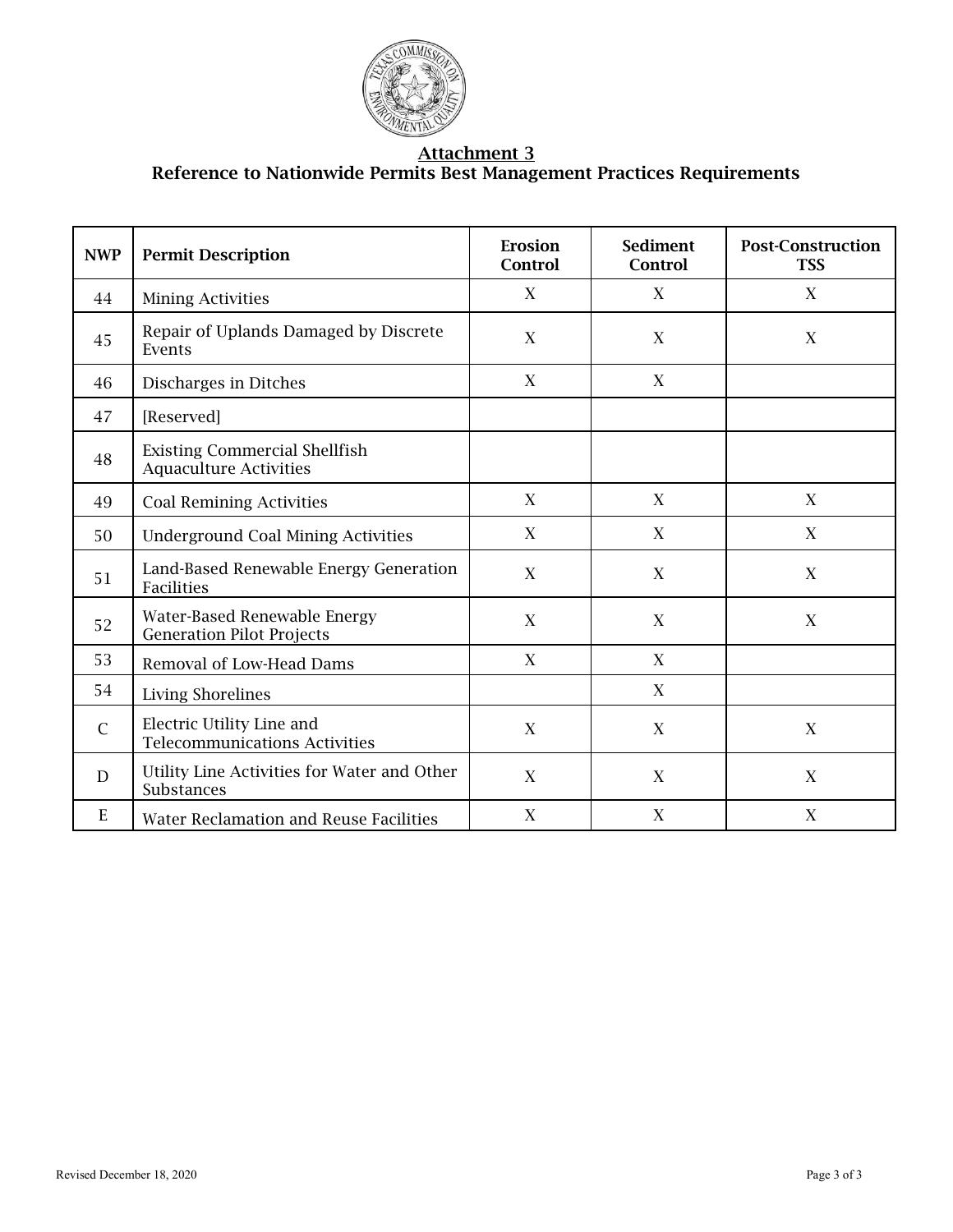# Attachment 3

## Reference to Nationwide Permits Best Management Practices Requirements

| NWP | Permit Description | Erosion Control | Sediment Control | Post-Construction TSS |
|---|---|---|---|---|
| 44 | Mining Activities | X | X | X |
| 45 | Repair of Uplands Damaged by Discrete Events | X | X | X |
| 46 | Discharges in Ditches | X | X | |
| 47 | [Reserved] | | | |
| 48 | Existing Commercial Shellfish Aquaculture Activities | | | |
| 49 | Coal Remining Activities | X | X | X |
| 50 | Underground Coal Mining Activities | X | X | X |
| 51 | Land-Based Renewable Energy Generation Facilities | X | X | X |
| 52 | Water-Based Renewable Energy Generation Pilot Projects | X | X | X |
| 53 | Removal of Low-Head Dams | X | X | |
| 54 | Living Shorelines | | X | |
| C | Electric Utility Line and Telecommunications Activities | X | X | X |
| D | Utility Line Activities for Water and Other Substances | X | X | X |
| E | Water Reclamation and Reuse Facilities | X | X | X |

Revised December 18, 2020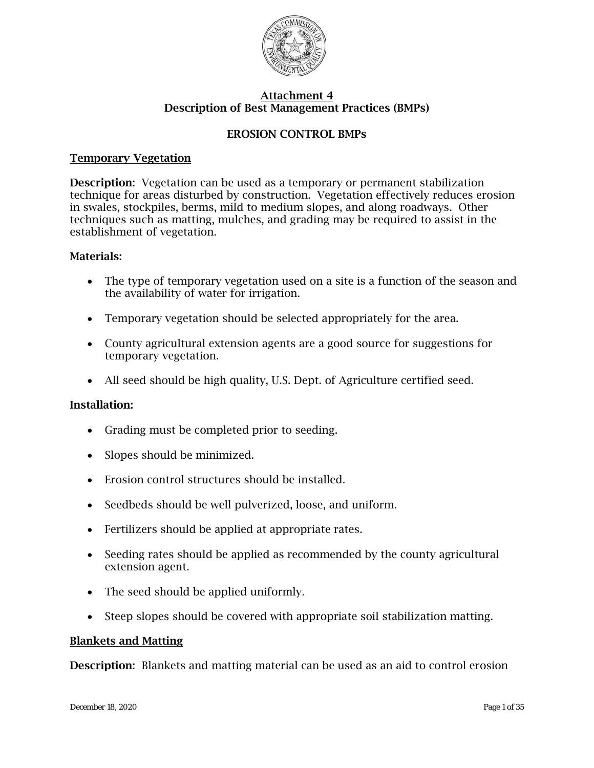# Attachment 4
## Description of Best Management Practices (BMPs)

## EROSION CONTROL BMPs

### Temporary Vegetation

**Description:** Vegetation can be used as a temporary or permanent stabilization technique for areas disturbed by construction. Vegetation effectively reduces erosion in swales, stockpiles, berms, mild to medium slopes, and along roadways. Other techniques such as matting, mulches, and grading may be required to assist in the establishment of vegetation.

**Materials:**

- The type of temporary vegetation used on a site is a function of the season and the availability of water for irrigation.
- Temporary vegetation should be selected appropriately for the area.
- County agricultural extension agents are a good source for suggestions for temporary vegetation.
- All seed should be high quality, U.S. Dept. of Agriculture certified seed.

**Installation:**

- Grading must be completed prior to seeding.
- Slopes should be minimized.
- Erosion control structures should be installed.
- Seedbeds should be well pulverized, loose, and uniform.
- Fertilizers should be applied at appropriate rates.
- Seeding rates should be applied as recommended by the county agricultural extension agent.
- The seed should be applied uniformly.
- Steep slopes should be covered with appropriate soil stabilization matting.

### Blankets and Matting

**Description:** Blankets and matting material can be used as an aid to control erosion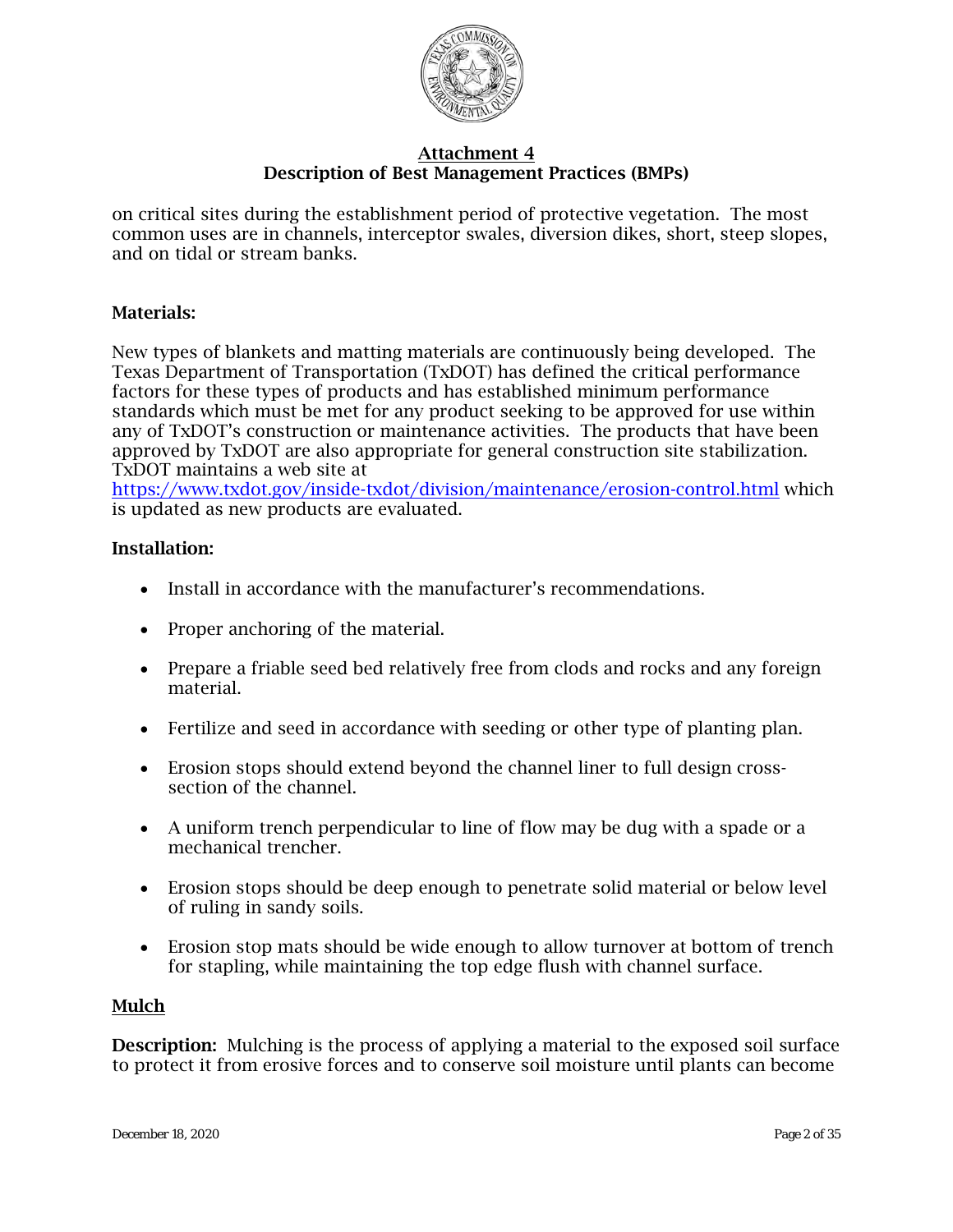on critical sites during the establishment period of protective vegetation. The most common uses are in channels, interceptor swales, diversion dikes, short, steep slopes, and on tidal or stream banks.

**Materials:**

New types of blankets and matting materials are continuously being developed. The Texas Department of Transportation (TxDOT) has defined the critical performance factors for these types of products and has established minimum performance standards which must be met for any product seeking to be approved for use within any of TxDOT's construction or maintenance activities. The products that have been approved by TxDOT are also appropriate for general construction site stabilization. TxDOT maintains a web site at https://www.txdot.gov/inside-txdot/division/maintenance/erosion-control.html which is updated as new products are evaluated.

**Installation:**

- Install in accordance with the manufacturer's recommendations.
- Proper anchoring of the material.
- Prepare a friable seed bed relatively free from clods and rocks and any foreign material.
- Fertilize and seed in accordance with seeding or other type of planting plan.
- Erosion stops should extend beyond the channel liner to full design cross-section of the channel.
- A uniform trench perpendicular to line of flow may be dug with a spade or a mechanical trencher.
- Erosion stops should be deep enough to penetrate solid material or below level of ruling in sandy soils.
- Erosion stop mats should be wide enough to allow turnover at bottom of trench for stapling, while maintaining the top edge flush with channel surface.

## Mulch

**Description:** Mulching is the process of applying a material to the exposed soil surface to protect it from erosive forces and to conserve soil moisture until plants can become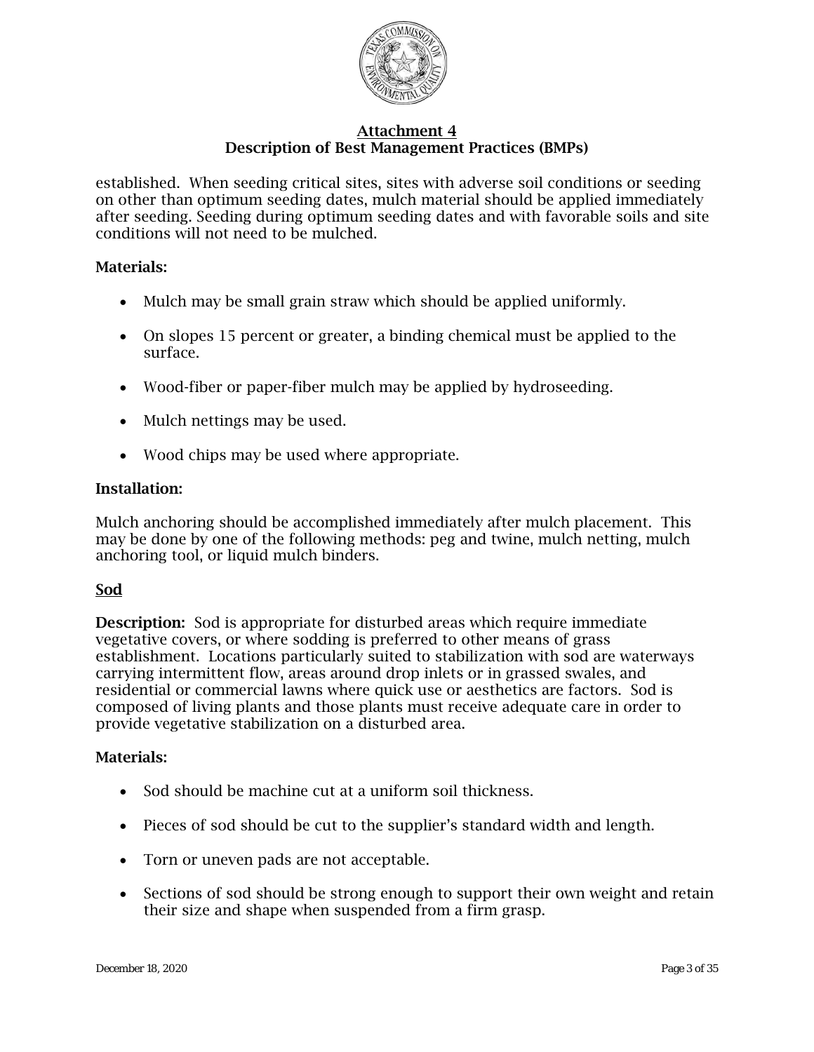established. When seeding critical sites, sites with adverse soil conditions or seeding on other than optimum seeding dates, mulch material should be applied immediately after seeding. Seeding during optimum seeding dates and with favorable soils and site conditions will not need to be mulched.

**Materials:**

- Mulch may be small grain straw which should be applied uniformly.
- On slopes 15 percent or greater, a binding chemical must be applied to the surface.
- Wood-fiber or paper-fiber mulch may be applied by hydroseeding.
- Mulch nettings may be used.
- Wood chips may be used where appropriate.

**Installation:**

Mulch anchoring should be accomplished immediately after mulch placement. This may be done by one of the following methods: peg and twine, mulch netting, mulch anchoring tool, or liquid mulch binders.

### Sod

**Description:** Sod is appropriate for disturbed areas which require immediate vegetative covers, or where sodding is preferred to other means of grass establishment. Locations particularly suited to stabilization with sod are waterways carrying intermittent flow, areas around drop inlets or in grassed swales, and residential or commercial lawns where quick use or aesthetics are factors. Sod is composed of living plants and those plants must receive adequate care in order to provide vegetative stabilization on a disturbed area.

**Materials:**

- Sod should be machine cut at a uniform soil thickness.
- Pieces of sod should be cut to the supplier's standard width and length.
- Torn or uneven pads are not acceptable.
- Sections of sod should be strong enough to support their own weight and retain their size and shape when suspended from a firm grasp.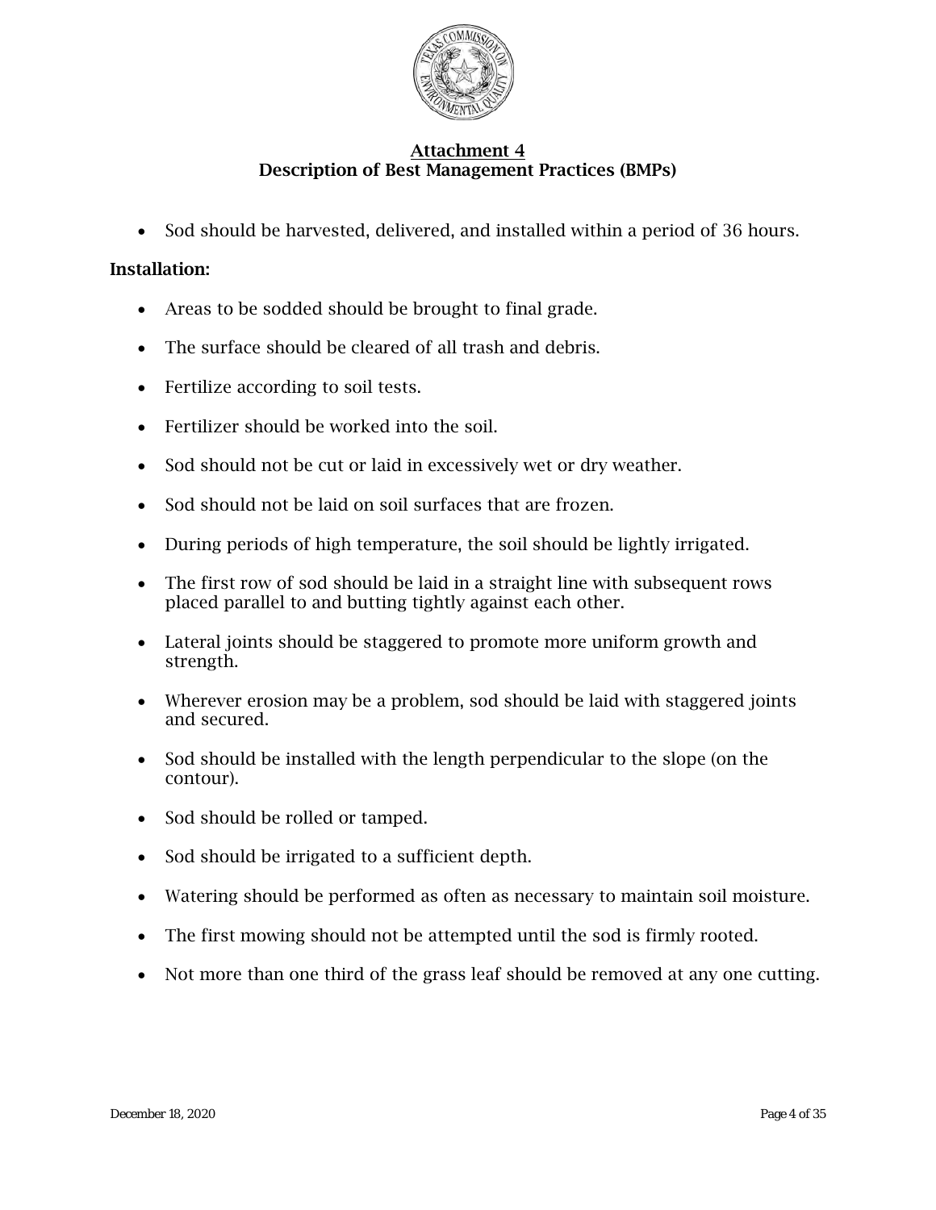## Attachment 4
## Description of Best Management Practices (BMPs)

- Sod should be harvested, delivered, and installed within a period of 36 hours.

**Installation:**

- Areas to be sodded should be brought to final grade.
- The surface should be cleared of all trash and debris.
- Fertilize according to soil tests.
- Fertilizer should be worked into the soil.
- Sod should not be cut or laid in excessively wet or dry weather.
- Sod should not be laid on soil surfaces that are frozen.
- During periods of high temperature, the soil should be lightly irrigated.
- The first row of sod should be laid in a straight line with subsequent rows placed parallel to and butting tightly against each other.
- Lateral joints should be staggered to promote more uniform growth and strength.
- Wherever erosion may be a problem, sod should be laid with staggered joints and secured.
- Sod should be installed with the length perpendicular to the slope (on the contour).
- Sod should be rolled or tamped.
- Sod should be irrigated to a sufficient depth.
- Watering should be performed as often as necessary to maintain soil moisture.
- The first mowing should not be attempted until the sod is firmly rooted.
- Not more than one third of the grass leaf should be removed at any one cutting.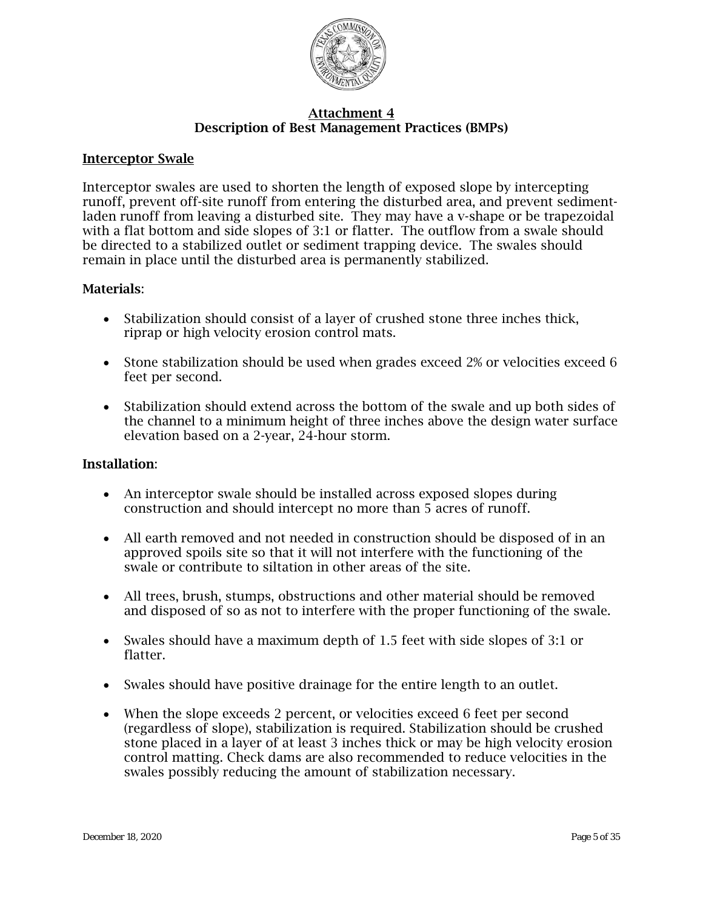## Attachment 4
## Description of Best Management Practices (BMPs)

### Interceptor Swale

Interceptor swales are used to shorten the length of exposed slope by intercepting runoff, prevent off-site runoff from entering the disturbed area, and prevent sediment-laden runoff from leaving a disturbed site. They may have a v-shape or be trapezoidal with a flat bottom and side slopes of 3:1 or flatter. The outflow from a swale should be directed to a stabilized outlet or sediment trapping device. The swales should remain in place until the disturbed area is permanently stabilized.

**Materials**:

- Stabilization should consist of a layer of crushed stone three inches thick, riprap or high velocity erosion control mats.
- Stone stabilization should be used when grades exceed 2% or velocities exceed 6 feet per second.
- Stabilization should extend across the bottom of the swale and up both sides of the channel to a minimum height of three inches above the design water surface elevation based on a 2-year, 24-hour storm.

**Installation**:

- An interceptor swale should be installed across exposed slopes during construction and should intercept no more than 5 acres of runoff.
- All earth removed and not needed in construction should be disposed of in an approved spoils site so that it will not interfere with the functioning of the swale or contribute to siltation in other areas of the site.
- All trees, brush, stumps, obstructions and other material should be removed and disposed of so as not to interfere with the proper functioning of the swale.
- Swales should have a maximum depth of 1.5 feet with side slopes of 3:1 or flatter.
- Swales should have positive drainage for the entire length to an outlet.
- When the slope exceeds 2 percent, or velocities exceed 6 feet per second (regardless of slope), stabilization is required. Stabilization should be crushed stone placed in a layer of at least 3 inches thick or may be high velocity erosion control matting. Check dams are also recommended to reduce velocities in the swales possibly reducing the amount of stabilization necessary.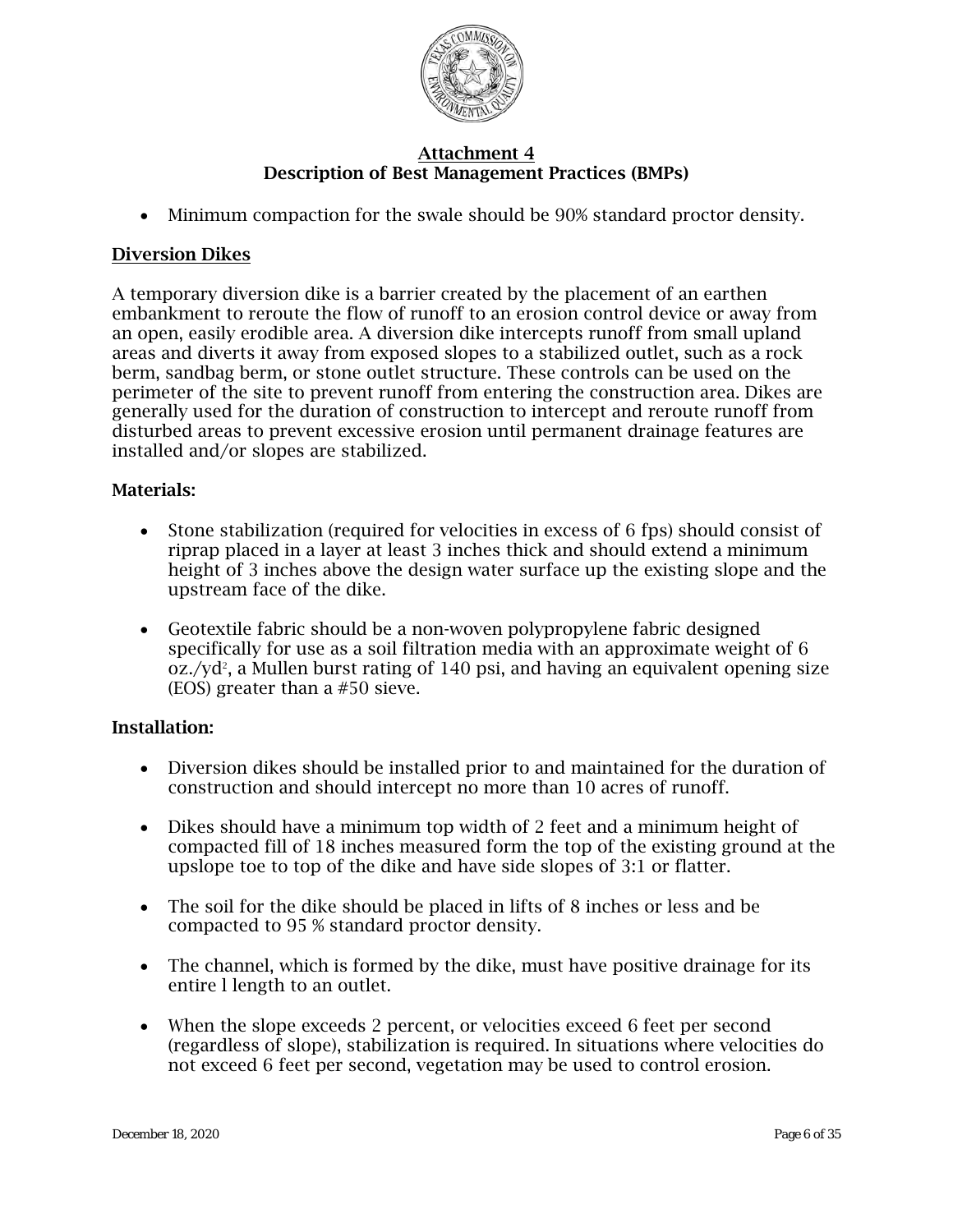# Attachment 4
## Description of Best Management Practices (BMPs)

- Minimum compaction for the swale should be 90% standard proctor density.

### Diversion Dikes

A temporary diversion dike is a barrier created by the placement of an earthen embankment to reroute the flow of runoff to an erosion control device or away from an open, easily erodible area. A diversion dike intercepts runoff from small upland areas and diverts it away from exposed slopes to a stabilized outlet, such as a rock berm, sandbag berm, or stone outlet structure. These controls can be used on the perimeter of the site to prevent runoff from entering the construction area. Dikes are generally used for the duration of construction to intercept and reroute runoff from disturbed areas to prevent excessive erosion until permanent drainage features are installed and/or slopes are stabilized.

**Materials:**

- Stone stabilization (required for velocities in excess of 6 fps) should consist of riprap placed in a layer at least 3 inches thick and should extend a minimum height of 3 inches above the design water surface up the existing slope and the upstream face of the dike.
- Geotextile fabric should be a non-woven polypropylene fabric designed specifically for use as a soil filtration media with an approximate weight of 6 oz./yd$^2$, a Mullen burst rating of 140 psi, and having an equivalent opening size (EOS) greater than a #50 sieve.

**Installation:**

- Diversion dikes should be installed prior to and maintained for the duration of construction and should intercept no more than 10 acres of runoff.
- Dikes should have a minimum top width of 2 feet and a minimum height of compacted fill of 18 inches measured form the top of the existing ground at the upslope toe to top of the dike and have side slopes of 3:1 or flatter.
- The soil for the dike should be placed in lifts of 8 inches or less and be compacted to 95 % standard proctor density.
- The channel, which is formed by the dike, must have positive drainage for its entire l length to an outlet.
- When the slope exceeds 2 percent, or velocities exceed 6 feet per second (regardless of slope), stabilization is required. In situations where velocities do not exceed 6 feet per second, vegetation may be used to control erosion.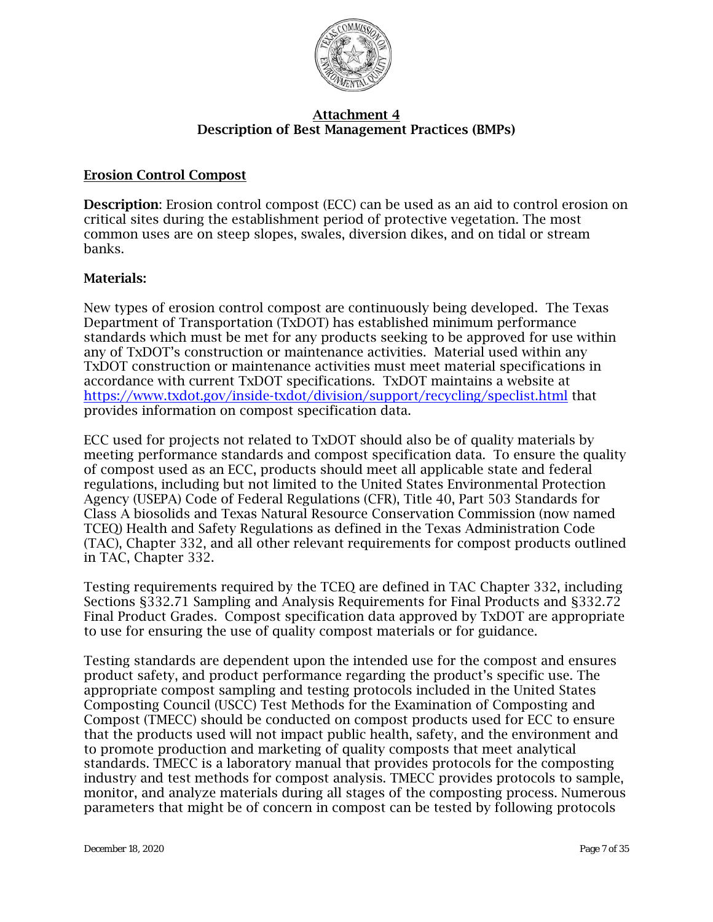# Attachment 4
## Description of Best Management Practices (BMPs)

### Erosion Control Compost

**Description**: Erosion control compost (ECC) can be used as an aid to control erosion on critical sites during the establishment period of protective vegetation. The most common uses are on steep slopes, swales, diversion dikes, and on tidal or stream banks.

**Materials:**

New types of erosion control compost are continuously being developed. The Texas Department of Transportation (TxDOT) has established minimum performance standards which must be met for any products seeking to be approved for use within any of TxDOT's construction or maintenance activities. Material used within any TxDOT construction or maintenance activities must meet material specifications in accordance with current TxDOT specifications. TxDOT maintains a website at https://www.txdot.gov/inside-txdot/division/support/recycling/speclist.html that provides information on compost specification data.

ECC used for projects not related to TxDOT should also be of quality materials by meeting performance standards and compost specification data. To ensure the quality of compost used as an ECC, products should meet all applicable state and federal regulations, including but not limited to the United States Environmental Protection Agency (USEPA) Code of Federal Regulations (CFR), Title 40, Part 503 Standards for Class A biosolids and Texas Natural Resource Conservation Commission (now named TCEQ) Health and Safety Regulations as defined in the Texas Administration Code (TAC), Chapter 332, and all other relevant requirements for compost products outlined in TAC, Chapter 332.

Testing requirements required by the TCEQ are defined in TAC Chapter 332, including Sections §332.71 Sampling and Analysis Requirements for Final Products and §332.72 Final Product Grades. Compost specification data approved by TxDOT are appropriate to use for ensuring the use of quality compost materials or for guidance.

Testing standards are dependent upon the intended use for the compost and ensures product safety, and product performance regarding the product's specific use. The appropriate compost sampling and testing protocols included in the United States Composting Council (USCC) Test Methods for the Examination of Composting and Compost (TMECC) should be conducted on compost products used for ECC to ensure that the products used will not impact public health, safety, and the environment and to promote production and marketing of quality composts that meet analytical standards. TMECC is a laboratory manual that provides protocols for the composting industry and test methods for compost analysis. TMECC provides protocols to sample, monitor, and analyze materials during all stages of the composting process. Numerous parameters that might be of concern in compost can be tested by following protocols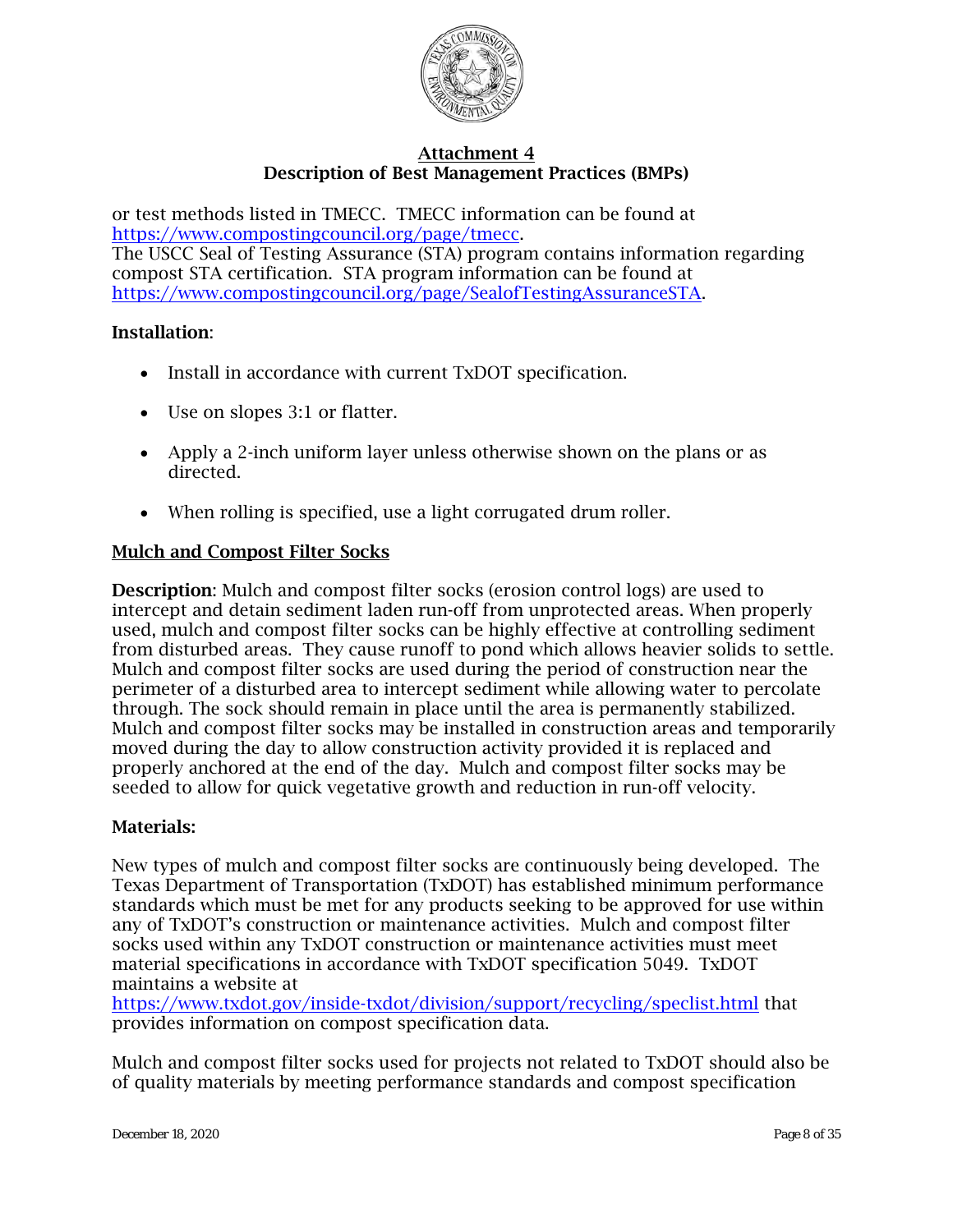or test methods listed in TMECC. TMECC information can be found at https://www.compostingcouncil.org/page/tmecc.
The USCC Seal of Testing Assurance (STA) program contains information regarding compost STA certification. STA program information can be found at https://www.compostingcouncil.org/page/SealofTestingAssuranceSTA.

**Installation**:

- Install in accordance with current TxDOT specification.
- Use on slopes 3:1 or flatter.
- Apply a 2-inch uniform layer unless otherwise shown on the plans or as directed.
- When rolling is specified, use a light corrugated drum roller.

## Mulch and Compost Filter Socks

**Description**: Mulch and compost filter socks (erosion control logs) are used to intercept and detain sediment laden run-off from unprotected areas. When properly used, mulch and compost filter socks can be highly effective at controlling sediment from disturbed areas. They cause runoff to pond which allows heavier solids to settle. Mulch and compost filter socks are used during the period of construction near the perimeter of a disturbed area to intercept sediment while allowing water to percolate through. The sock should remain in place until the area is permanently stabilized. Mulch and compost filter socks may be installed in construction areas and temporarily moved during the day to allow construction activity provided it is replaced and properly anchored at the end of the day. Mulch and compost filter socks may be seeded to allow for quick vegetative growth and reduction in run-off velocity.

**Materials:**

New types of mulch and compost filter socks are continuously being developed. The Texas Department of Transportation (TxDOT) has established minimum performance standards which must be met for any products seeking to be approved for use within any of TxDOT's construction or maintenance activities. Mulch and compost filter socks used within any TxDOT construction or maintenance activities must meet material specifications in accordance with TxDOT specification 5049. TxDOT maintains a website at https://www.txdot.gov/inside-txdot/division/support/recycling/speclist.html that provides information on compost specification data.

Mulch and compost filter socks used for projects not related to TxDOT should also be of quality materials by meeting performance standards and compost specification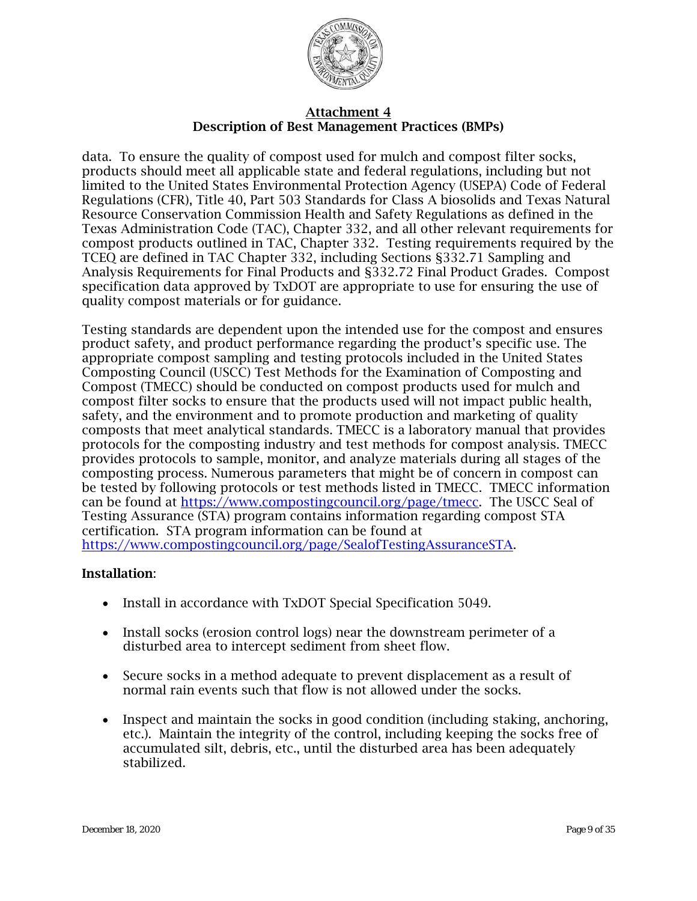data. To ensure the quality of compost used for mulch and compost filter socks, products should meet all applicable state and federal regulations, including but not limited to the United States Environmental Protection Agency (USEPA) Code of Federal Regulations (CFR), Title 40, Part 503 Standards for Class A biosolids and Texas Natural Resource Conservation Commission Health and Safety Regulations as defined in the Texas Administration Code (TAC), Chapter 332, and all other relevant requirements for compost products outlined in TAC, Chapter 332. Testing requirements required by the TCEQ are defined in TAC Chapter 332, including Sections §332.71 Sampling and Analysis Requirements for Final Products and §332.72 Final Product Grades. Compost specification data approved by TxDOT are appropriate to use for ensuring the use of quality compost materials or for guidance.

Testing standards are dependent upon the intended use for the compost and ensures product safety, and product performance regarding the product's specific use. The appropriate compost sampling and testing protocols included in the United States Composting Council (USCC) Test Methods for the Examination of Composting and Compost (TMECC) should be conducted on compost products used for mulch and compost filter socks to ensure that the products used will not impact public health, safety, and the environment and to promote production and marketing of quality composts that meet analytical standards. TMECC is a laboratory manual that provides protocols for the composting industry and test methods for compost analysis. TMECC provides protocols to sample, monitor, and analyze materials during all stages of the composting process. Numerous parameters that might be of concern in compost can be tested by following protocols or test methods listed in TMECC. TMECC information can be found at https://www.compostingcouncil.org/page/tmecc. The USCC Seal of Testing Assurance (STA) program contains information regarding compost STA certification. STA program information can be found at https://www.compostingcouncil.org/page/SealofTestingAssuranceSTA.

**Installation**:

- Install in accordance with TxDOT Special Specification 5049.
- Install socks (erosion control logs) near the downstream perimeter of a disturbed area to intercept sediment from sheet flow.
- Secure socks in a method adequate to prevent displacement as a result of normal rain events such that flow is not allowed under the socks.
- Inspect and maintain the socks in good condition (including staking, anchoring, etc.). Maintain the integrity of the control, including keeping the socks free of accumulated silt, debris, etc., until the disturbed area has been adequately stabilized.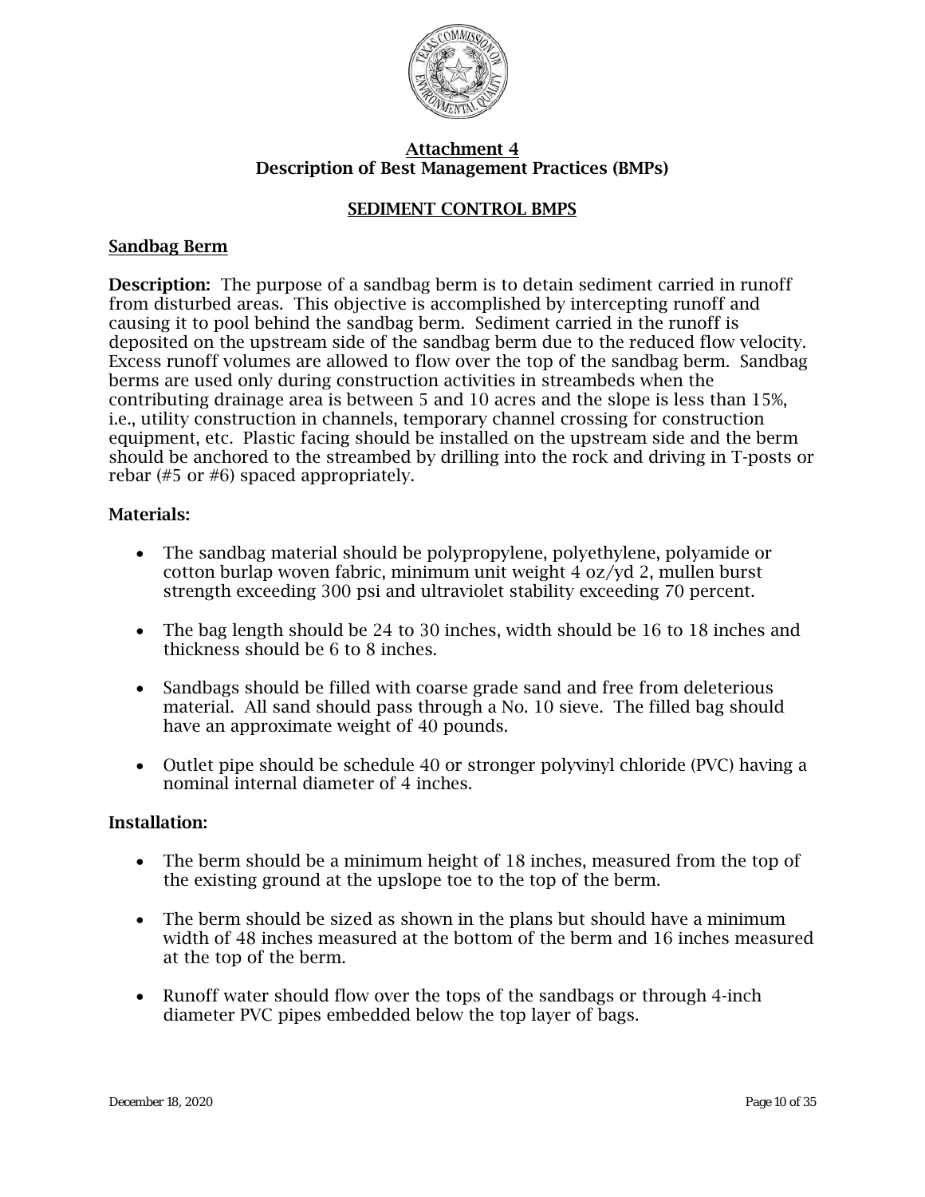## Attachment 4
## Description of Best Management Practices (BMPs)

### SEDIMENT CONTROL BMPS

#### Sandbag Berm

**Description:** The purpose of a sandbag berm is to detain sediment carried in runoff from disturbed areas. This objective is accomplished by intercepting runoff and causing it to pool behind the sandbag berm. Sediment carried in the runoff is deposited on the upstream side of the sandbag berm due to the reduced flow velocity. Excess runoff volumes are allowed to flow over the top of the sandbag berm. Sandbag berms are used only during construction activities in streambeds when the contributing drainage area is between 5 and 10 acres and the slope is less than 15%, i.e., utility construction in channels, temporary channel crossing for construction equipment, etc. Plastic facing should be installed on the upstream side and the berm should be anchored to the streambed by drilling into the rock and driving in T-posts or rebar (#5 or #6) spaced appropriately.

**Materials:**

- The sandbag material should be polypropylene, polyethylene, polyamide or cotton burlap woven fabric, minimum unit weight 4 oz/yd 2, mullen burst strength exceeding 300 psi and ultraviolet stability exceeding 70 percent.
- The bag length should be 24 to 30 inches, width should be 16 to 18 inches and thickness should be 6 to 8 inches.
- Sandbags should be filled with coarse grade sand and free from deleterious material. All sand should pass through a No. 10 sieve. The filled bag should have an approximate weight of 40 pounds.
- Outlet pipe should be schedule 40 or stronger polyvinyl chloride (PVC) having a nominal internal diameter of 4 inches.

**Installation:**

- The berm should be a minimum height of 18 inches, measured from the top of the existing ground at the upslope toe to the top of the berm.
- The berm should be sized as shown in the plans but should have a minimum width of 48 inches measured at the bottom of the berm and 16 inches measured at the top of the berm.
- Runoff water should flow over the tops of the sandbags or through 4-inch diameter PVC pipes embedded below the top layer of bags.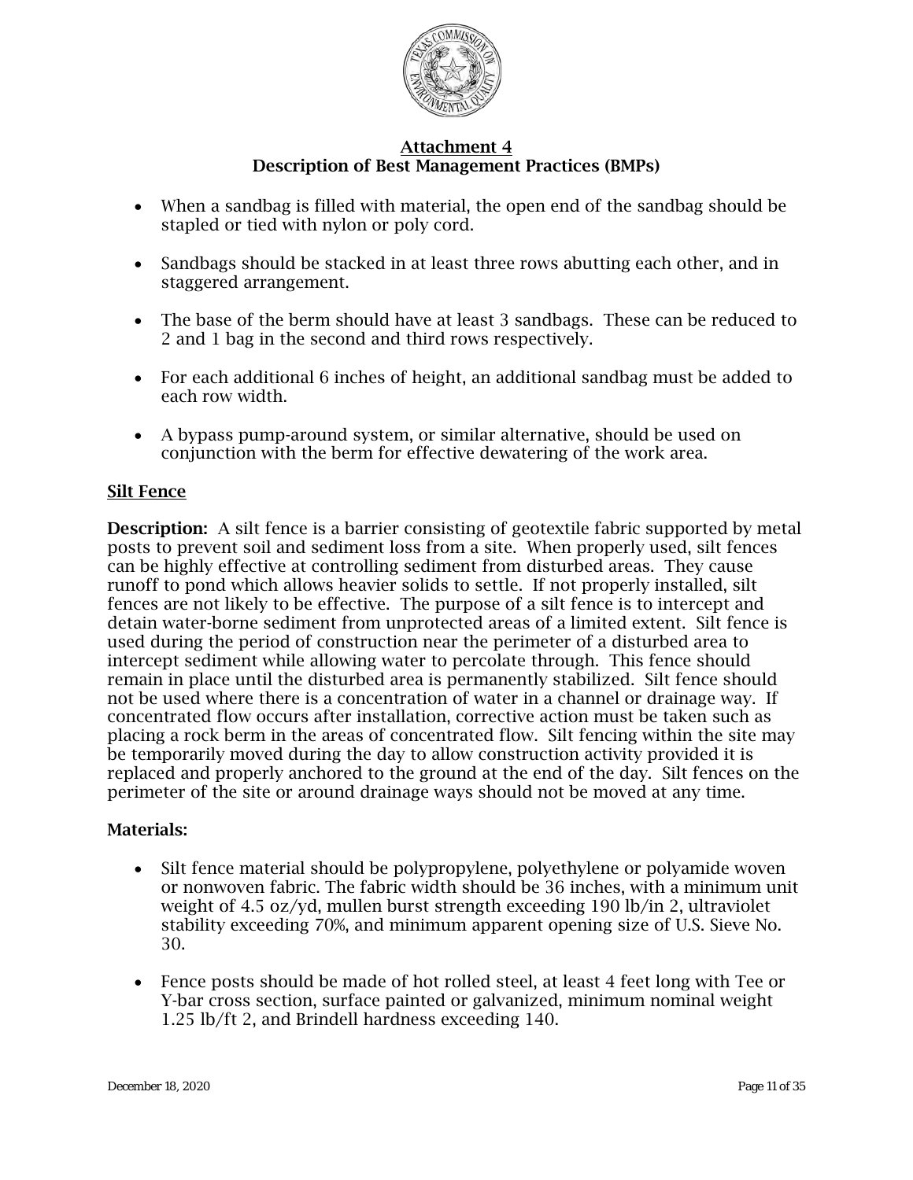## Attachment 4
## Description of Best Management Practices (BMPs)

- When a sandbag is filled with material, the open end of the sandbag should be stapled or tied with nylon or poly cord.
- Sandbags should be stacked in at least three rows abutting each other, and in staggered arrangement.
- The base of the berm should have at least 3 sandbags. These can be reduced to 2 and 1 bag in the second and third rows respectively.
- For each additional 6 inches of height, an additional sandbag must be added to each row width.
- A bypass pump-around system, or similar alternative, should be used on conjunction with the berm for effective dewatering of the work area.

### Silt Fence

**Description:** A silt fence is a barrier consisting of geotextile fabric supported by metal posts to prevent soil and sediment loss from a site. When properly used, silt fences can be highly effective at controlling sediment from disturbed areas. They cause runoff to pond which allows heavier solids to settle. If not properly installed, silt fences are not likely to be effective. The purpose of a silt fence is to intercept and detain water-borne sediment from unprotected areas of a limited extent. Silt fence is used during the period of construction near the perimeter of a disturbed area to intercept sediment while allowing water to percolate through. This fence should remain in place until the disturbed area is permanently stabilized. Silt fence should not be used where there is a concentration of water in a channel or drainage way. If concentrated flow occurs after installation, corrective action must be taken such as placing a rock berm in the areas of concentrated flow. Silt fencing within the site may be temporarily moved during the day to allow construction activity provided it is replaced and properly anchored to the ground at the end of the day. Silt fences on the perimeter of the site or around drainage ways should not be moved at any time.

**Materials:**

- Silt fence material should be polypropylene, polyethylene or polyamide woven or nonwoven fabric. The fabric width should be 36 inches, with a minimum unit weight of 4.5 oz/yd, mullen burst strength exceeding 190 lb/in 2, ultraviolet stability exceeding 70%, and minimum apparent opening size of U.S. Sieve No. 30.
- Fence posts should be made of hot rolled steel, at least 4 feet long with Tee or Y-bar cross section, surface painted or galvanized, minimum nominal weight 1.25 lb/ft 2, and Brindell hardness exceeding 140.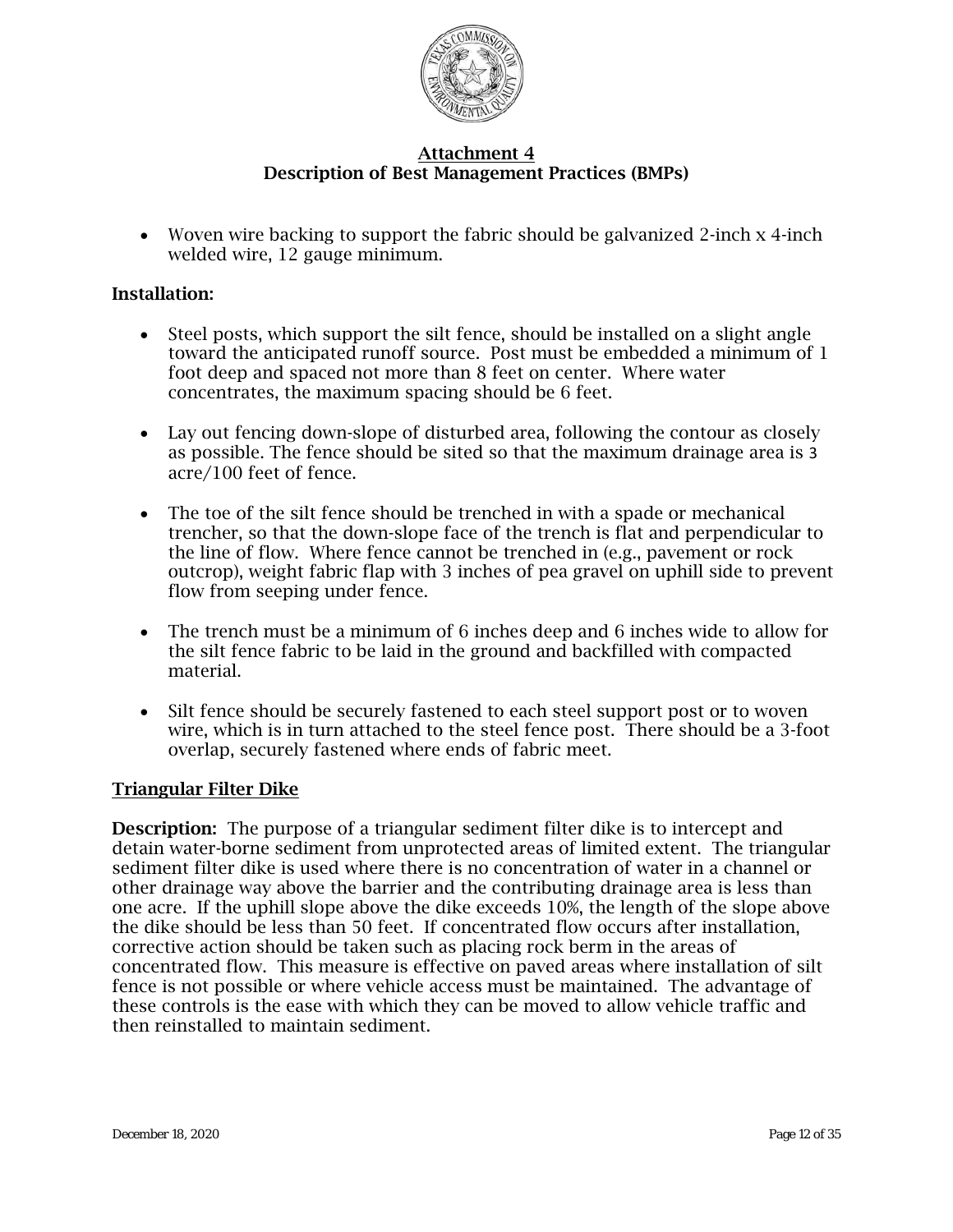## Attachment 4
## Description of Best Management Practices (BMPs)

- Woven wire backing to support the fabric should be galvanized 2-inch x 4-inch welded wire, 12 gauge minimum.

**Installation:**

- Steel posts, which support the silt fence, should be installed on a slight angle toward the anticipated runoff source. Post must be embedded a minimum of 1 foot deep and spaced not more than 8 feet on center. Where water concentrates, the maximum spacing should be 6 feet.
- Lay out fencing down-slope of disturbed area, following the contour as closely as possible. The fence should be sited so that the maximum drainage area is 3 acre/100 feet of fence.
- The toe of the silt fence should be trenched in with a spade or mechanical trencher, so that the down-slope face of the trench is flat and perpendicular to the line of flow. Where fence cannot be trenched in (e.g., pavement or rock outcrop), weight fabric flap with 3 inches of pea gravel on uphill side to prevent flow from seeping under fence.
- The trench must be a minimum of 6 inches deep and 6 inches wide to allow for the silt fence fabric to be laid in the ground and backfilled with compacted material.
- Silt fence should be securely fastened to each steel support post or to woven wire, which is in turn attached to the steel fence post. There should be a 3-foot overlap, securely fastened where ends of fabric meet.

### Triangular Filter Dike

**Description:** The purpose of a triangular sediment filter dike is to intercept and detain water-borne sediment from unprotected areas of limited extent. The triangular sediment filter dike is used where there is no concentration of water in a channel or other drainage way above the barrier and the contributing drainage area is less than one acre. If the uphill slope above the dike exceeds 10%, the length of the slope above the dike should be less than 50 feet. If concentrated flow occurs after installation, corrective action should be taken such as placing rock berm in the areas of concentrated flow. This measure is effective on paved areas where installation of silt fence is not possible or where vehicle access must be maintained. The advantage of these controls is the ease with which they can be moved to allow vehicle traffic and then reinstalled to maintain sediment.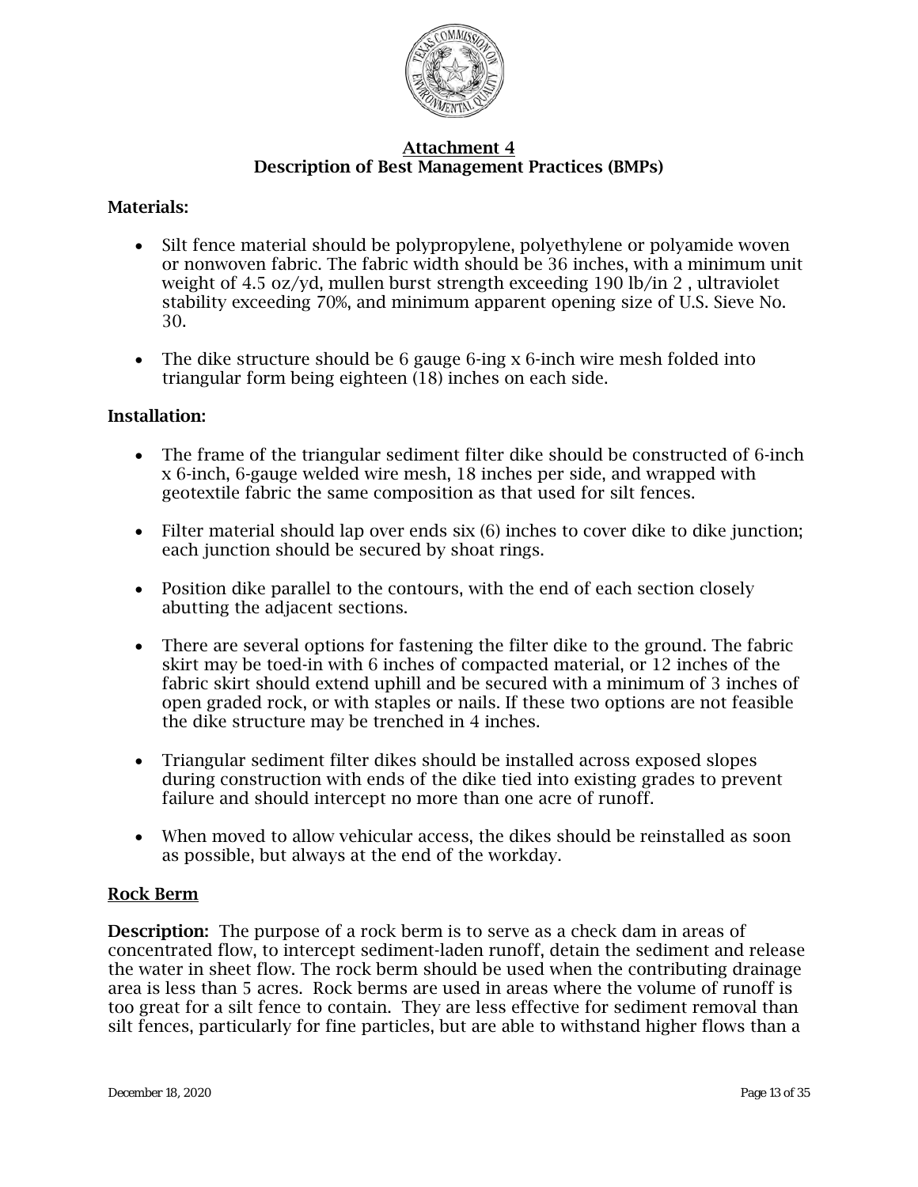## Attachment 4
## Description of Best Management Practices (BMPs)

**Materials:**

- Silt fence material should be polypropylene, polyethylene or polyamide woven or nonwoven fabric. The fabric width should be 36 inches, with a minimum unit weight of 4.5 oz/yd, mullen burst strength exceeding 190 lb/in 2 , ultraviolet stability exceeding 70%, and minimum apparent opening size of U.S. Sieve No. 30.

- The dike structure should be 6 gauge 6-ing x 6-inch wire mesh folded into triangular form being eighteen (18) inches on each side.

**Installation:**

- The frame of the triangular sediment filter dike should be constructed of 6-inch x 6-inch, 6-gauge welded wire mesh, 18 inches per side, and wrapped with geotextile fabric the same composition as that used for silt fences.

- Filter material should lap over ends six (6) inches to cover dike to dike junction; each junction should be secured by shoat rings.

- Position dike parallel to the contours, with the end of each section closely abutting the adjacent sections.

- There are several options for fastening the filter dike to the ground. The fabric skirt may be toed-in with 6 inches of compacted material, or 12 inches of the fabric skirt should extend uphill and be secured with a minimum of 3 inches of open graded rock, or with staples or nails. If these two options are not feasible the dike structure may be trenched in 4 inches.

- Triangular sediment filter dikes should be installed across exposed slopes during construction with ends of the dike tied into existing grades to prevent failure and should intercept no more than one acre of runoff.

- When moved to allow vehicular access, the dikes should be reinstalled as soon as possible, but always at the end of the workday.

### Rock Berm

**Description:** The purpose of a rock berm is to serve as a check dam in areas of concentrated flow, to intercept sediment-laden runoff, detain the sediment and release the water in sheet flow. The rock berm should be used when the contributing drainage area is less than 5 acres. Rock berms are used in areas where the volume of runoff is too great for a silt fence to contain. They are less effective for sediment removal than silt fences, particularly for fine particles, but are able to withstand higher flows than a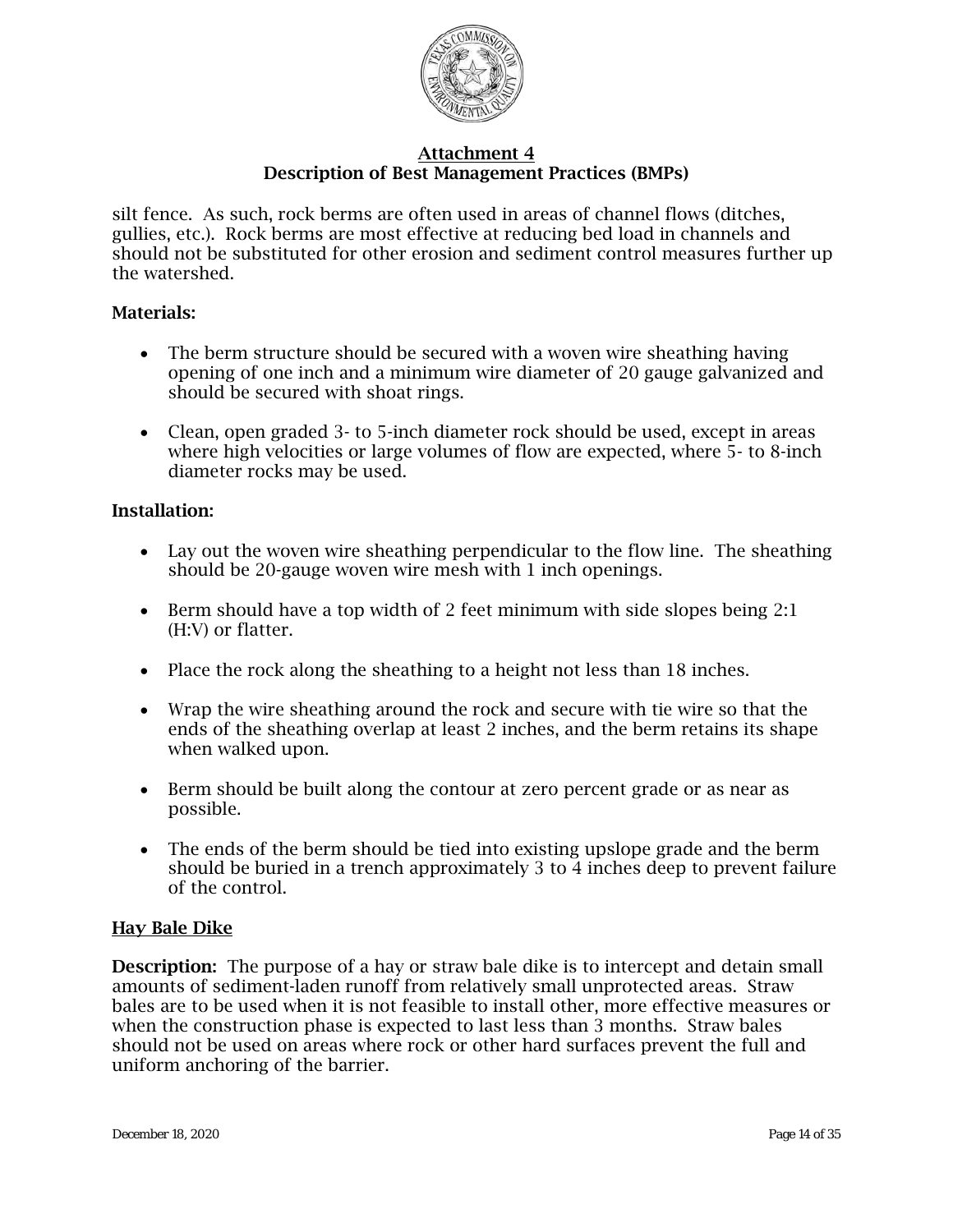silt fence. As such, rock berms are often used in areas of channel flows (ditches, gullies, etc.). Rock berms are most effective at reducing bed load in channels and should not be substituted for other erosion and sediment control measures further up the watershed.

**Materials:**

- The berm structure should be secured with a woven wire sheathing having opening of one inch and a minimum wire diameter of 20 gauge galvanized and should be secured with shoat rings.
- Clean, open graded 3- to 5-inch diameter rock should be used, except in areas where high velocities or large volumes of flow are expected, where 5- to 8-inch diameter rocks may be used.

**Installation:**

- Lay out the woven wire sheathing perpendicular to the flow line. The sheathing should be 20-gauge woven wire mesh with 1 inch openings.
- Berm should have a top width of 2 feet minimum with side slopes being 2:1 (H:V) or flatter.
- Place the rock along the sheathing to a height not less than 18 inches.
- Wrap the wire sheathing around the rock and secure with tie wire so that the ends of the sheathing overlap at least 2 inches, and the berm retains its shape when walked upon.
- Berm should be built along the contour at zero percent grade or as near as possible.
- The ends of the berm should be tied into existing upslope grade and the berm should be buried in a trench approximately 3 to 4 inches deep to prevent failure of the control.

## Hay Bale Dike

**Description:** The purpose of a hay or straw bale dike is to intercept and detain small amounts of sediment-laden runoff from relatively small unprotected areas. Straw bales are to be used when it is not feasible to install other, more effective measures or when the construction phase is expected to last less than 3 months. Straw bales should not be used on areas where rock or other hard surfaces prevent the full and uniform anchoring of the barrier.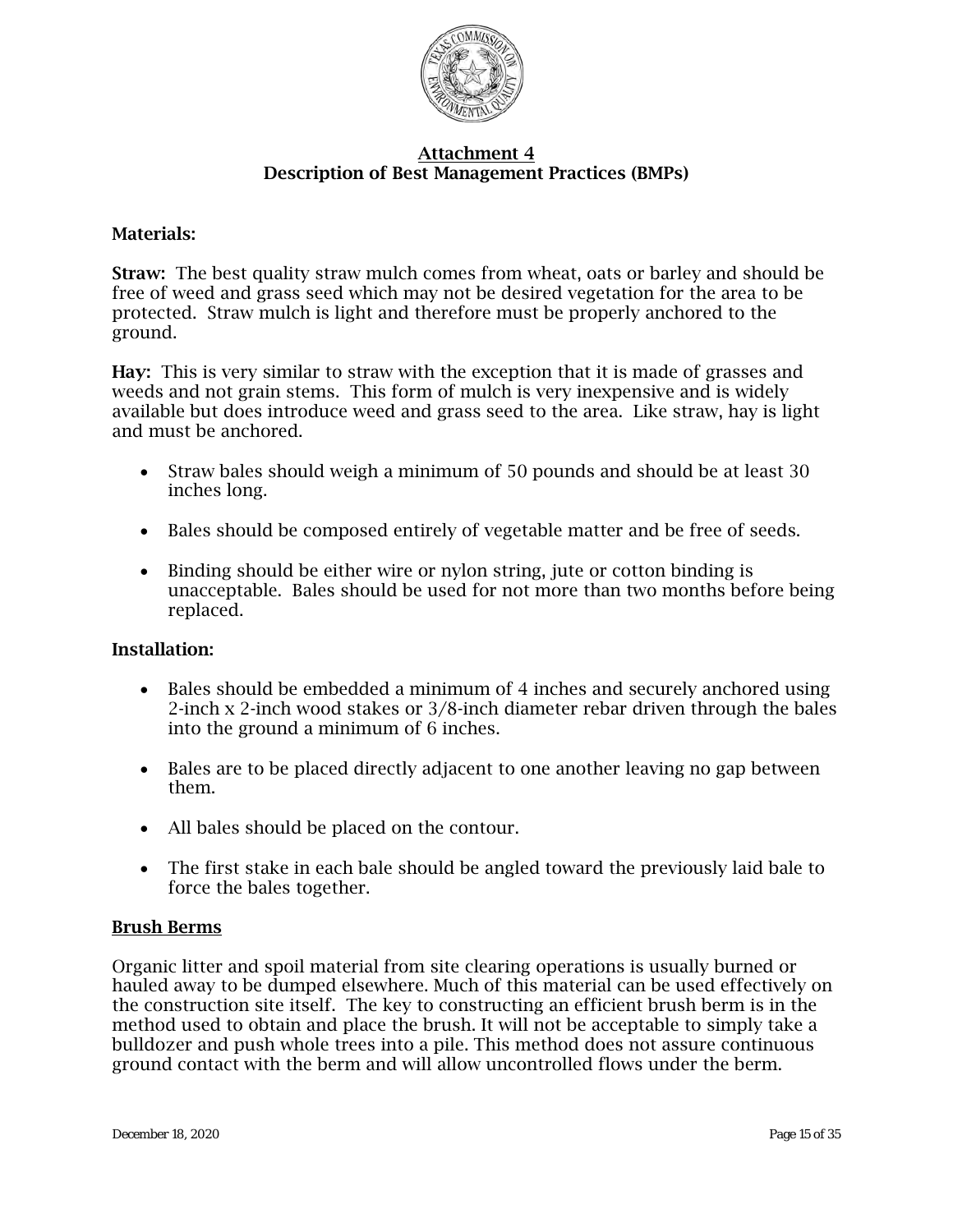## Attachment 4
## Description of Best Management Practices (BMPs)

**Materials:**

**Straw:** The best quality straw mulch comes from wheat, oats or barley and should be free of weed and grass seed which may not be desired vegetation for the area to be protected. Straw mulch is light and therefore must be properly anchored to the ground.

**Hay:** This is very similar to straw with the exception that it is made of grasses and weeds and not grain stems. This form of mulch is very inexpensive and is widely available but does introduce weed and grass seed to the area. Like straw, hay is light and must be anchored.

- Straw bales should weigh a minimum of 50 pounds and should be at least 30 inches long.
- Bales should be composed entirely of vegetable matter and be free of seeds.
- Binding should be either wire or nylon string, jute or cotton binding is unacceptable. Bales should be used for not more than two months before being replaced.

**Installation:**

- Bales should be embedded a minimum of 4 inches and securely anchored using 2-inch x 2-inch wood stakes or 3/8-inch diameter rebar driven through the bales into the ground a minimum of 6 inches.
- Bales are to be placed directly adjacent to one another leaving no gap between them.
- All bales should be placed on the contour.
- The first stake in each bale should be angled toward the previously laid bale to force the bales together.

### Brush Berms

Organic litter and spoil material from site clearing operations is usually burned or hauled away to be dumped elsewhere. Much of this material can be used effectively on the construction site itself. The key to constructing an efficient brush berm is in the method used to obtain and place the brush. It will not be acceptable to simply take a bulldozer and push whole trees into a pile. This method does not assure continuous ground contact with the berm and will allow uncontrolled flows under the berm.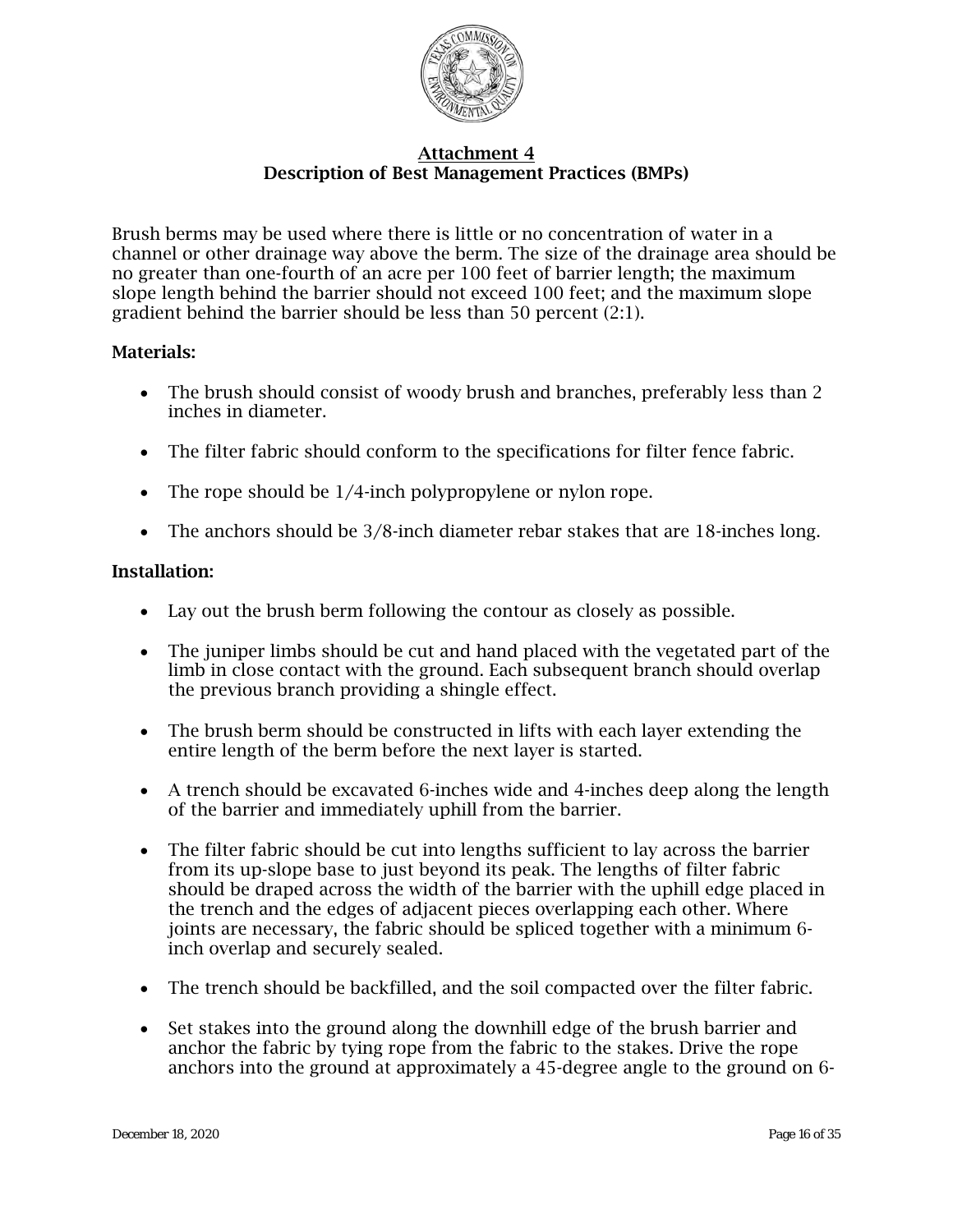## Attachment 4
## Description of Best Management Practices (BMPs)

Brush berms may be used where there is little or no concentration of water in a channel or other drainage way above the berm. The size of the drainage area should be no greater than one-fourth of an acre per 100 feet of barrier length; the maximum slope length behind the barrier should not exceed 100 feet; and the maximum slope gradient behind the barrier should be less than 50 percent (2:1).

**Materials:**

- The brush should consist of woody brush and branches, preferably less than 2 inches in diameter.
- The filter fabric should conform to the specifications for filter fence fabric.
- The rope should be 1/4-inch polypropylene or nylon rope.
- The anchors should be 3/8-inch diameter rebar stakes that are 18-inches long.

**Installation:**

- Lay out the brush berm following the contour as closely as possible.
- The juniper limbs should be cut and hand placed with the vegetated part of the limb in close contact with the ground. Each subsequent branch should overlap the previous branch providing a shingle effect.
- The brush berm should be constructed in lifts with each layer extending the entire length of the berm before the next layer is started.
- A trench should be excavated 6-inches wide and 4-inches deep along the length of the barrier and immediately uphill from the barrier.
- The filter fabric should be cut into lengths sufficient to lay across the barrier from its up-slope base to just beyond its peak. The lengths of filter fabric should be draped across the width of the barrier with the uphill edge placed in the trench and the edges of adjacent pieces overlapping each other. Where joints are necessary, the fabric should be spliced together with a minimum 6-inch overlap and securely sealed.
- The trench should be backfilled, and the soil compacted over the filter fabric.
- Set stakes into the ground along the downhill edge of the brush barrier and anchor the fabric by tying rope from the fabric to the stakes. Drive the rope anchors into the ground at approximately a 45-degree angle to the ground on 6-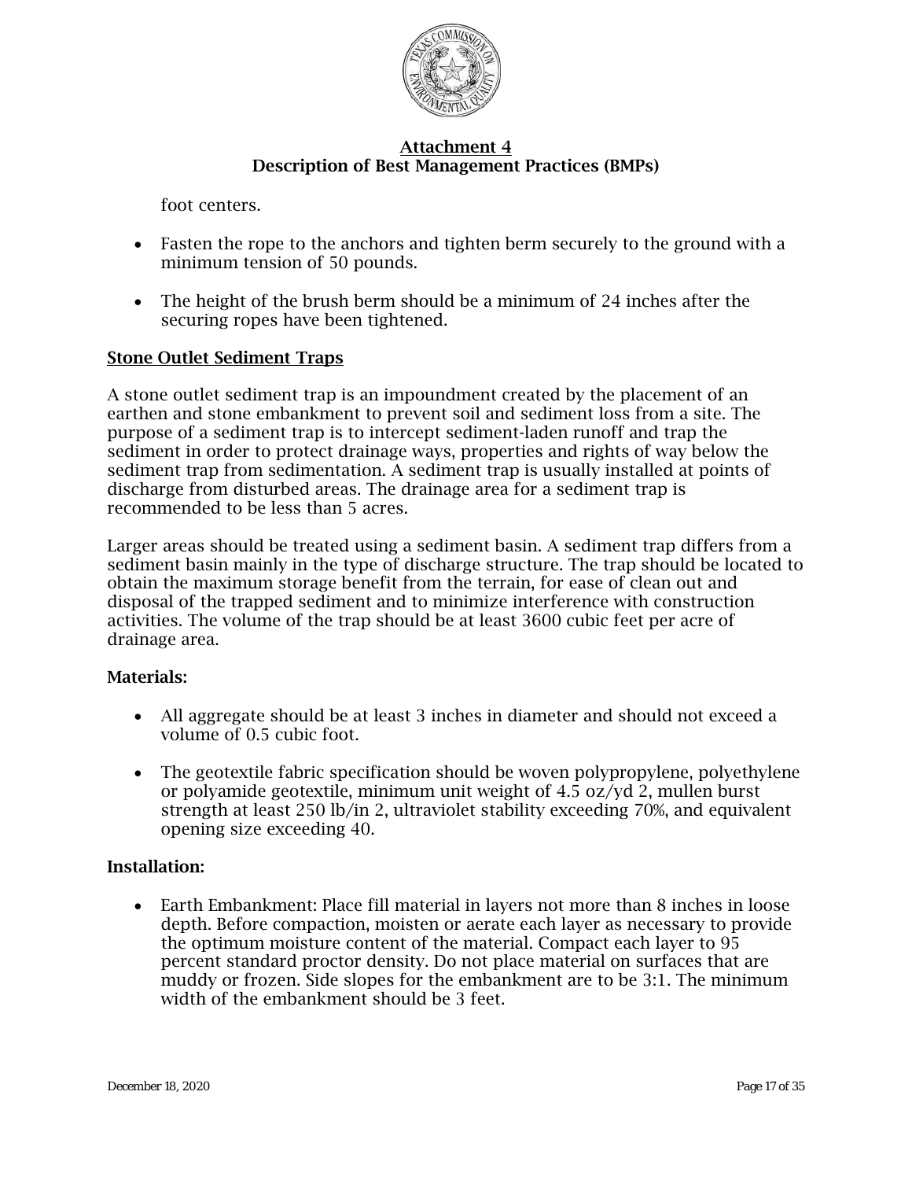foot centers.

- Fasten the rope to the anchors and tighten berm securely to the ground with a minimum tension of 50 pounds.

- The height of the brush berm should be a minimum of 24 inches after the securing ropes have been tightened.

**Stone Outlet Sediment Traps**

A stone outlet sediment trap is an impoundment created by the placement of an earthen and stone embankment to prevent soil and sediment loss from a site. The purpose of a sediment trap is to intercept sediment-laden runoff and trap the sediment in order to protect drainage ways, properties and rights of way below the sediment trap from sedimentation. A sediment trap is usually installed at points of discharge from disturbed areas. The drainage area for a sediment trap is recommended to be less than 5 acres.

Larger areas should be treated using a sediment basin. A sediment trap differs from a sediment basin mainly in the type of discharge structure. The trap should be located to obtain the maximum storage benefit from the terrain, for ease of clean out and disposal of the trapped sediment and to minimize interference with construction activities. The volume of the trap should be at least 3600 cubic feet per acre of drainage area.

**Materials:**

- All aggregate should be at least 3 inches in diameter and should not exceed a volume of 0.5 cubic foot.

- The geotextile fabric specification should be woven polypropylene, polyethylene or polyamide geotextile, minimum unit weight of 4.5 oz/yd 2, mullen burst strength at least 250 lb/in 2, ultraviolet stability exceeding 70%, and equivalent opening size exceeding 40.

**Installation:**

- Earth Embankment: Place fill material in layers not more than 8 inches in loose depth. Before compaction, moisten or aerate each layer as necessary to provide the optimum moisture content of the material. Compact each layer to 95 percent standard proctor density. Do not place material on surfaces that are muddy or frozen. Side slopes for the embankment are to be 3:1. The minimum width of the embankment should be 3 feet.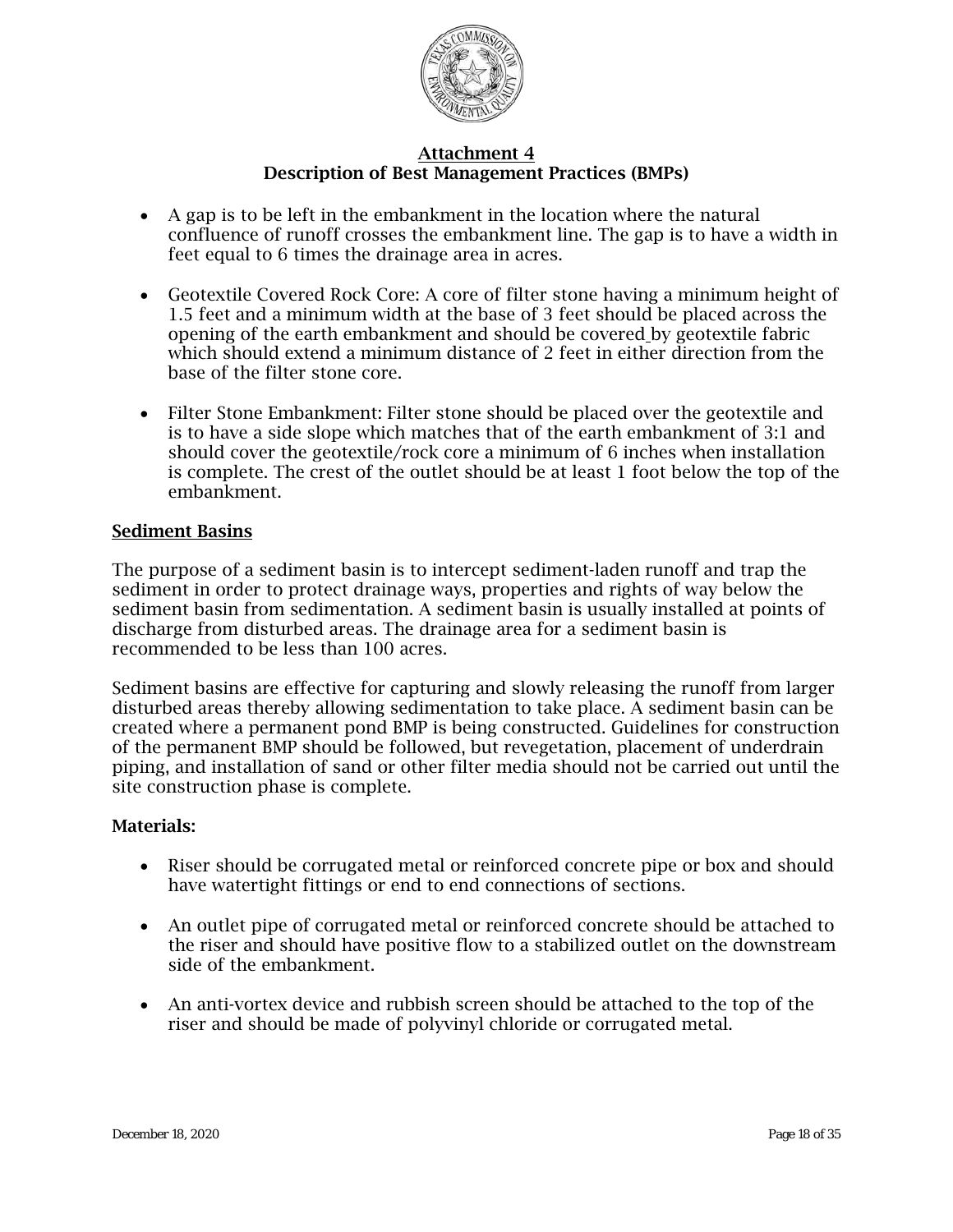## Attachment 4
## Description of Best Management Practices (BMPs)

- A gap is to be left in the embankment in the location where the natural confluence of runoff crosses the embankment line. The gap is to have a width in feet equal to 6 times the drainage area in acres.

- Geotextile Covered Rock Core: A core of filter stone having a minimum height of 1.5 feet and a minimum width at the base of 3 feet should be placed across the opening of the earth embankment and should be covered by geotextile fabric which should extend a minimum distance of 2 feet in either direction from the base of the filter stone core.

- Filter Stone Embankment: Filter stone should be placed over the geotextile and is to have a side slope which matches that of the earth embankment of 3:1 and should cover the geotextile/rock core a minimum of 6 inches when installation is complete. The crest of the outlet should be at least 1 foot below the top of the embankment.

### Sediment Basins

The purpose of a sediment basin is to intercept sediment-laden runoff and trap the sediment in order to protect drainage ways, properties and rights of way below the sediment basin from sedimentation. A sediment basin is usually installed at points of discharge from disturbed areas. The drainage area for a sediment basin is recommended to be less than 100 acres.

Sediment basins are effective for capturing and slowly releasing the runoff from larger disturbed areas thereby allowing sedimentation to take place. A sediment basin can be created where a permanent pond BMP is being constructed. Guidelines for construction of the permanent BMP should be followed, but revegetation, placement of underdrain piping, and installation of sand or other filter media should not be carried out until the site construction phase is complete.

**Materials:**

- Riser should be corrugated metal or reinforced concrete pipe or box and should have watertight fittings or end to end connections of sections.

- An outlet pipe of corrugated metal or reinforced concrete should be attached to the riser and should have positive flow to a stabilized outlet on the downstream side of the embankment.

- An anti-vortex device and rubbish screen should be attached to the top of the riser and should be made of polyvinyl chloride or corrugated metal.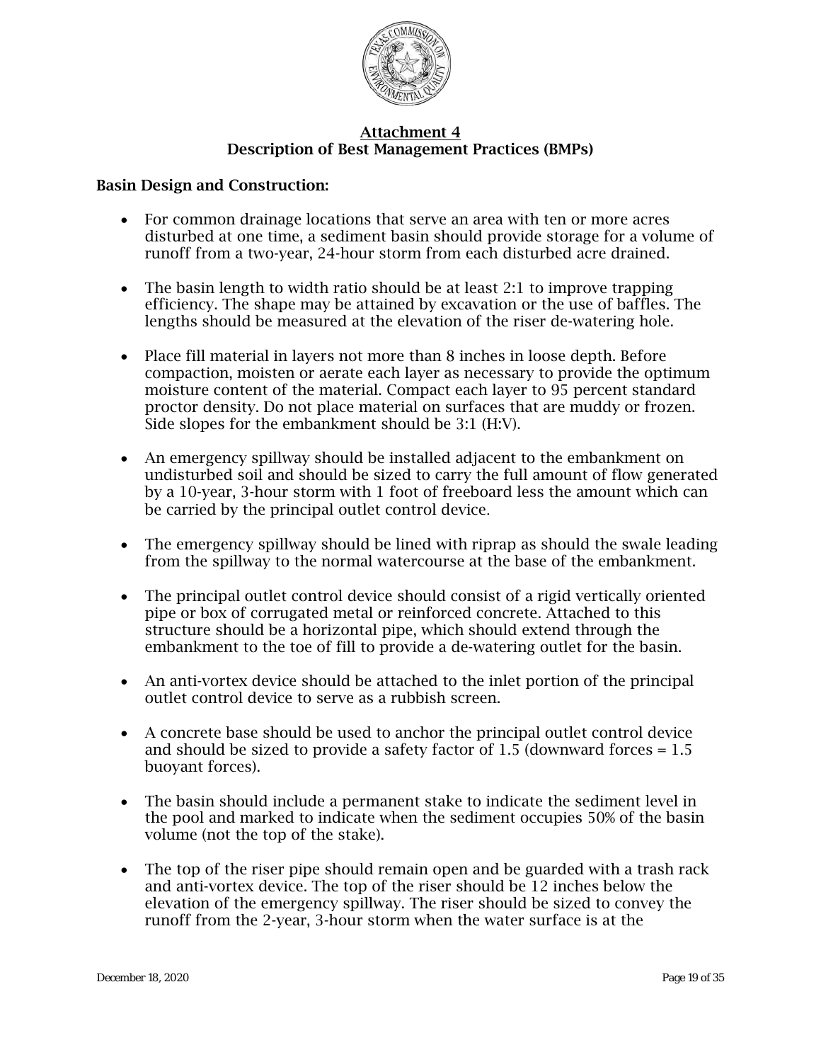## Attachment 4
## Description of Best Management Practices (BMPs)

**Basin Design and Construction:**

- For common drainage locations that serve an area with ten or more acres disturbed at one time, a sediment basin should provide storage for a volume of runoff from a two-year, 24-hour storm from each disturbed acre drained.

- The basin length to width ratio should be at least 2:1 to improve trapping efficiency. The shape may be attained by excavation or the use of baffles. The lengths should be measured at the elevation of the riser de-watering hole.

- Place fill material in layers not more than 8 inches in loose depth. Before compaction, moisten or aerate each layer as necessary to provide the optimum moisture content of the material. Compact each layer to 95 percent standard proctor density. Do not place material on surfaces that are muddy or frozen. Side slopes for the embankment should be 3:1 (H:V).

- An emergency spillway should be installed adjacent to the embankment on undisturbed soil and should be sized to carry the full amount of flow generated by a 10-year, 3-hour storm with 1 foot of freeboard less the amount which can be carried by the principal outlet control device.

- The emergency spillway should be lined with riprap as should the swale leading from the spillway to the normal watercourse at the base of the embankment.

- The principal outlet control device should consist of a rigid vertically oriented pipe or box of corrugated metal or reinforced concrete. Attached to this structure should be a horizontal pipe, which should extend through the embankment to the toe of fill to provide a de-watering outlet for the basin.

- An anti-vortex device should be attached to the inlet portion of the principal outlet control device to serve as a rubbish screen.

- A concrete base should be used to anchor the principal outlet control device and should be sized to provide a safety factor of 1.5 (downward forces = 1.5 buoyant forces).

- The basin should include a permanent stake to indicate the sediment level in the pool and marked to indicate when the sediment occupies 50% of the basin volume (not the top of the stake).

- The top of the riser pipe should remain open and be guarded with a trash rack and anti-vortex device. The top of the riser should be 12 inches below the elevation of the emergency spillway. The riser should be sized to convey the runoff from the 2-year, 3-hour storm when the water surface is at the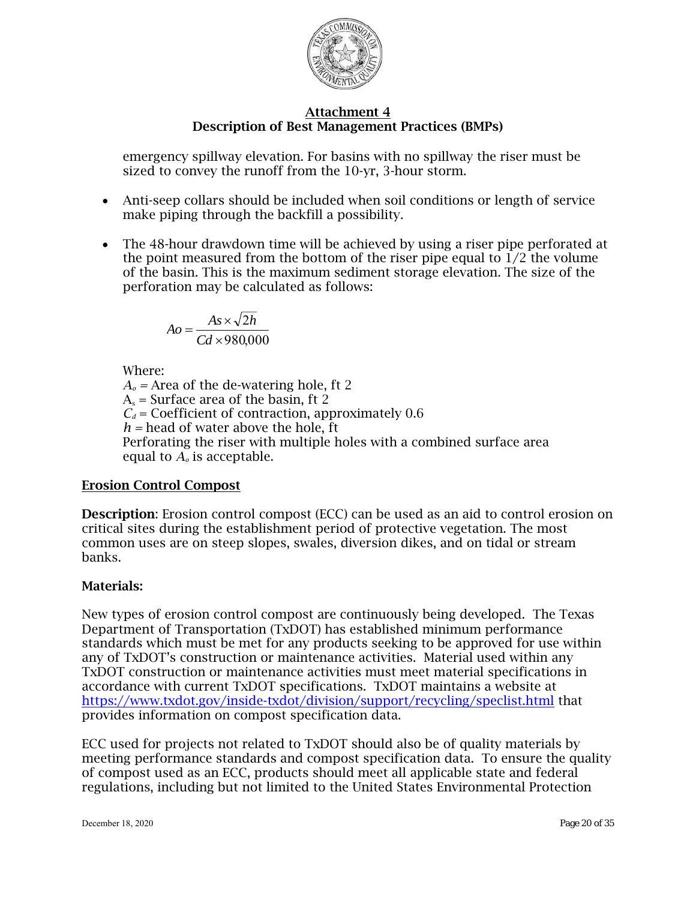emergency spillway elevation. For basins with no spillway the riser must be sized to convey the runoff from the 10-yr, 3-hour storm.

- Anti-seep collars should be included when soil conditions or length of service make piping through the backfill a possibility.
- The 48-hour drawdown time will be achieved by using a riser pipe perforated at the point measured from the bottom of the riser pipe equal to 1/2 the volume of the basin. This is the maximum sediment storage elevation. The size of the perforation may be calculated as follows:

$$Ao = \frac{As \times \sqrt{2h}}{Cd \times 980{,}000}$$

Where:
$A_o$ = Area of the de-watering hole, ft 2
$A_s$ = Surface area of the basin, ft 2
$C_d$ = Coefficient of contraction, approximately 0.6
$h$ = head of water above the hole, ft
Perforating the riser with multiple holes with a combined surface area equal to $A_o$ is acceptable.

## Erosion Control Compost

**Description**: Erosion control compost (ECC) can be used as an aid to control erosion on critical sites during the establishment period of protective vegetation. The most common uses are on steep slopes, swales, diversion dikes, and on tidal or stream banks.

**Materials:**

New types of erosion control compost are continuously being developed. The Texas Department of Transportation (TxDOT) has established minimum performance standards which must be met for any products seeking to be approved for use within any of TxDOT's construction or maintenance activities. Material used within any TxDOT construction or maintenance activities must meet material specifications in accordance with current TxDOT specifications. TxDOT maintains a website at https://www.txdot.gov/inside-txdot/division/support/recycling/speclist.html that provides information on compost specification data.

ECC used for projects not related to TxDOT should also be of quality materials by meeting performance standards and compost specification data. To ensure the quality of compost used as an ECC, products should meet all applicable state and federal regulations, including but not limited to the United States Environmental Protection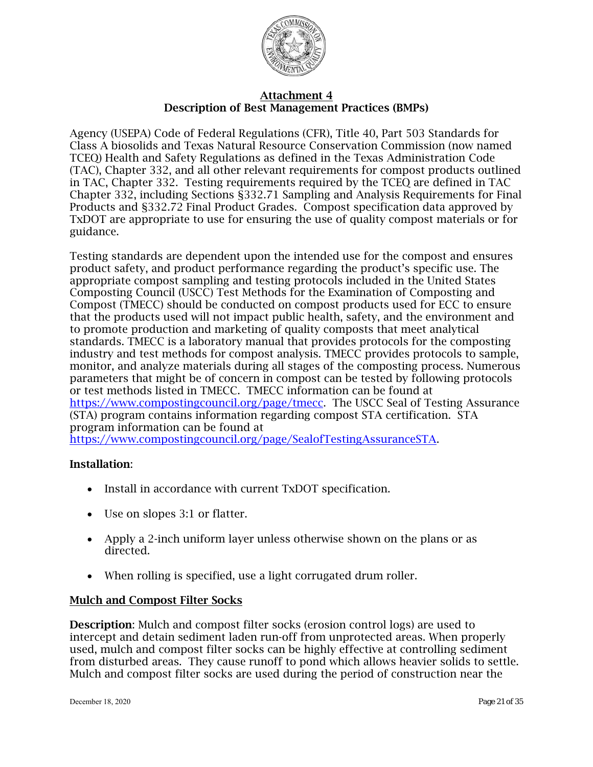## Attachment 4
## Description of Best Management Practices (BMPs)

Agency (USEPA) Code of Federal Regulations (CFR), Title 40, Part 503 Standards for Class A biosolids and Texas Natural Resource Conservation Commission (now named TCEQ) Health and Safety Regulations as defined in the Texas Administration Code (TAC), Chapter 332, and all other relevant requirements for compost products outlined in TAC, Chapter 332. Testing requirements required by the TCEQ are defined in TAC Chapter 332, including Sections §332.71 Sampling and Analysis Requirements for Final Products and §332.72 Final Product Grades. Compost specification data approved by TxDOT are appropriate to use for ensuring the use of quality compost materials or for guidance.

Testing standards are dependent upon the intended use for the compost and ensures product safety, and product performance regarding the product's specific use. The appropriate compost sampling and testing protocols included in the United States Composting Council (USCC) Test Methods for the Examination of Composting and Compost (TMECC) should be conducted on compost products used for ECC to ensure that the products used will not impact public health, safety, and the environment and to promote production and marketing of quality composts that meet analytical standards. TMECC is a laboratory manual that provides protocols for the composting industry and test methods for compost analysis. TMECC provides protocols to sample, monitor, and analyze materials during all stages of the composting process. Numerous parameters that might be of concern in compost can be tested by following protocols or test methods listed in TMECC. TMECC information can be found at https://www.compostingcouncil.org/page/tmecc. The USCC Seal of Testing Assurance (STA) program contains information regarding compost STA certification. STA program information can be found at https://www.compostingcouncil.org/page/SealofTestingAssuranceSTA.

**Installation**:

- Install in accordance with current TxDOT specification.
- Use on slopes 3:1 or flatter.
- Apply a 2-inch uniform layer unless otherwise shown on the plans or as directed.
- When rolling is specified, use a light corrugated drum roller.

### Mulch and Compost Filter Socks

**Description**: Mulch and compost filter socks (erosion control logs) are used to intercept and detain sediment laden run-off from unprotected areas. When properly used, mulch and compost filter socks can be highly effective at controlling sediment from disturbed areas. They cause runoff to pond which allows heavier solids to settle. Mulch and compost filter socks are used during the period of construction near the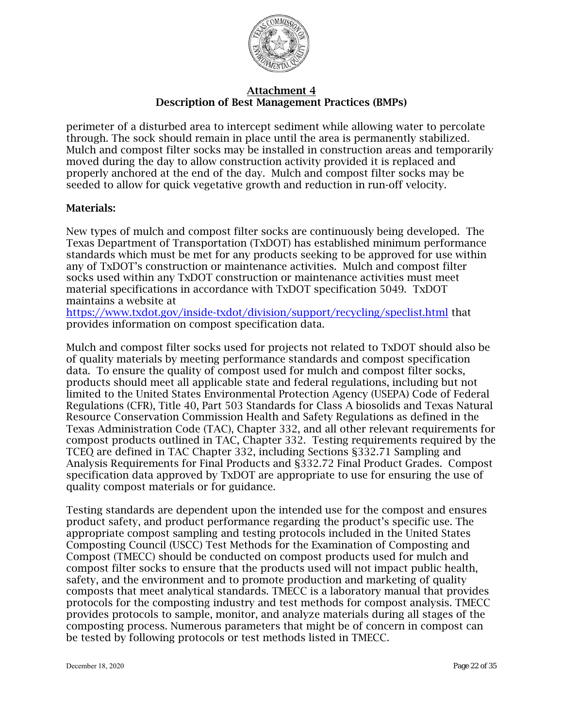perimeter of a disturbed area to intercept sediment while allowing water to percolate through. The sock should remain in place until the area is permanently stabilized. Mulch and compost filter socks may be installed in construction areas and temporarily moved during the day to allow construction activity provided it is replaced and properly anchored at the end of the day. Mulch and compost filter socks may be seeded to allow for quick vegetative growth and reduction in run-off velocity.

**Materials:**

New types of mulch and compost filter socks are continuously being developed. The Texas Department of Transportation (TxDOT) has established minimum performance standards which must be met for any products seeking to be approved for use within any of TxDOT's construction or maintenance activities. Mulch and compost filter socks used within any TxDOT construction or maintenance activities must meet material specifications in accordance with TxDOT specification 5049. TxDOT maintains a website at https://www.txdot.gov/inside-txdot/division/support/recycling/speclist.html that provides information on compost specification data.

Mulch and compost filter socks used for projects not related to TxDOT should also be of quality materials by meeting performance standards and compost specification data. To ensure the quality of compost used for mulch and compost filter socks, products should meet all applicable state and federal regulations, including but not limited to the United States Environmental Protection Agency (USEPA) Code of Federal Regulations (CFR), Title 40, Part 503 Standards for Class A biosolids and Texas Natural Resource Conservation Commission Health and Safety Regulations as defined in the Texas Administration Code (TAC), Chapter 332, and all other relevant requirements for compost products outlined in TAC, Chapter 332. Testing requirements required by the TCEQ are defined in TAC Chapter 332, including Sections §332.71 Sampling and Analysis Requirements for Final Products and §332.72 Final Product Grades. Compost specification data approved by TxDOT are appropriate to use for ensuring the use of quality compost materials or for guidance.

Testing standards are dependent upon the intended use for the compost and ensures product safety, and product performance regarding the product's specific use. The appropriate compost sampling and testing protocols included in the United States Composting Council (USCC) Test Methods for the Examination of Composting and Compost (TMECC) should be conducted on compost products used for mulch and compost filter socks to ensure that the products used will not impact public health, safety, and the environment and to promote production and marketing of quality composts that meet analytical standards. TMECC is a laboratory manual that provides protocols for the composting industry and test methods for compost analysis. TMECC provides protocols to sample, monitor, and analyze materials during all stages of the composting process. Numerous parameters that might be of concern in compost can be tested by following protocols or test methods listed in TMECC.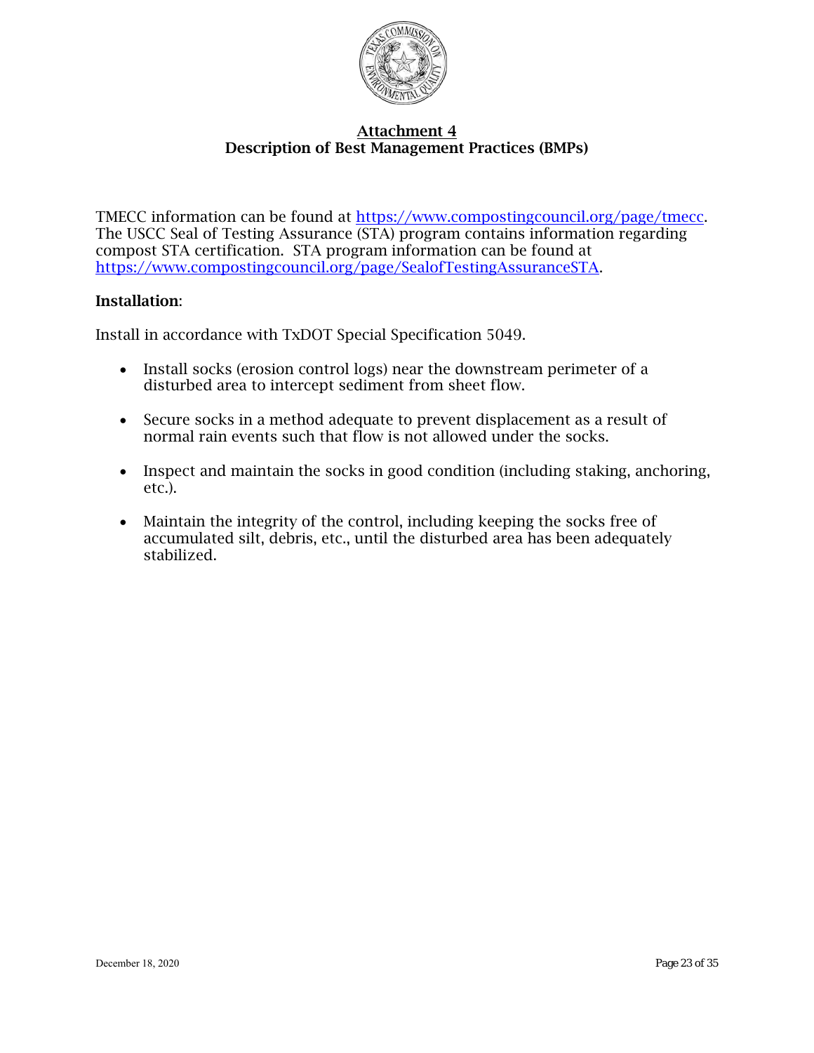## Attachment 4
## Description of Best Management Practices (BMPs)

TMECC information can be found at https://www.compostingcouncil.org/page/tmecc. The USCC Seal of Testing Assurance (STA) program contains information regarding compost STA certification. STA program information can be found at https://www.compostingcouncil.org/page/SealofTestingAssuranceSTA.

**Installation**:

Install in accordance with TxDOT Special Specification 5049.

- Install socks (erosion control logs) near the downstream perimeter of a disturbed area to intercept sediment from sheet flow.
- Secure socks in a method adequate to prevent displacement as a result of normal rain events such that flow is not allowed under the socks.
- Inspect and maintain the socks in good condition (including staking, anchoring, etc.).
- Maintain the integrity of the control, including keeping the socks free of accumulated silt, debris, etc., until the disturbed area has been adequately stabilized.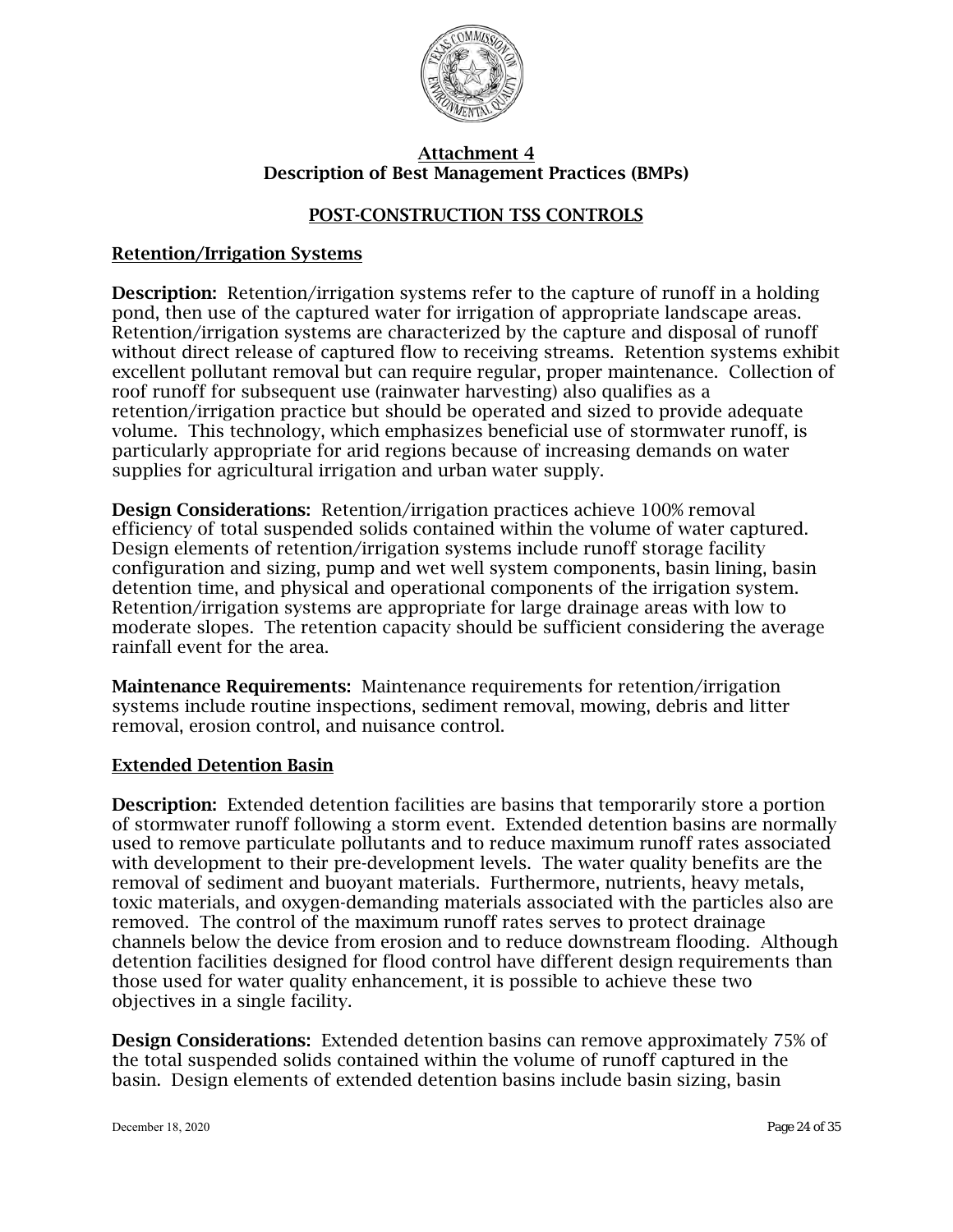## Attachment 4
## Description of Best Management Practices (BMPs)

### POST-CONSTRUCTION TSS CONTROLS

#### Retention/Irrigation Systems

**Description:** Retention/irrigation systems refer to the capture of runoff in a holding pond, then use of the captured water for irrigation of appropriate landscape areas. Retention/irrigation systems are characterized by the capture and disposal of runoff without direct release of captured flow to receiving streams. Retention systems exhibit excellent pollutant removal but can require regular, proper maintenance. Collection of roof runoff for subsequent use (rainwater harvesting) also qualifies as a retention/irrigation practice but should be operated and sized to provide adequate volume. This technology, which emphasizes beneficial use of stormwater runoff, is particularly appropriate for arid regions because of increasing demands on water supplies for agricultural irrigation and urban water supply.

**Design Considerations:** Retention/irrigation practices achieve 100% removal efficiency of total suspended solids contained within the volume of water captured. Design elements of retention/irrigation systems include runoff storage facility configuration and sizing, pump and wet well system components, basin lining, basin detention time, and physical and operational components of the irrigation system. Retention/irrigation systems are appropriate for large drainage areas with low to moderate slopes. The retention capacity should be sufficient considering the average rainfall event for the area.

**Maintenance Requirements:** Maintenance requirements for retention/irrigation systems include routine inspections, sediment removal, mowing, debris and litter removal, erosion control, and nuisance control.

#### Extended Detention Basin

**Description:** Extended detention facilities are basins that temporarily store a portion of stormwater runoff following a storm event. Extended detention basins are normally used to remove particulate pollutants and to reduce maximum runoff rates associated with development to their pre-development levels. The water quality benefits are the removal of sediment and buoyant materials. Furthermore, nutrients, heavy metals, toxic materials, and oxygen-demanding materials associated with the particles also are removed. The control of the maximum runoff rates serves to protect drainage channels below the device from erosion and to reduce downstream flooding. Although detention facilities designed for flood control have different design requirements than those used for water quality enhancement, it is possible to achieve these two objectives in a single facility.

**Design Considerations:** Extended detention basins can remove approximately 75% of the total suspended solids contained within the volume of runoff captured in the basin. Design elements of extended detention basins include basin sizing, basin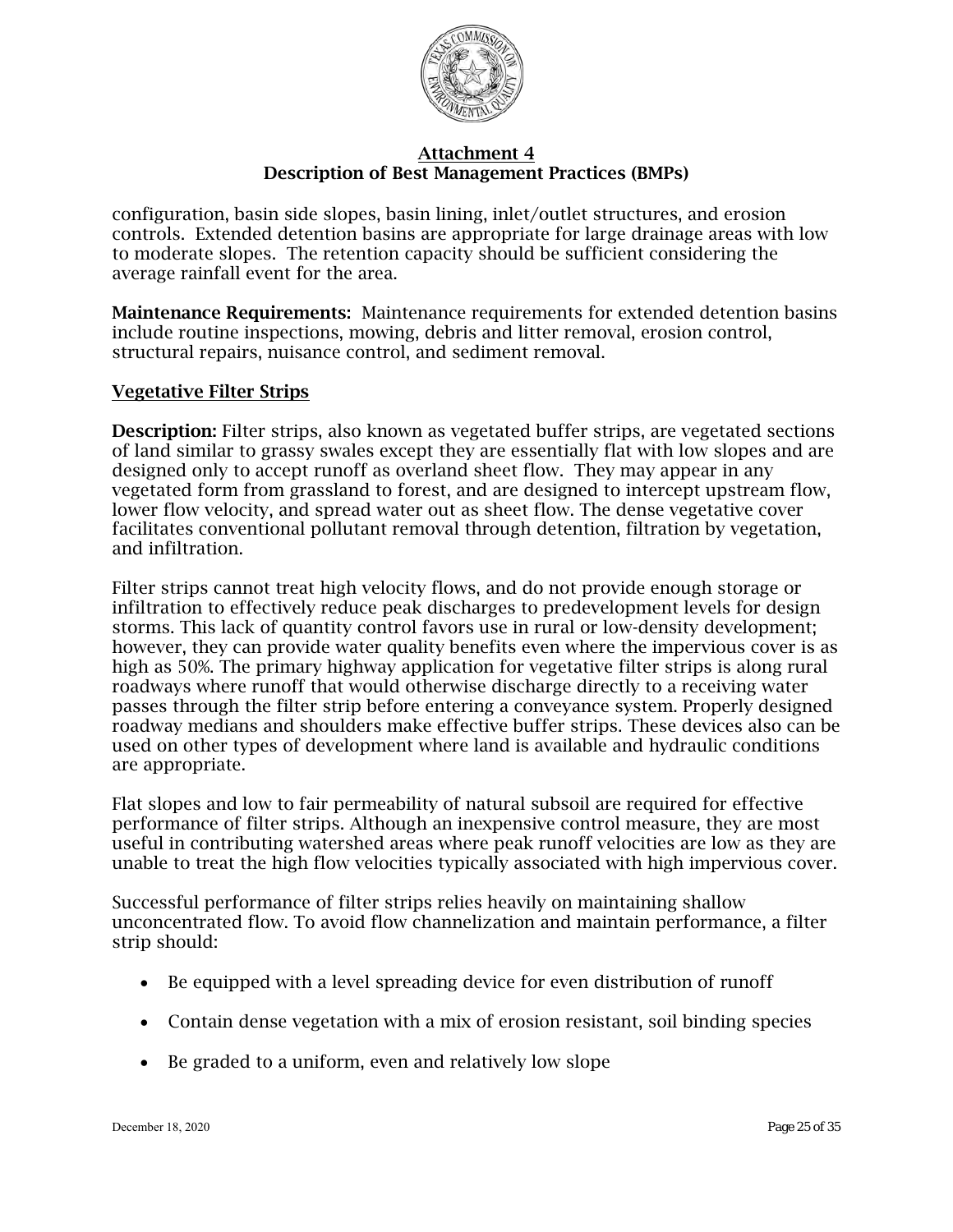## Attachment 4
## Description of Best Management Practices (BMPs)

configuration, basin side slopes, basin lining, inlet/outlet structures, and erosion controls. Extended detention basins are appropriate for large drainage areas with low to moderate slopes. The retention capacity should be sufficient considering the average rainfall event for the area.

**Maintenance Requirements:** Maintenance requirements for extended detention basins include routine inspections, mowing, debris and litter removal, erosion control, structural repairs, nuisance control, and sediment removal.

### Vegetative Filter Strips

**Description:** Filter strips, also known as vegetated buffer strips, are vegetated sections of land similar to grassy swales except they are essentially flat with low slopes and are designed only to accept runoff as overland sheet flow. They may appear in any vegetated form from grassland to forest, and are designed to intercept upstream flow, lower flow velocity, and spread water out as sheet flow. The dense vegetative cover facilitates conventional pollutant removal through detention, filtration by vegetation, and infiltration.

Filter strips cannot treat high velocity flows, and do not provide enough storage or infiltration to effectively reduce peak discharges to predevelopment levels for design storms. This lack of quantity control favors use in rural or low-density development; however, they can provide water quality benefits even where the impervious cover is as high as 50%. The primary highway application for vegetative filter strips is along rural roadways where runoff that would otherwise discharge directly to a receiving water passes through the filter strip before entering a conveyance system. Properly designed roadway medians and shoulders make effective buffer strips. These devices also can be used on other types of development where land is available and hydraulic conditions are appropriate.

Flat slopes and low to fair permeability of natural subsoil are required for effective performance of filter strips. Although an inexpensive control measure, they are most useful in contributing watershed areas where peak runoff velocities are low as they are unable to treat the high flow velocities typically associated with high impervious cover.

Successful performance of filter strips relies heavily on maintaining shallow unconcentrated flow. To avoid flow channelization and maintain performance, a filter strip should:

- Be equipped with a level spreading device for even distribution of runoff
- Contain dense vegetation with a mix of erosion resistant, soil binding species
- Be graded to a uniform, even and relatively low slope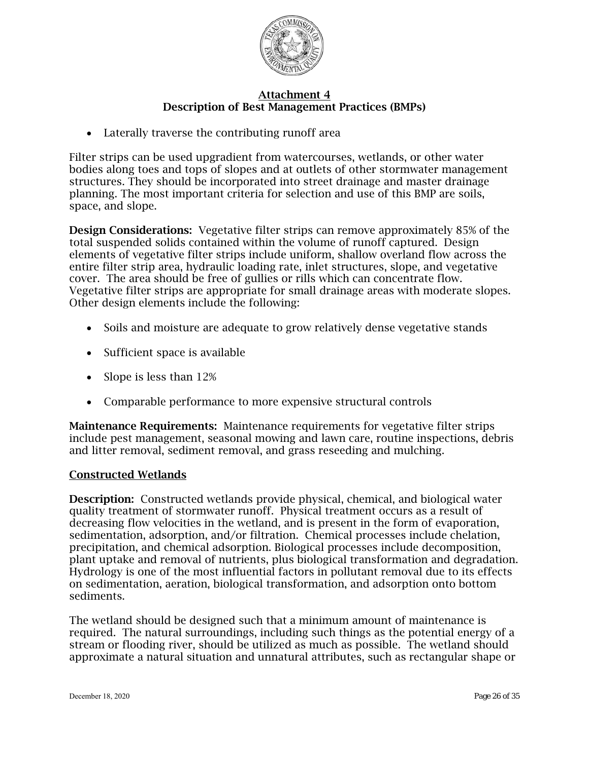- Laterally traverse the contributing runoff area

Filter strips can be used upgradient from watercourses, wetlands, or other water bodies along toes and tops of slopes and at outlets of other stormwater management structures. They should be incorporated into street drainage and master drainage planning. The most important criteria for selection and use of this BMP are soils, space, and slope.

**Design Considerations:** Vegetative filter strips can remove approximately 85% of the total suspended solids contained within the volume of runoff captured. Design elements of vegetative filter strips include uniform, shallow overland flow across the entire filter strip area, hydraulic loading rate, inlet structures, slope, and vegetative cover. The area should be free of gullies or rills which can concentrate flow. Vegetative filter strips are appropriate for small drainage areas with moderate slopes. Other design elements include the following:

- Soils and moisture are adequate to grow relatively dense vegetative stands
- Sufficient space is available
- Slope is less than 12%
- Comparable performance to more expensive structural controls

**Maintenance Requirements:** Maintenance requirements for vegetative filter strips include pest management, seasonal mowing and lawn care, routine inspections, debris and litter removal, sediment removal, and grass reseeding and mulching.

## Constructed Wetlands

**Description:** Constructed wetlands provide physical, chemical, and biological water quality treatment of stormwater runoff. Physical treatment occurs as a result of decreasing flow velocities in the wetland, and is present in the form of evaporation, sedimentation, adsorption, and/or filtration. Chemical processes include chelation, precipitation, and chemical adsorption. Biological processes include decomposition, plant uptake and removal of nutrients, plus biological transformation and degradation. Hydrology is one of the most influential factors in pollutant removal due to its effects on sedimentation, aeration, biological transformation, and adsorption onto bottom sediments.

The wetland should be designed such that a minimum amount of maintenance is required. The natural surroundings, including such things as the potential energy of a stream or flooding river, should be utilized as much as possible. The wetland should approximate a natural situation and unnatural attributes, such as rectangular shape or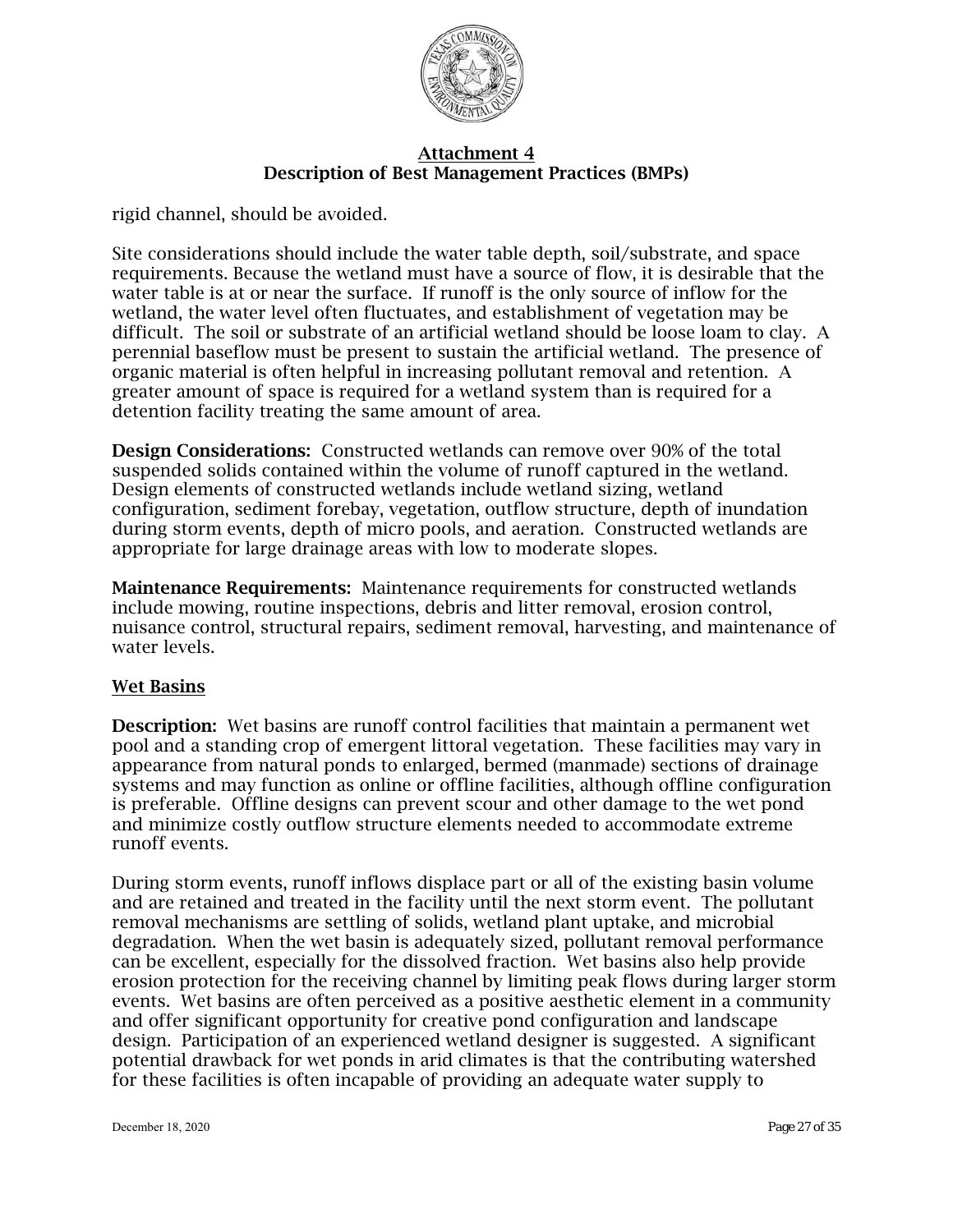rigid channel, should be avoided.

Site considerations should include the water table depth, soil/substrate, and space requirements. Because the wetland must have a source of flow, it is desirable that the water table is at or near the surface. If runoff is the only source of inflow for the wetland, the water level often fluctuates, and establishment of vegetation may be difficult. The soil or substrate of an artificial wetland should be loose loam to clay. A perennial baseflow must be present to sustain the artificial wetland. The presence of organic material is often helpful in increasing pollutant removal and retention. A greater amount of space is required for a wetland system than is required for a detention facility treating the same amount of area.

**Design Considerations:** Constructed wetlands can remove over 90% of the total suspended solids contained within the volume of runoff captured in the wetland. Design elements of constructed wetlands include wetland sizing, wetland configuration, sediment forebay, vegetation, outflow structure, depth of inundation during storm events, depth of micro pools, and aeration. Constructed wetlands are appropriate for large drainage areas with low to moderate slopes.

**Maintenance Requirements:** Maintenance requirements for constructed wetlands include mowing, routine inspections, debris and litter removal, erosion control, nuisance control, structural repairs, sediment removal, harvesting, and maintenance of water levels.

### Wet Basins

**Description:** Wet basins are runoff control facilities that maintain a permanent wet pool and a standing crop of emergent littoral vegetation. These facilities may vary in appearance from natural ponds to enlarged, bermed (manmade) sections of drainage systems and may function as online or offline facilities, although offline configuration is preferable. Offline designs can prevent scour and other damage to the wet pond and minimize costly outflow structure elements needed to accommodate extreme runoff events.

During storm events, runoff inflows displace part or all of the existing basin volume and are retained and treated in the facility until the next storm event. The pollutant removal mechanisms are settling of solids, wetland plant uptake, and microbial degradation. When the wet basin is adequately sized, pollutant removal performance can be excellent, especially for the dissolved fraction. Wet basins also help provide erosion protection for the receiving channel by limiting peak flows during larger storm events. Wet basins are often perceived as a positive aesthetic element in a community and offer significant opportunity for creative pond configuration and landscape design. Participation of an experienced wetland designer is suggested. A significant potential drawback for wet ponds in arid climates is that the contributing watershed for these facilities is often incapable of providing an adequate water supply to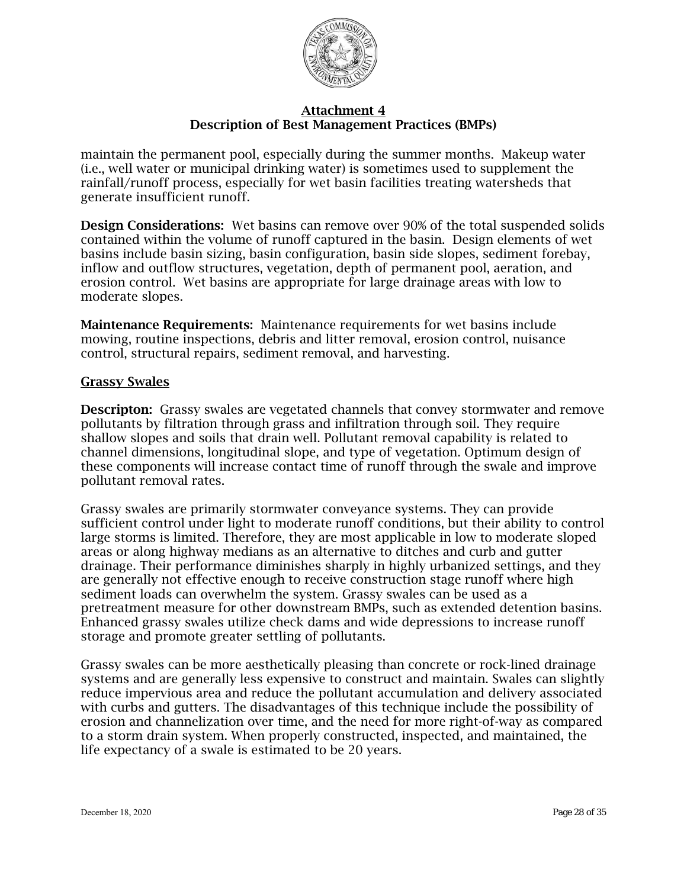maintain the permanent pool, especially during the summer months. Makeup water (i.e., well water or municipal drinking water) is sometimes used to supplement the rainfall/runoff process, especially for wet basin facilities treating watersheds that generate insufficient runoff.

**Design Considerations:** Wet basins can remove over 90% of the total suspended solids contained within the volume of runoff captured in the basin. Design elements of wet basins include basin sizing, basin configuration, basin side slopes, sediment forebay, inflow and outflow structures, vegetation, depth of permanent pool, aeration, and erosion control. Wet basins are appropriate for large drainage areas with low to moderate slopes.

**Maintenance Requirements:** Maintenance requirements for wet basins include mowing, routine inspections, debris and litter removal, erosion control, nuisance control, structural repairs, sediment removal, and harvesting.

## Grassy Swales

**Descripton:** Grassy swales are vegetated channels that convey stormwater and remove pollutants by filtration through grass and infiltration through soil. They require shallow slopes and soils that drain well. Pollutant removal capability is related to channel dimensions, longitudinal slope, and type of vegetation. Optimum design of these components will increase contact time of runoff through the swale and improve pollutant removal rates.

Grassy swales are primarily stormwater conveyance systems. They can provide sufficient control under light to moderate runoff conditions, but their ability to control large storms is limited. Therefore, they are most applicable in low to moderate sloped areas or along highway medians as an alternative to ditches and curb and gutter drainage. Their performance diminishes sharply in highly urbanized settings, and they are generally not effective enough to receive construction stage runoff where high sediment loads can overwhelm the system. Grassy swales can be used as a pretreatment measure for other downstream BMPs, such as extended detention basins. Enhanced grassy swales utilize check dams and wide depressions to increase runoff storage and promote greater settling of pollutants.

Grassy swales can be more aesthetically pleasing than concrete or rock-lined drainage systems and are generally less expensive to construct and maintain. Swales can slightly reduce impervious area and reduce the pollutant accumulation and delivery associated with curbs and gutters. The disadvantages of this technique include the possibility of erosion and channelization over time, and the need for more right-of-way as compared to a storm drain system. When properly constructed, inspected, and maintained, the life expectancy of a swale is estimated to be 20 years.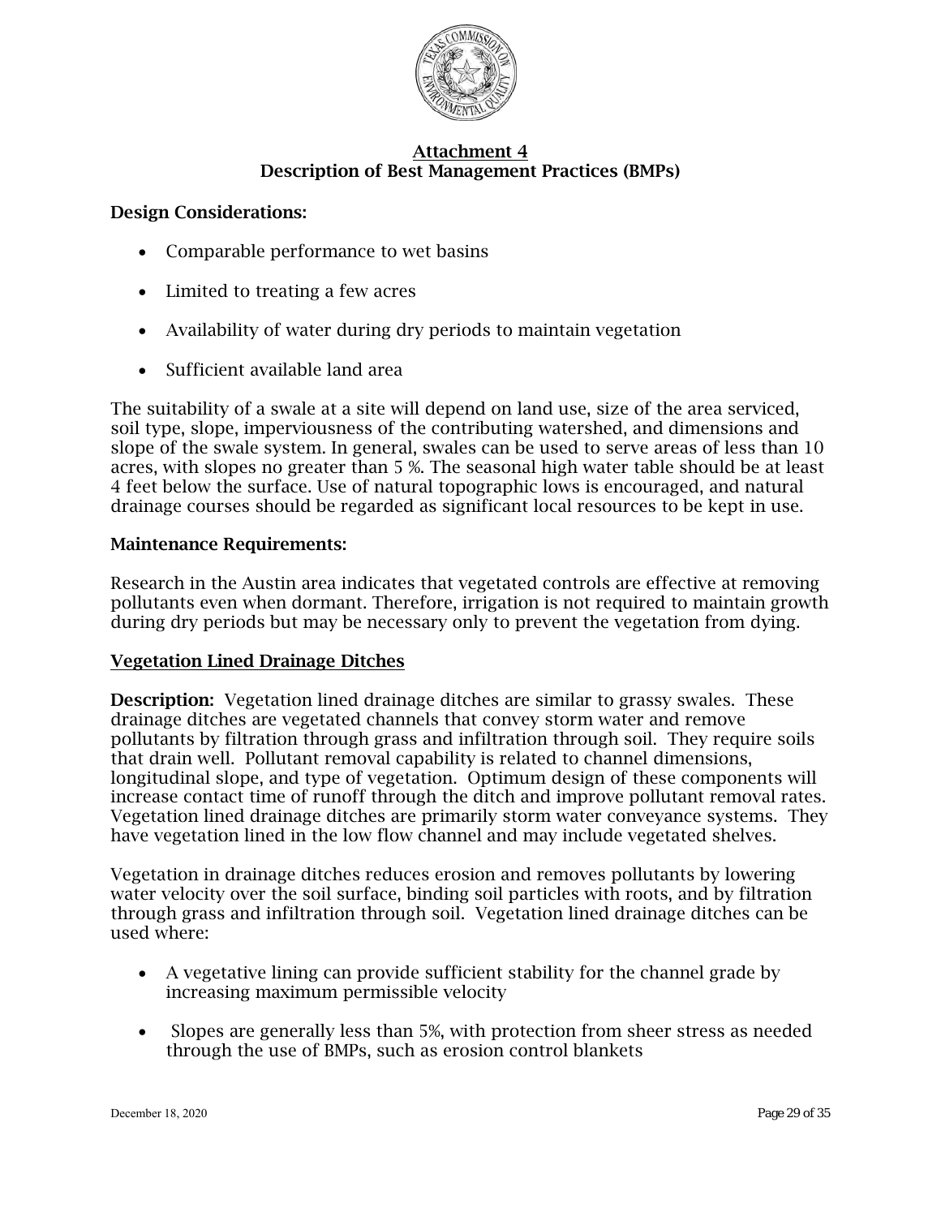## Attachment 4
## Description of Best Management Practices (BMPs)

**Design Considerations:**

- Comparable performance to wet basins
- Limited to treating a few acres
- Availability of water during dry periods to maintain vegetation
- Sufficient available land area

The suitability of a swale at a site will depend on land use, size of the area serviced, soil type, slope, imperviousness of the contributing watershed, and dimensions and slope of the swale system. In general, swales can be used to serve areas of less than 10 acres, with slopes no greater than 5 %. The seasonal high water table should be at least 4 feet below the surface. Use of natural topographic lows is encouraged, and natural drainage courses should be regarded as significant local resources to be kept in use.

**Maintenance Requirements:**

Research in the Austin area indicates that vegetated controls are effective at removing pollutants even when dormant. Therefore, irrigation is not required to maintain growth during dry periods but may be necessary only to prevent the vegetation from dying.

### Vegetation Lined Drainage Ditches

**Description:** Vegetation lined drainage ditches are similar to grassy swales. These drainage ditches are vegetated channels that convey storm water and remove pollutants by filtration through grass and infiltration through soil. They require soils that drain well. Pollutant removal capability is related to channel dimensions, longitudinal slope, and type of vegetation. Optimum design of these components will increase contact time of runoff through the ditch and improve pollutant removal rates. Vegetation lined drainage ditches are primarily storm water conveyance systems. They have vegetation lined in the low flow channel and may include vegetated shelves.

Vegetation in drainage ditches reduces erosion and removes pollutants by lowering water velocity over the soil surface, binding soil particles with roots, and by filtration through grass and infiltration through soil. Vegetation lined drainage ditches can be used where:

- A vegetative lining can provide sufficient stability for the channel grade by increasing maximum permissible velocity
- Slopes are generally less than 5%, with protection from sheer stress as needed through the use of BMPs, such as erosion control blankets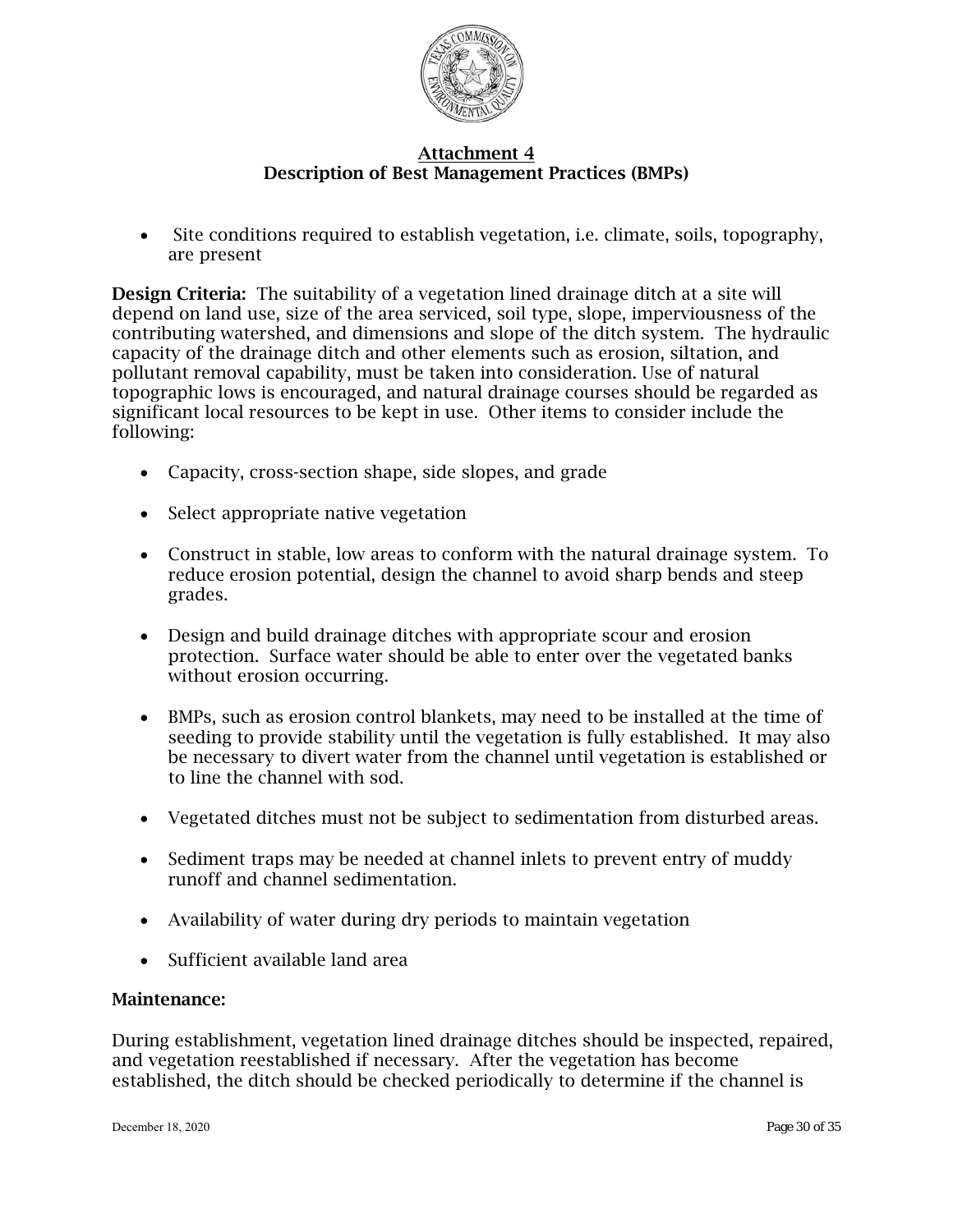## Attachment 4
## Description of Best Management Practices (BMPs)

- Site conditions required to establish vegetation, i.e. climate, soils, topography, are present

**Design Criteria:** The suitability of a vegetation lined drainage ditch at a site will depend on land use, size of the area serviced, soil type, slope, imperviousness of the contributing watershed, and dimensions and slope of the ditch system. The hydraulic capacity of the drainage ditch and other elements such as erosion, siltation, and pollutant removal capability, must be taken into consideration. Use of natural topographic lows is encouraged, and natural drainage courses should be regarded as significant local resources to be kept in use. Other items to consider include the following:

- Capacity, cross-section shape, side slopes, and grade
- Select appropriate native vegetation
- Construct in stable, low areas to conform with the natural drainage system. To reduce erosion potential, design the channel to avoid sharp bends and steep grades.
- Design and build drainage ditches with appropriate scour and erosion protection. Surface water should be able to enter over the vegetated banks without erosion occurring.
- BMPs, such as erosion control blankets, may need to be installed at the time of seeding to provide stability until the vegetation is fully established. It may also be necessary to divert water from the channel until vegetation is established or to line the channel with sod.
- Vegetated ditches must not be subject to sedimentation from disturbed areas.
- Sediment traps may be needed at channel inlets to prevent entry of muddy runoff and channel sedimentation.
- Availability of water during dry periods to maintain vegetation
- Sufficient available land area

**Maintenance:**

During establishment, vegetation lined drainage ditches should be inspected, repaired, and vegetation reestablished if necessary. After the vegetation has become established, the ditch should be checked periodically to determine if the channel is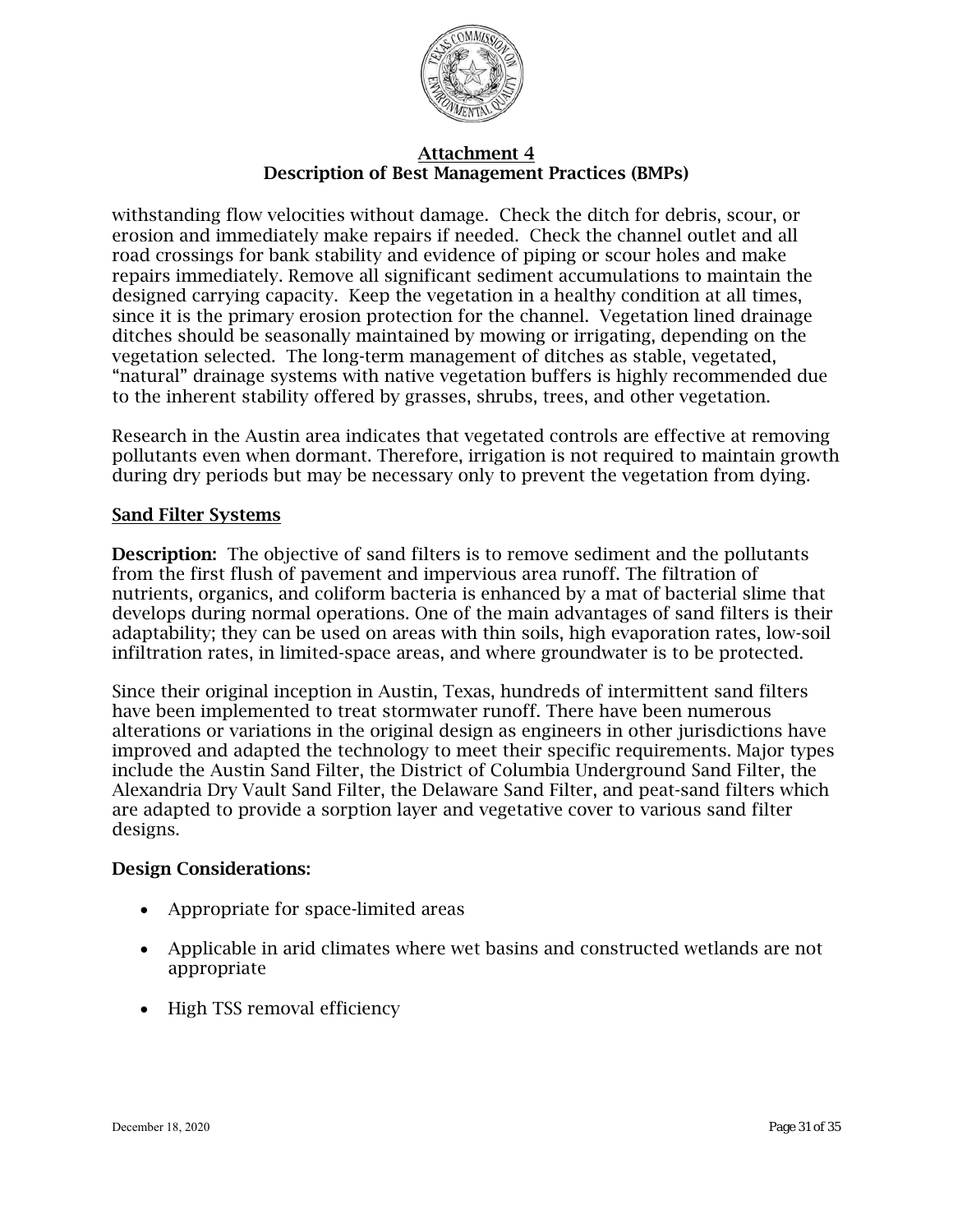withstanding flow velocities without damage. Check the ditch for debris, scour, or erosion and immediately make repairs if needed. Check the channel outlet and all road crossings for bank stability and evidence of piping or scour holes and make repairs immediately. Remove all significant sediment accumulations to maintain the designed carrying capacity. Keep the vegetation in a healthy condition at all times, since it is the primary erosion protection for the channel. Vegetation lined drainage ditches should be seasonally maintained by mowing or irrigating, depending on the vegetation selected. The long-term management of ditches as stable, vegetated, "natural" drainage systems with native vegetation buffers is highly recommended due to the inherent stability offered by grasses, shrubs, trees, and other vegetation.

Research in the Austin area indicates that vegetated controls are effective at removing pollutants even when dormant. Therefore, irrigation is not required to maintain growth during dry periods but may be necessary only to prevent the vegetation from dying.

## Sand Filter Systems

**Description:** The objective of sand filters is to remove sediment and the pollutants from the first flush of pavement and impervious area runoff. The filtration of nutrients, organics, and coliform bacteria is enhanced by a mat of bacterial slime that develops during normal operations. One of the main advantages of sand filters is their adaptability; they can be used on areas with thin soils, high evaporation rates, low-soil infiltration rates, in limited-space areas, and where groundwater is to be protected.

Since their original inception in Austin, Texas, hundreds of intermittent sand filters have been implemented to treat stormwater runoff. There have been numerous alterations or variations in the original design as engineers in other jurisdictions have improved and adapted the technology to meet their specific requirements. Major types include the Austin Sand Filter, the District of Columbia Underground Sand Filter, the Alexandria Dry Vault Sand Filter, the Delaware Sand Filter, and peat-sand filters which are adapted to provide a sorption layer and vegetative cover to various sand filter designs.

**Design Considerations:**

- Appropriate for space-limited areas
- Applicable in arid climates where wet basins and constructed wetlands are not appropriate
- High TSS removal efficiency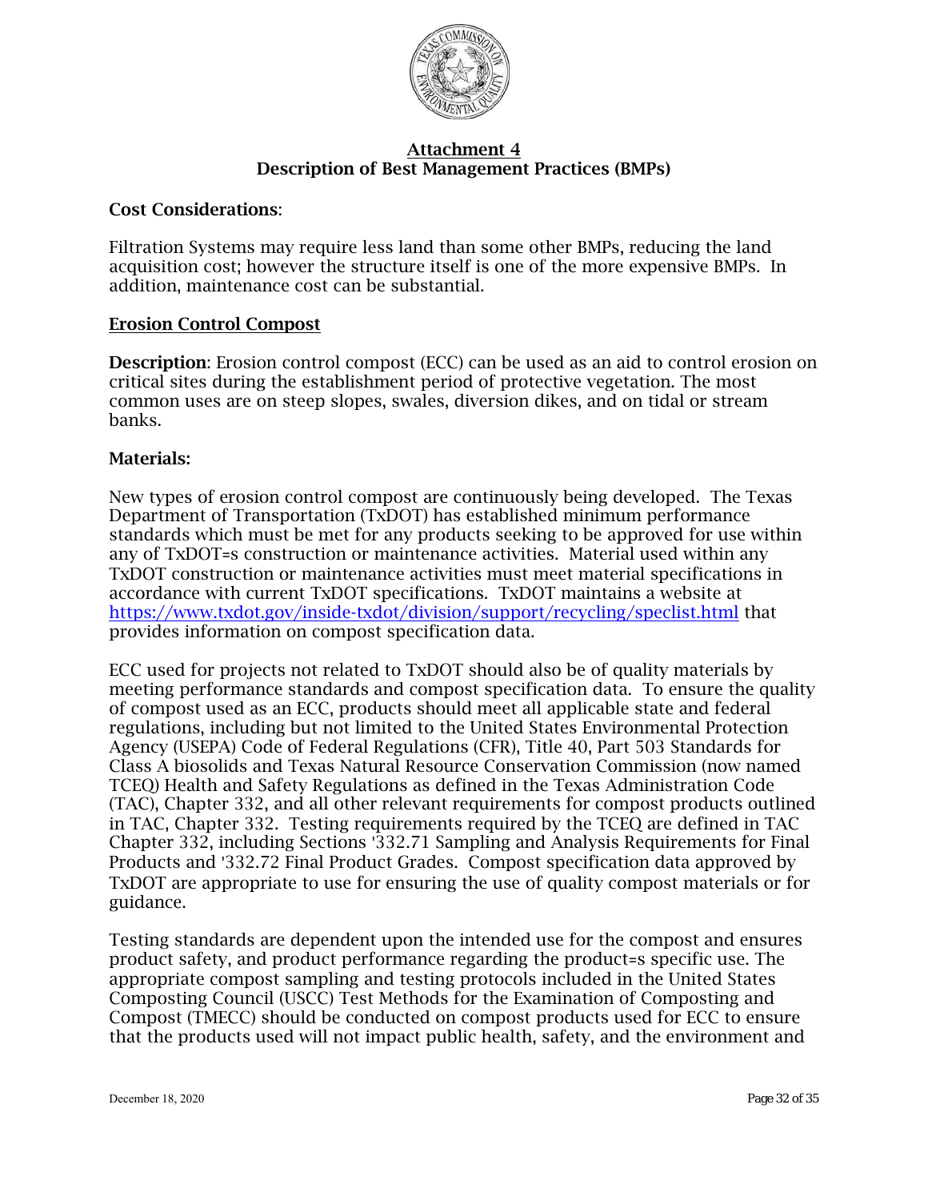## Attachment 4
## Description of Best Management Practices (BMPs)

**Cost Considerations**:

Filtration Systems may require less land than some other BMPs, reducing the land acquisition cost; however the structure itself is one of the more expensive BMPs. In addition, maintenance cost can be substantial.

### Erosion Control Compost

**Description**: Erosion control compost (ECC) can be used as an aid to control erosion on critical sites during the establishment period of protective vegetation. The most common uses are on steep slopes, swales, diversion dikes, and on tidal or stream banks.

**Materials:**

New types of erosion control compost are continuously being developed. The Texas Department of Transportation (TxDOT) has established minimum performance standards which must be met for any products seeking to be approved for use within any of TxDOT=s construction or maintenance activities. Material used within any TxDOT construction or maintenance activities must meet material specifications in accordance with current TxDOT specifications. TxDOT maintains a website at https://www.txdot.gov/inside-txdot/division/support/recycling/speclist.html that provides information on compost specification data.

ECC used for projects not related to TxDOT should also be of quality materials by meeting performance standards and compost specification data. To ensure the quality of compost used as an ECC, products should meet all applicable state and federal regulations, including but not limited to the United States Environmental Protection Agency (USEPA) Code of Federal Regulations (CFR), Title 40, Part 503 Standards for Class A biosolids and Texas Natural Resource Conservation Commission (now named TCEQ) Health and Safety Regulations as defined in the Texas Administration Code (TAC), Chapter 332, and all other relevant requirements for compost products outlined in TAC, Chapter 332. Testing requirements required by the TCEQ are defined in TAC Chapter 332, including Sections '332.71 Sampling and Analysis Requirements for Final Products and '332.72 Final Product Grades. Compost specification data approved by TxDOT are appropriate to use for ensuring the use of quality compost materials or for guidance.

Testing standards are dependent upon the intended use for the compost and ensures product safety, and product performance regarding the product=s specific use. The appropriate compost sampling and testing protocols included in the United States Composting Council (USCC) Test Methods for the Examination of Composting and Compost (TMECC) should be conducted on compost products used for ECC to ensure that the products used will not impact public health, safety, and the environment and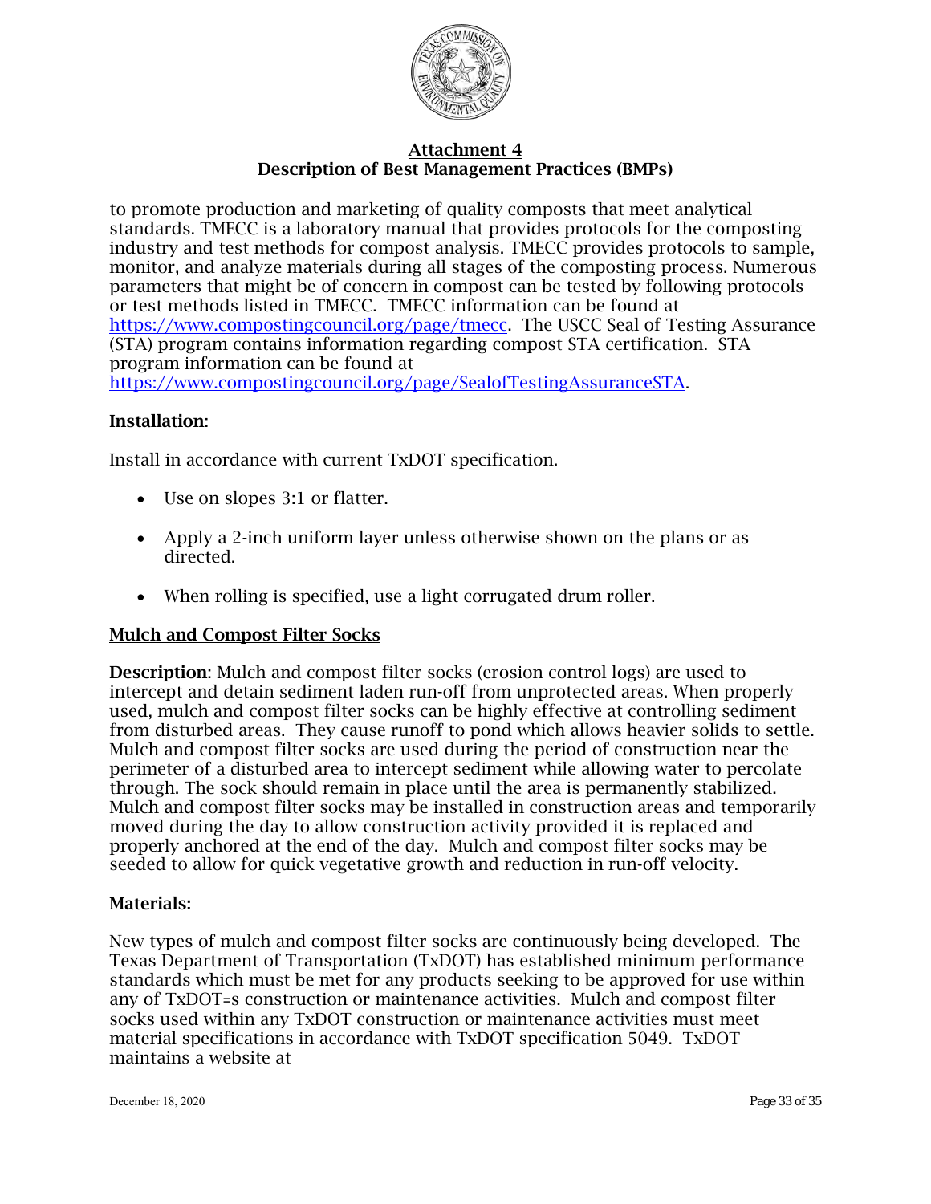to promote production and marketing of quality composts that meet analytical standards. TMECC is a laboratory manual that provides protocols for the composting industry and test methods for compost analysis. TMECC provides protocols to sample, monitor, and analyze materials during all stages of the composting process. Numerous parameters that might be of concern in compost can be tested by following protocols or test methods listed in TMECC. TMECC information can be found at [https://www.compostingcouncil.org/page/tmecc](https://www.compostingcouncil.org/page/tmecc). The USCC Seal of Testing Assurance (STA) program contains information regarding compost STA certification. STA program information can be found at [https://www.compostingcouncil.org/page/SealofTestingAssuranceSTA](https://www.compostingcouncil.org/page/SealofTestingAssuranceSTA).

**Installation**:

Install in accordance with current TxDOT specification.

- Use on slopes 3:1 or flatter.
- Apply a 2-inch uniform layer unless otherwise shown on the plans or as directed.
- When rolling is specified, use a light corrugated drum roller.

## Mulch and Compost Filter Socks

**Description**: Mulch and compost filter socks (erosion control logs) are used to intercept and detain sediment laden run-off from unprotected areas. When properly used, mulch and compost filter socks can be highly effective at controlling sediment from disturbed areas. They cause runoff to pond which allows heavier solids to settle. Mulch and compost filter socks are used during the period of construction near the perimeter of a disturbed area to intercept sediment while allowing water to percolate through. The sock should remain in place until the area is permanently stabilized. Mulch and compost filter socks may be installed in construction areas and temporarily moved during the day to allow construction activity provided it is replaced and properly anchored at the end of the day. Mulch and compost filter socks may be seeded to allow for quick vegetative growth and reduction in run-off velocity.

**Materials:**

New types of mulch and compost filter socks are continuously being developed. The Texas Department of Transportation (TxDOT) has established minimum performance standards which must be met for any products seeking to be approved for use within any of TxDOT=s construction or maintenance activities. Mulch and compost filter socks used within any TxDOT construction or maintenance activities must meet material specifications in accordance with TxDOT specification 5049. TxDOT maintains a website at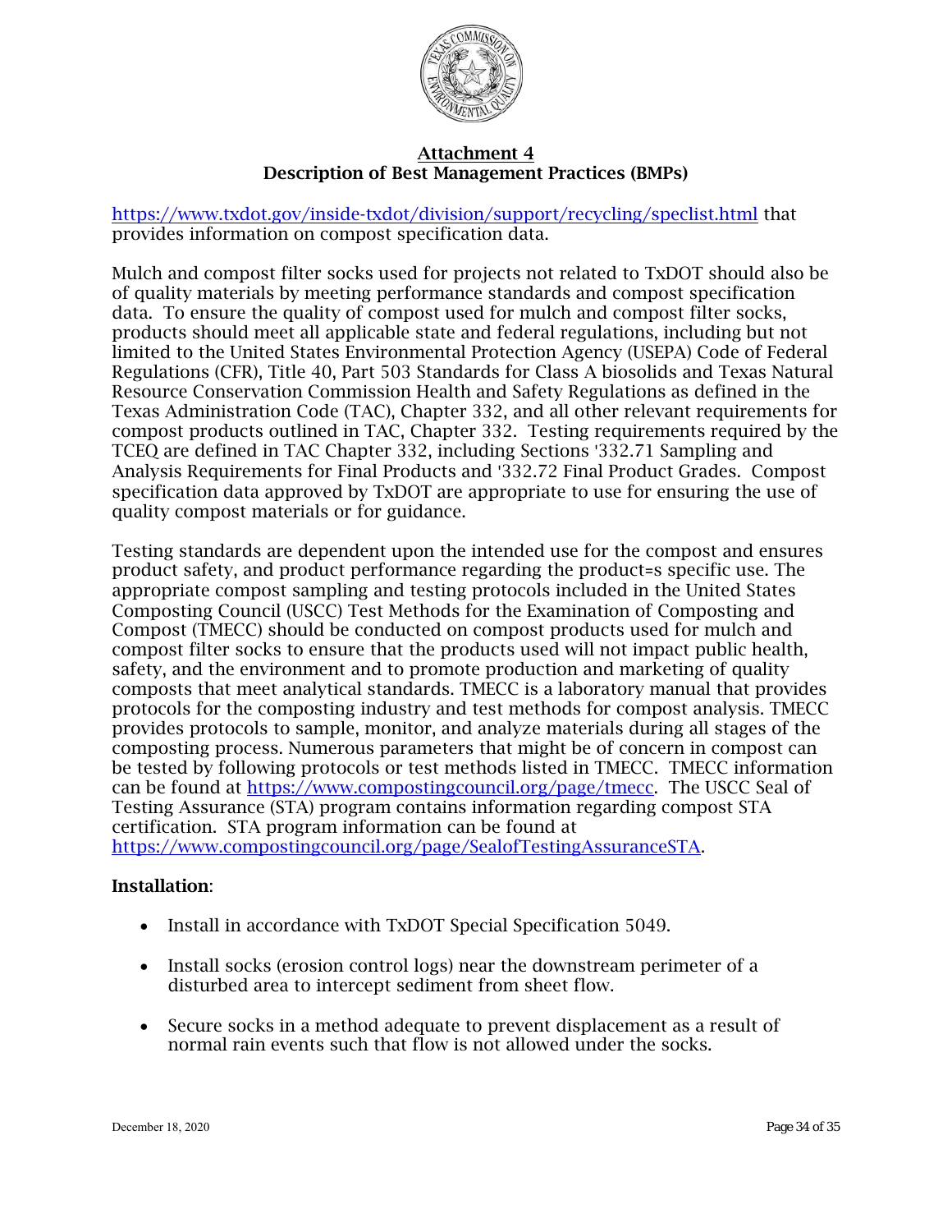# Attachment 4
## Description of Best Management Practices (BMPs)

https://www.txdot.gov/inside-txdot/division/support/recycling/speclist.html that provides information on compost specification data.

Mulch and compost filter socks used for projects not related to TxDOT should also be of quality materials by meeting performance standards and compost specification data. To ensure the quality of compost used for mulch and compost filter socks, products should meet all applicable state and federal regulations, including but not limited to the United States Environmental Protection Agency (USEPA) Code of Federal Regulations (CFR), Title 40, Part 503 Standards for Class A biosolids and Texas Natural Resource Conservation Commission Health and Safety Regulations as defined in the Texas Administration Code (TAC), Chapter 332, and all other relevant requirements for compost products outlined in TAC, Chapter 332. Testing requirements required by the TCEQ are defined in TAC Chapter 332, including Sections '332.71 Sampling and Analysis Requirements for Final Products and '332.72 Final Product Grades. Compost specification data approved by TxDOT are appropriate to use for ensuring the use of quality compost materials or for guidance.

Testing standards are dependent upon the intended use for the compost and ensures product safety, and product performance regarding the product=s specific use. The appropriate compost sampling and testing protocols included in the United States Composting Council (USCC) Test Methods for the Examination of Composting and Compost (TMECC) should be conducted on compost products used for mulch and compost filter socks to ensure that the products used will not impact public health, safety, and the environment and to promote production and marketing of quality composts that meet analytical standards. TMECC is a laboratory manual that provides protocols for the composting industry and test methods for compost analysis. TMECC provides protocols to sample, monitor, and analyze materials during all stages of the composting process. Numerous parameters that might be of concern in compost can be tested by following protocols or test methods listed in TMECC. TMECC information can be found at https://www.compostingcouncil.org/page/tmecc. The USCC Seal of Testing Assurance (STA) program contains information regarding compost STA certification. STA program information can be found at https://www.compostingcouncil.org/page/SealofTestingAssuranceSTA.

**Installation**:

- Install in accordance with TxDOT Special Specification 5049.
- Install socks (erosion control logs) near the downstream perimeter of a disturbed area to intercept sediment from sheet flow.
- Secure socks in a method adequate to prevent displacement as a result of normal rain events such that flow is not allowed under the socks.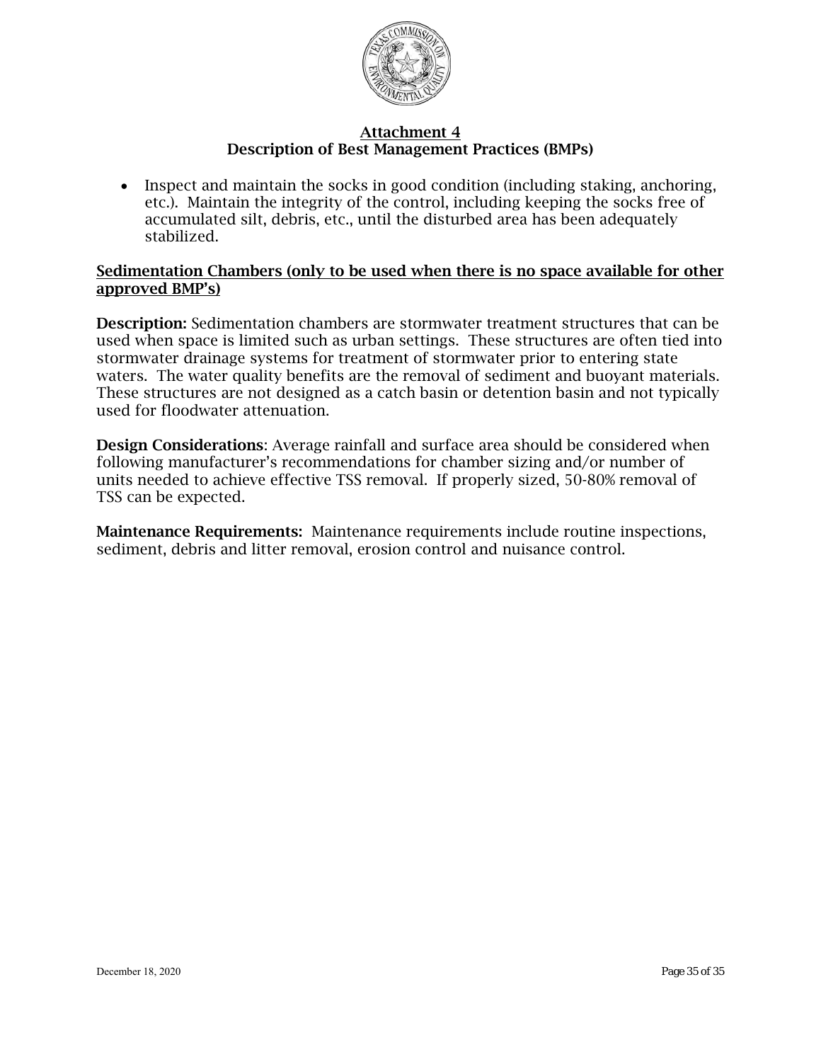## Attachment 4
## Description of Best Management Practices (BMPs)

- Inspect and maintain the socks in good condition (including staking, anchoring, etc.). Maintain the integrity of the control, including keeping the socks free of accumulated silt, debris, etc., until the disturbed area has been adequately stabilized.

### Sedimentation Chambers (only to be used when there is no space available for other approved BMP's)

**Description:** Sedimentation chambers are stormwater treatment structures that can be used when space is limited such as urban settings. These structures are often tied into stormwater drainage systems for treatment of stormwater prior to entering state waters. The water quality benefits are the removal of sediment and buoyant materials. These structures are not designed as a catch basin or detention basin and not typically used for floodwater attenuation.

**Design Considerations**: Average rainfall and surface area should be considered when following manufacturer's recommendations for chamber sizing and/or number of units needed to achieve effective TSS removal. If properly sized, 50-80% removal of TSS can be expected.

**Maintenance Requirements:** Maintenance requirements include routine inspections, sediment, debris and litter removal, erosion control and nuisance control.